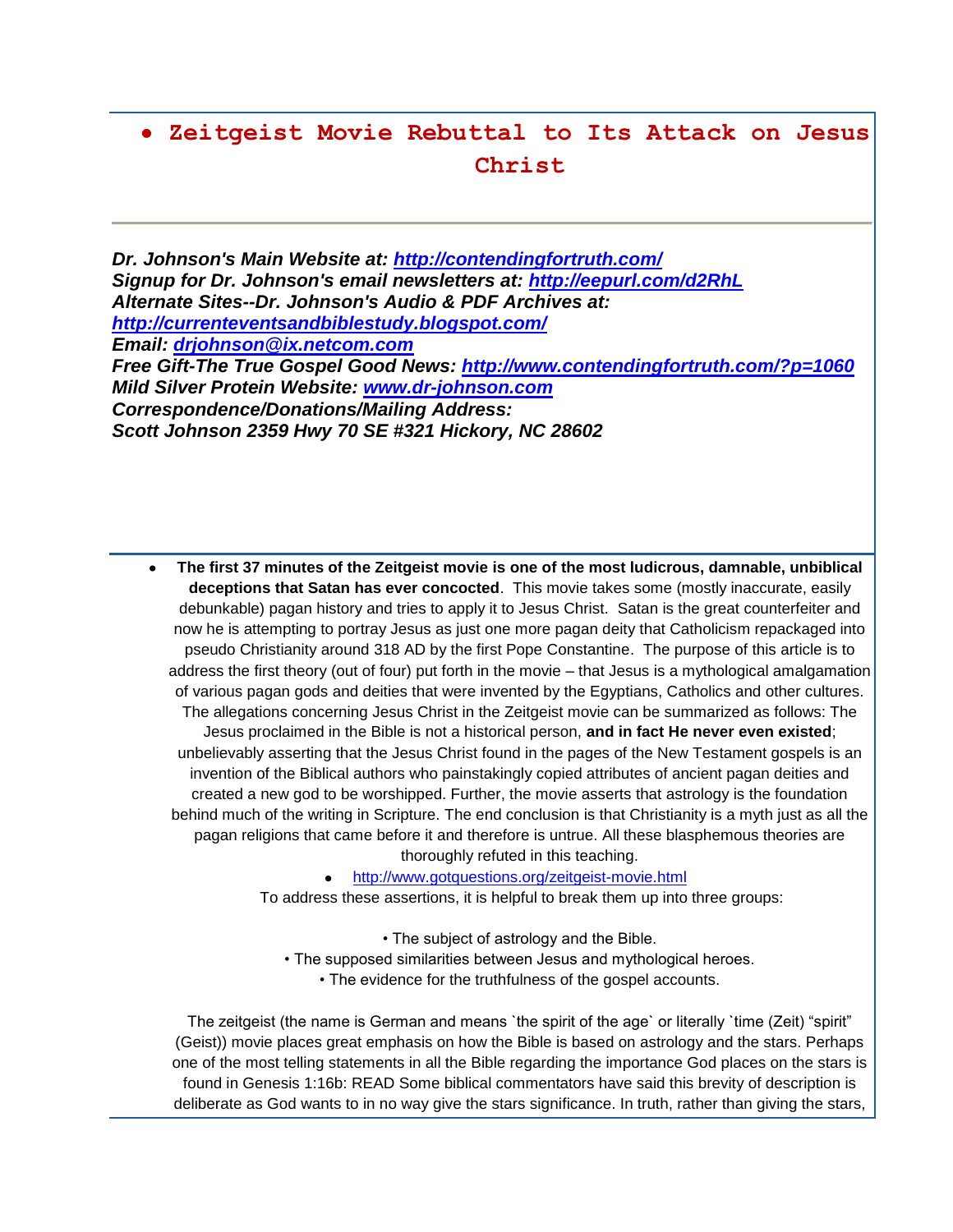# • Zeitgeist Movie Rebuttal to Its Attack on Jesus Christ

---

***Dr. Johnson's Main Website at: [http://contendingfortruth.com/](http://contendingfortruth.com/)***
***Signup for Dr. Johnson's email newsletters at: [http://eepurl.com/d2RhL](http://eepurl.com/d2RhL)***
***Alternate Sites--Dr. Johnson's Audio & PDF Archives at: [http://currenteventsandbiblestudy.blogspot.com/](http://currenteventsandbiblestudy.blogspot.com/)***
***Email: [drjohnson@ix.netcom.com](mailto:drjohnson@ix.netcom.com)***
***Free Gift-The True Gospel Good News: [http://www.contendingfortruth.com/?p=1060](http://www.contendingfortruth.com/?p=1060)***
***Mild Silver Protein Website: [www.dr-johnson.com](http://www.dr-johnson.com)***
***Correspondence/Donations/Mailing Address:***
***Scott Johnson 2359 Hwy 70 SE #321 Hickory, NC 28602***

---

- **The first 37 minutes of the Zeitgeist movie is one of the most ludicrous, damnable, unbiblical deceptions that Satan has ever concocted**. This movie takes some (mostly inaccurate, easily debunkable) pagan history and tries to apply it to Jesus Christ. Satan is the great counterfeiter and now he is attempting to portray Jesus as just one more pagan deity that Catholicism repackaged into pseudo Christianity around 318 AD by the first Pope Constantine. The purpose of this article is to address the first theory (out of four) put forth in the movie – that Jesus is a mythological amalgamation of various pagan gods and deities that were invented by the Egyptians, Catholics and other cultures. The allegations concerning Jesus Christ in the Zeitgeist movie can be summarized as follows: The Jesus proclaimed in the Bible is not a historical person, **and in fact He never even existed**; unbelievably asserting that the Jesus Christ found in the pages of the New Testament gospels is an invention of the Biblical authors who painstakingly copied attributes of ancient pagan deities and created a new god to be worshipped. Further, the movie asserts that astrology is the foundation behind much of the writing in Scripture. The end conclusion is that Christianity is a myth just as all the pagan religions that came before it and therefore is untrue. All these blasphemous theories are thoroughly refuted in this teaching.
    - [http://www.gotquestions.org/zeitgeist-movie.html](http://www.gotquestions.org/zeitgeist-movie.html)

To address these assertions, it is helpful to break them up into three groups:

• The subject of astrology and the Bible.
• The supposed similarities between Jesus and mythological heroes.
• The evidence for the truthfulness of the gospel accounts.

The zeitgeist (the name is German and means `the spirit of the age` or literally `time (Zeit) "spirit" (Geist)) movie places great emphasis on how the Bible is based on astrology and the stars. Perhaps one of the most telling statements in all the Bible regarding the importance God places on the stars is found in Genesis 1:16b: READ Some biblical commentators have said this brevity of description is deliberate as God wants to in no way give the stars significance. In truth, rather than giving the stars,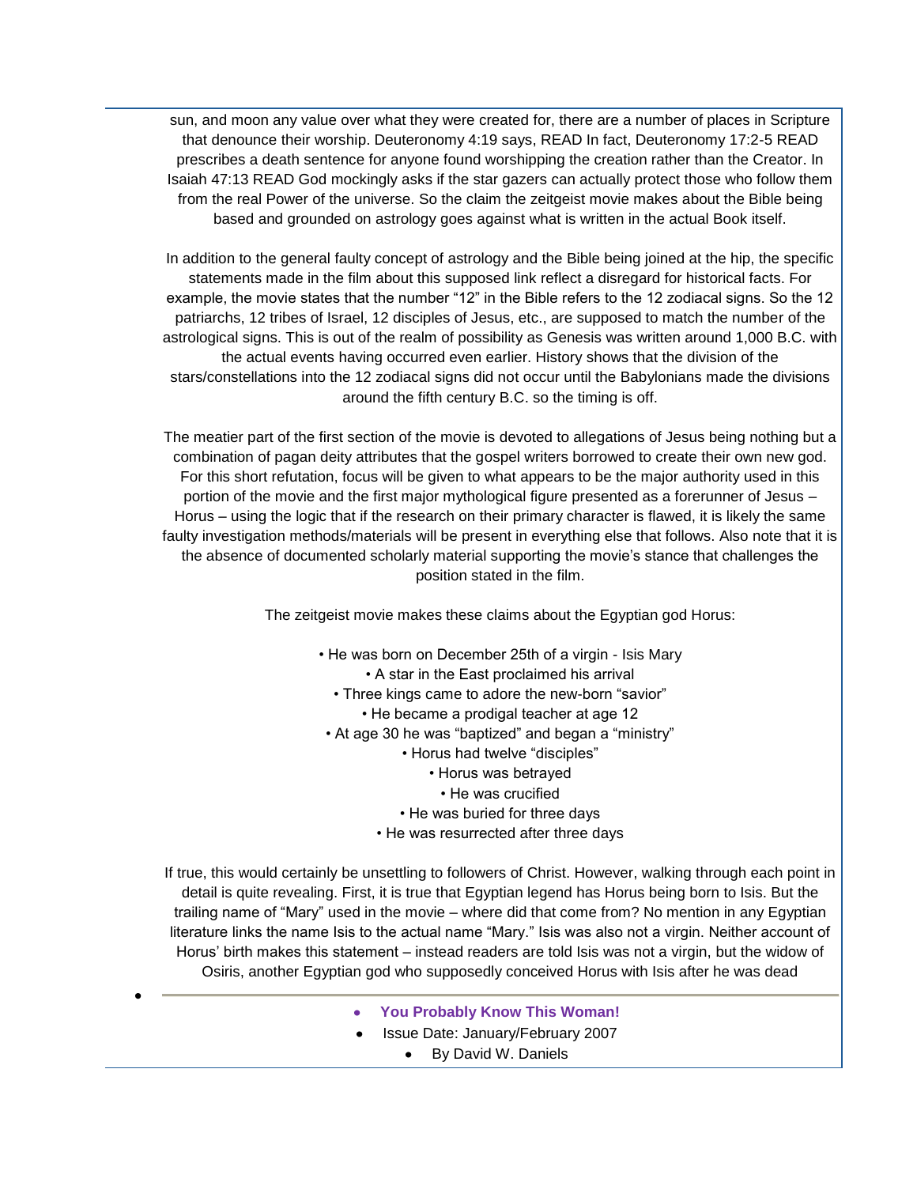sun, and moon any value over what they were created for, there are a number of places in Scripture that denounce their worship. Deuteronomy 4:19 says, READ In fact, Deuteronomy 17:2-5 READ prescribes a death sentence for anyone found worshipping the creation rather than the Creator. In Isaiah 47:13 READ God mockingly asks if the star gazers can actually protect those who follow them from the real Power of the universe. So the claim the zeitgeist movie makes about the Bible being based and grounded on astrology goes against what is written in the actual Book itself.

In addition to the general faulty concept of astrology and the Bible being joined at the hip, the specific statements made in the film about this supposed link reflect a disregard for historical facts. For example, the movie states that the number "12" in the Bible refers to the 12 zodiacal signs. So the 12 patriarchs, 12 tribes of Israel, 12 disciples of Jesus, etc., are supposed to match the number of the astrological signs. This is out of the realm of possibility as Genesis was written around 1,000 B.C. with the actual events having occurred even earlier. History shows that the division of the stars/constellations into the 12 zodiacal signs did not occur until the Babylonians made the divisions around the fifth century B.C. so the timing is off.

The meatier part of the first section of the movie is devoted to allegations of Jesus being nothing but a combination of pagan deity attributes that the gospel writers borrowed to create their own new god. For this short refutation, focus will be given to what appears to be the major authority used in this portion of the movie and the first major mythological figure presented as a forerunner of Jesus – Horus – using the logic that if the research on their primary character is flawed, it is likely the same faulty investigation methods/materials will be present in everything else that follows. Also note that it is the absence of documented scholarly material supporting the movie's stance that challenges the position stated in the film.

The zeitgeist movie makes these claims about the Egyptian god Horus:

- He was born on December 25th of a virgin - Isis Mary
- A star in the East proclaimed his arrival
- Three kings came to adore the new-born "savior"
- He became a prodigal teacher at age 12
- At age 30 he was "baptized" and began a "ministry"
- Horus had twelve "disciples"
- Horus was betrayed
- He was crucified
- He was buried for three days
- He was resurrected after three days

If true, this would certainly be unsettling to followers of Christ. However, walking through each point in detail is quite revealing. First, it is true that Egyptian legend has Horus being born to Isis. But the trailing name of "Mary" used in the movie – where did that come from? No mention in any Egyptian literature links the name Isis to the actual name "Mary." Isis was also not a virgin. Neither account of Horus' birth makes this statement – instead readers are told Isis was not a virgin, but the widow of Osiris, another Egyptian god who supposedly conceived Horus with Isis after he was dead

---

- **You Probably Know This Woman!**
- Issue Date: January/February 2007
- By David W. Daniels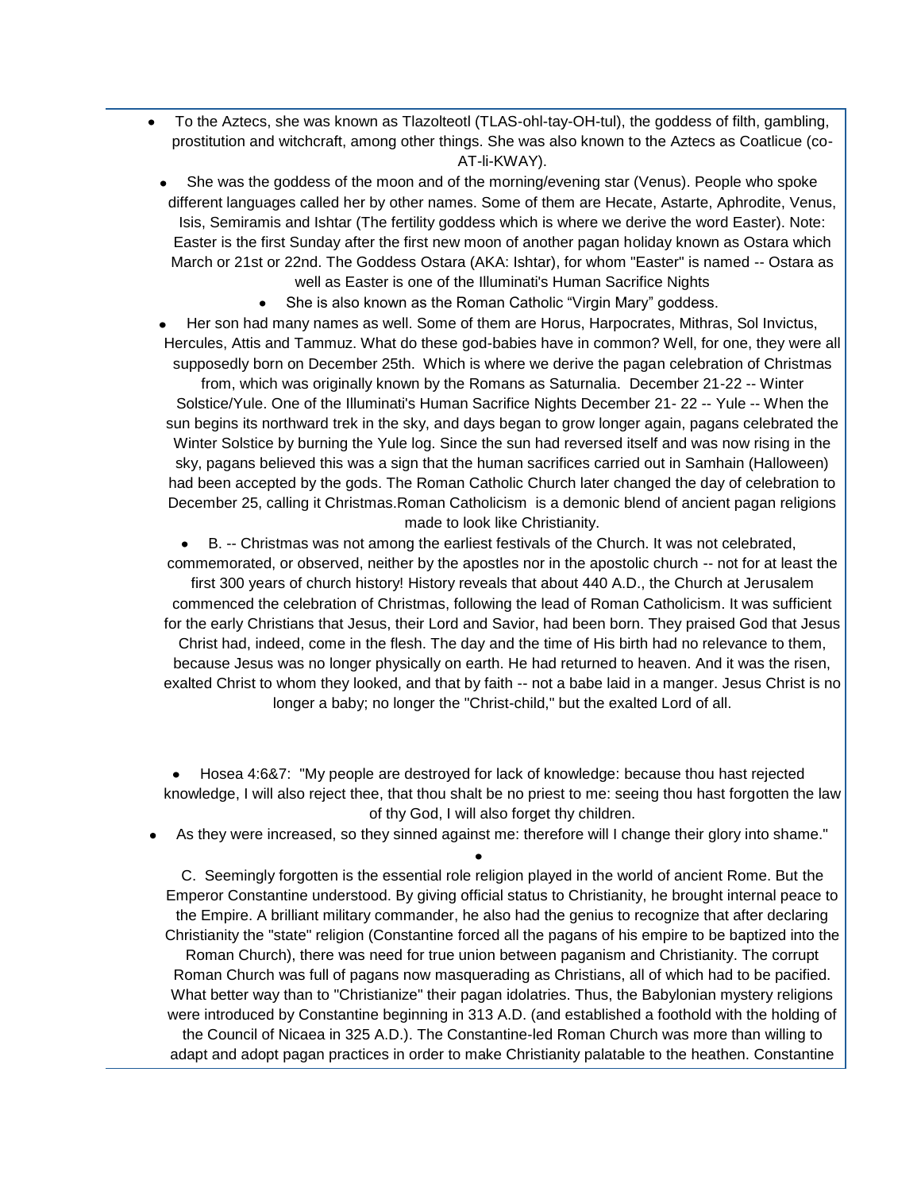- To the Aztecs, she was known as Tlazolteotl (TLAS-ohl-tay-OH-tul), the goddess of filth, gambling, prostitution and witchcraft, among other things. She was also known to the Aztecs as Coatlicue (co-AT-li-KWAY).
- She was the goddess of the moon and of the morning/evening star (Venus). People who spoke different languages called her by other names. Some of them are Hecate, Astarte, Aphrodite, Venus, Isis, Semiramis and Ishtar (The fertility goddess which is where we derive the word Easter). Note: Easter is the first Sunday after the first new moon of another pagan holiday known as Ostara which March or 21st or 22nd. The Goddess Ostara (AKA: Ishtar), for whom "Easter" is named -- Ostara as well as Easter is one of the Illuminati's Human Sacrifice Nights
- She is also known as the Roman Catholic "Virgin Mary" goddess.
- Her son had many names as well. Some of them are Horus, Harpocrates, Mithras, Sol Invictus, Hercules, Attis and Tammuz. What do these god-babies have in common? Well, for one, they were all supposedly born on December 25th. Which is where we derive the pagan celebration of Christmas from, which was originally known by the Romans as Saturnalia. December 21-22 -- Winter Solstice/Yule. One of the Illuminati's Human Sacrifice Nights December 21- 22 -- Yule -- When the sun begins its northward trek in the sky, and days began to grow longer again, pagans celebrated the Winter Solstice by burning the Yule log. Since the sun had reversed itself and was now rising in the sky, pagans believed this was a sign that the human sacrifices carried out in Samhain (Halloween) had been accepted by the gods. The Roman Catholic Church later changed the day of celebration to December 25, calling it Christmas.Roman Catholicism is a demonic blend of ancient pagan religions made to look like Christianity.
- B. -- Christmas was not among the earliest festivals of the Church. It was not celebrated, commemorated, or observed, neither by the apostles nor in the apostolic church -- not for at least the first 300 years of church history! History reveals that about 440 A.D., the Church at Jerusalem commenced the celebration of Christmas, following the lead of Roman Catholicism. It was sufficient for the early Christians that Jesus, their Lord and Savior, had been born. They praised God that Jesus Christ had, indeed, come in the flesh. The day and the time of His birth had no relevance to them, because Jesus was no longer physically on earth. He had returned to heaven. And it was the risen, exalted Christ to whom they looked, and that by faith -- not a babe laid in a manger. Jesus Christ is no longer a baby; no longer the "Christ-child," but the exalted Lord of all.

- Hosea 4:6&7: "My people are destroyed for lack of knowledge: because thou hast rejected knowledge, I will also reject thee, that thou shalt be no priest to me: seeing thou hast forgotten the law of thy God, I will also forget thy children.
- As they were increased, so they sinned against me: therefore will I change their glory into shame."

C. Seemingly forgotten is the essential role religion played in the world of ancient Rome. But the Emperor Constantine understood. By giving official status to Christianity, he brought internal peace to the Empire. A brilliant military commander, he also had the genius to recognize that after declaring Christianity the "state" religion (Constantine forced all the pagans of his empire to be baptized into the Roman Church), there was need for true union between paganism and Christianity. The corrupt Roman Church was full of pagans now masquerading as Christians, all of which had to be pacified. What better way than to "Christianize" their pagan idolatries. Thus, the Babylonian mystery religions were introduced by Constantine beginning in 313 A.D. (and established a foothold with the holding of the Council of Nicaea in 325 A.D.). The Constantine-led Roman Church was more than willing to adapt and adopt pagan practices in order to make Christianity palatable to the heathen. Constantine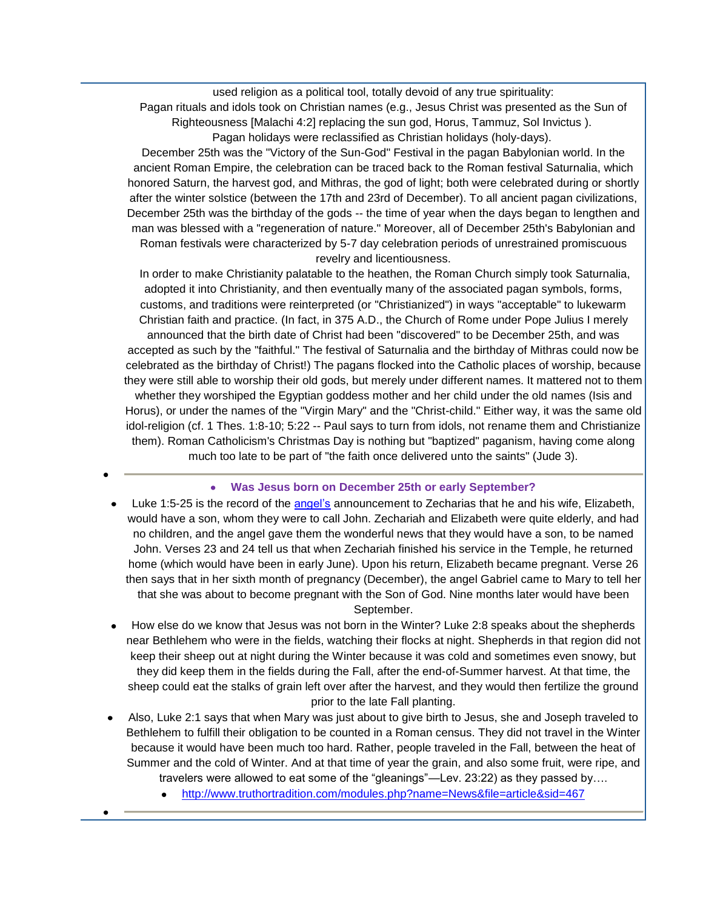used religion as a political tool, totally devoid of any true spirituality:

Pagan rituals and idols took on Christian names (e.g., Jesus Christ was presented as the Sun of Righteousness [Malachi 4:2] replacing the sun god, Horus, Tammuz, Sol Invictus ).

Pagan holidays were reclassified as Christian holidays (holy-days).

December 25th was the "Victory of the Sun-God" Festival in the pagan Babylonian world. In the ancient Roman Empire, the celebration can be traced back to the Roman festival Saturnalia, which honored Saturn, the harvest god, and Mithras, the god of light; both were celebrated during or shortly after the winter solstice (between the 17th and 23rd of December). To all ancient pagan civilizations, December 25th was the birthday of the gods -- the time of year when the days began to lengthen and man was blessed with a "regeneration of nature." Moreover, all of December 25th's Babylonian and Roman festivals were characterized by 5-7 day celebration periods of unrestrained promiscuous revelry and licentiousness.

In order to make Christianity palatable to the heathen, the Roman Church simply took Saturnalia, adopted it into Christianity, and then eventually many of the associated pagan symbols, forms, customs, and traditions were reinterpreted (or "Christianized") in ways "acceptable" to lukewarm Christian faith and practice. (In fact, in 375 A.D., the Church of Rome under Pope Julius I merely announced that the birth date of Christ had been "discovered" to be December 25th, and was accepted as such by the "faithful." The festival of Saturnalia and the birthday of Mithras could now be celebrated as the birthday of Christ!) The pagans flocked into the Catholic places of worship, because they were still able to worship their old gods, but merely under different names. It mattered not to them whether they worshiped the Egyptian goddess mother and her child under the old names (Isis and Horus), or under the names of the "Virgin Mary" and the "Christ-child." Either way, it was the same old idol-religion (cf. 1 Thes. 1:8-10; 5:22 -- Paul says to turn from idols, not rename them and Christianize them). Roman Catholicism's Christmas Day is nothing but "baptized" paganism, having come along much too late to be part of "the faith once delivered unto the saints" (Jude 3).

---

- **Was Jesus born on December 25th or early September?**

- Luke 1:5-25 is the record of the angel's announcement to Zecharias that he and his wife, Elizabeth, would have a son, whom they were to call John. Zechariah and Elizabeth were quite elderly, and had no children, and the angel gave them the wonderful news that they would have a son, to be named John. Verses 23 and 24 tell us that when Zechariah finished his service in the Temple, he returned home (which would have been in early June). Upon his return, Elizabeth became pregnant. Verse 26 then says that in her sixth month of pregnancy (December), the angel Gabriel came to Mary to tell her that she was about to become pregnant with the Son of God. Nine months later would have been September.
- How else do we know that Jesus was not born in the Winter? Luke 2:8 speaks about the shepherds near Bethlehem who were in the fields, watching their flocks at night. Shepherds in that region did not keep their sheep out at night during the Winter because it was cold and sometimes even snowy, but they did keep them in the fields during the Fall, after the end-of-Summer harvest. At that time, the sheep could eat the stalks of grain left over after the harvest, and they would then fertilize the ground prior to the late Fall planting.
- Also, Luke 2:1 says that when Mary was just about to give birth to Jesus, she and Joseph traveled to Bethlehem to fulfill their obligation to be counted in a Roman census. They did not travel in the Winter because it would have been much too hard. Rather, people traveled in the Fall, between the heat of Summer and the cold of Winter. And at that time of year the grain, and also some fruit, were ripe, and travelers were allowed to eat some of the "gleanings"—Lev. 23:22) as they passed by….
  - http://www.truthortradition.com/modules.php?name=News&file=article&sid=467

---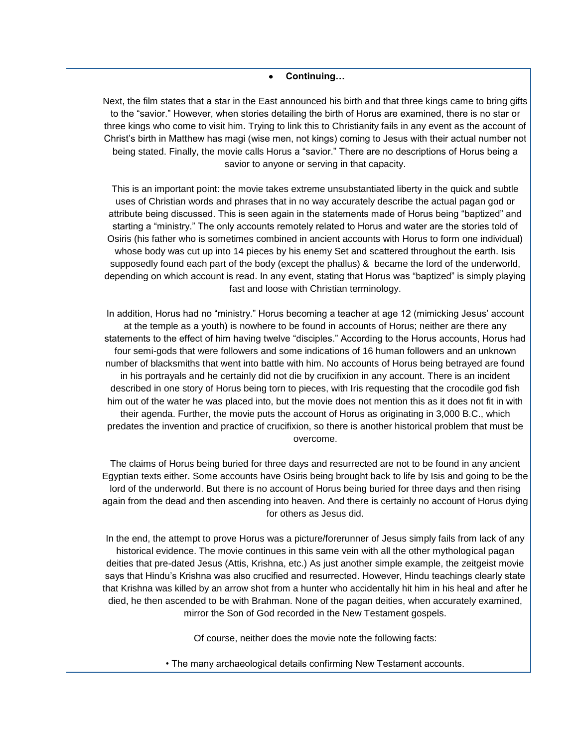- **Continuing…**

Next, the film states that a star in the East announced his birth and that three kings came to bring gifts to the "savior." However, when stories detailing the birth of Horus are examined, there is no star or three kings who come to visit him. Trying to link this to Christianity fails in any event as the account of Christ's birth in Matthew has magi (wise men, not kings) coming to Jesus with their actual number not being stated. Finally, the movie calls Horus a "savior." There are no descriptions of Horus being a savior to anyone or serving in that capacity.

This is an important point: the movie takes extreme unsubstantiated liberty in the quick and subtle uses of Christian words and phrases that in no way accurately describe the actual pagan god or attribute being discussed. This is seen again in the statements made of Horus being "baptized" and starting a "ministry." The only accounts remotely related to Horus and water are the stories told of Osiris (his father who is sometimes combined in ancient accounts with Horus to form one individual) whose body was cut up into 14 pieces by his enemy Set and scattered throughout the earth. Isis supposedly found each part of the body (except the phallus) & became the lord of the underworld, depending on which account is read. In any event, stating that Horus was "baptized" is simply playing fast and loose with Christian terminology.

In addition, Horus had no "ministry." Horus becoming a teacher at age 12 (mimicking Jesus' account at the temple as a youth) is nowhere to be found in accounts of Horus; neither are there any statements to the effect of him having twelve "disciples." According to the Horus accounts, Horus had four semi-gods that were followers and some indications of 16 human followers and an unknown number of blacksmiths that went into battle with him. No accounts of Horus being betrayed are found in his portrayals and he certainly did not die by crucifixion in any account. There is an incident described in one story of Horus being torn to pieces, with Iris requesting that the crocodile god fish him out of the water he was placed into, but the movie does not mention this as it does not fit in with their agenda. Further, the movie puts the account of Horus as originating in 3,000 B.C., which predates the invention and practice of crucifixion, so there is another historical problem that must be overcome.

The claims of Horus being buried for three days and resurrected are not to be found in any ancient Egyptian texts either. Some accounts have Osiris being brought back to life by Isis and going to be the lord of the underworld. But there is no account of Horus being buried for three days and then rising again from the dead and then ascending into heaven. And there is certainly no account of Horus dying for others as Jesus did.

In the end, the attempt to prove Horus was a picture/forerunner of Jesus simply fails from lack of any historical evidence. The movie continues in this same vein with all the other mythological pagan deities that pre-dated Jesus (Attis, Krishna, etc.) As just another simple example, the zeitgeist movie says that Hindu's Krishna was also crucified and resurrected. However, Hindu teachings clearly state that Krishna was killed by an arrow shot from a hunter who accidentally hit him in his heal and after he died, he then ascended to be with Brahman. None of the pagan deities, when accurately examined, mirror the Son of God recorded in the New Testament gospels.

Of course, neither does the movie note the following facts:

- The many archaeological details confirming New Testament accounts.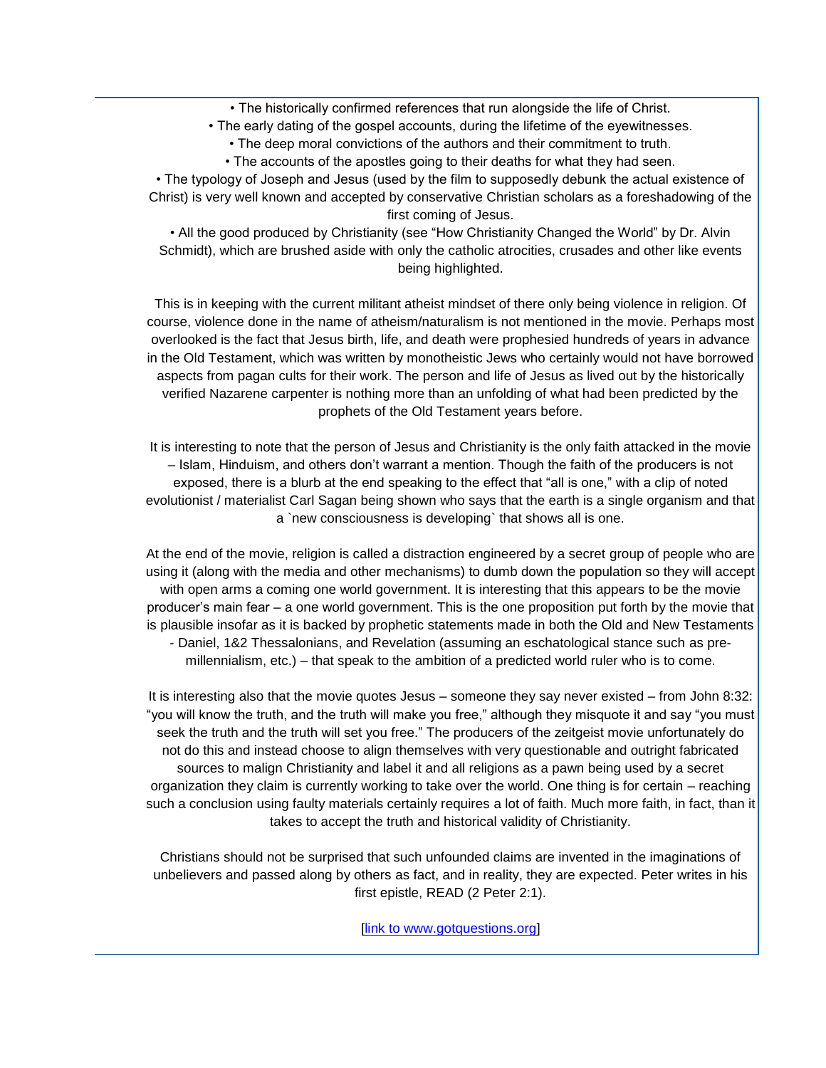- The historically confirmed references that run alongside the life of Christ.
- The early dating of the gospel accounts, during the lifetime of the eyewitnesses.
- The deep moral convictions of the authors and their commitment to truth.
- The accounts of the apostles going to their deaths for what they had seen.
- The typology of Joseph and Jesus (used by the film to supposedly debunk the actual existence of Christ) is very well known and accepted by conservative Christian scholars as a foreshadowing of the first coming of Jesus.
- All the good produced by Christianity (see "How Christianity Changed the World" by Dr. Alvin Schmidt), which are brushed aside with only the catholic atrocities, crusades and other like events being highlighted.

This is in keeping with the current militant atheist mindset of there only being violence in religion. Of course, violence done in the name of atheism/naturalism is not mentioned in the movie. Perhaps most overlooked is the fact that Jesus birth, life, and death were prophesied hundreds of years in advance in the Old Testament, which was written by monotheistic Jews who certainly would not have borrowed aspects from pagan cults for their work. The person and life of Jesus as lived out by the historically verified Nazarene carpenter is nothing more than an unfolding of what had been predicted by the prophets of the Old Testament years before.

It is interesting to note that the person of Jesus and Christianity is the only faith attacked in the movie – Islam, Hinduism, and others don't warrant a mention. Though the faith of the producers is not exposed, there is a blurb at the end speaking to the effect that "all is one," with a clip of noted evolutionist / materialist Carl Sagan being shown who says that the earth is a single organism and that a `new consciousness is developing` that shows all is one.

At the end of the movie, religion is called a distraction engineered by a secret group of people who are using it (along with the media and other mechanisms) to dumb down the population so they will accept with open arms a coming one world government. It is interesting that this appears to be the movie producer's main fear – a one world government. This is the one proposition put forth by the movie that is plausible insofar as it is backed by prophetic statements made in both the Old and New Testaments - Daniel, 1&2 Thessalonians, and Revelation (assuming an eschatological stance such as pre-millennialism, etc.) – that speak to the ambition of a predicted world ruler who is to come.

It is interesting also that the movie quotes Jesus – someone they say never existed – from John 8:32: "you will know the truth, and the truth will make you free," although they misquote it and say "you must seek the truth and the truth will set you free." The producers of the zeitgeist movie unfortunately do not do this and instead choose to align themselves with very questionable and outright fabricated sources to malign Christianity and label it and all religions as a pawn being used by a secret organization they claim is currently working to take over the world. One thing is for certain – reaching such a conclusion using faulty materials certainly requires a lot of faith. Much more faith, in fact, than it takes to accept the truth and historical validity of Christianity.

Christians should not be surprised that such unfounded claims are invented in the imaginations of unbelievers and passed along by others as fact, and in reality, they are expected. Peter writes in his first epistle, READ (2 Peter 2:1).

[link to www.gotquestions.org]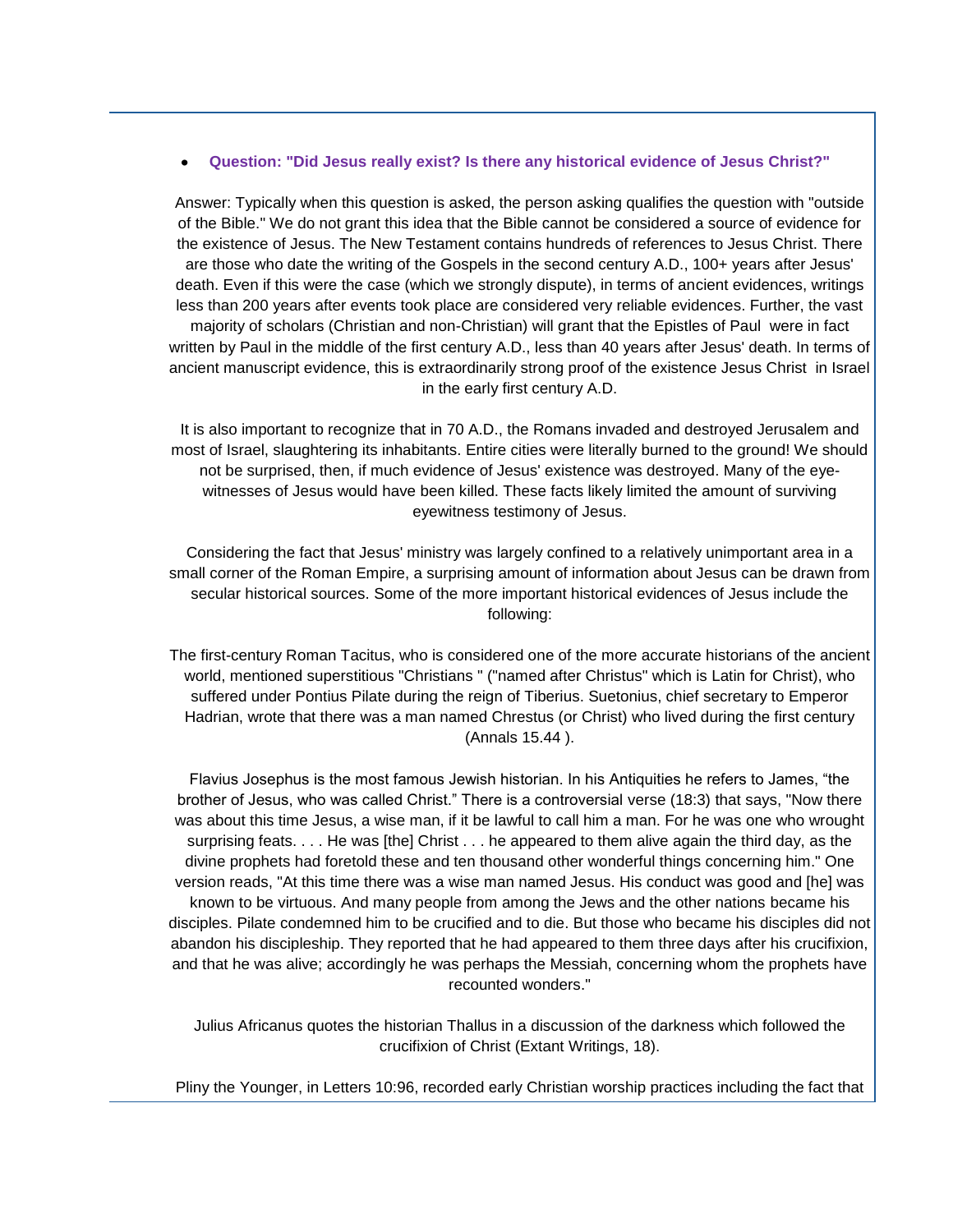- **Question: "Did Jesus really exist? Is there any historical evidence of Jesus Christ?"**

Answer: Typically when this question is asked, the person asking qualifies the question with "outside of the Bible." We do not grant this idea that the Bible cannot be considered a source of evidence for the existence of Jesus. The New Testament contains hundreds of references to Jesus Christ. There are those who date the writing of the Gospels in the second century A.D., 100+ years after Jesus' death. Even if this were the case (which we strongly dispute), in terms of ancient evidences, writings less than 200 years after events took place are considered very reliable evidences. Further, the vast majority of scholars (Christian and non-Christian) will grant that the Epistles of Paul were in fact written by Paul in the middle of the first century A.D., less than 40 years after Jesus' death. In terms of ancient manuscript evidence, this is extraordinarily strong proof of the existence Jesus Christ in Israel in the early first century A.D.

It is also important to recognize that in 70 A.D., the Romans invaded and destroyed Jerusalem and most of Israel, slaughtering its inhabitants. Entire cities were literally burned to the ground! We should not be surprised, then, if much evidence of Jesus' existence was destroyed. Many of the eye-witnesses of Jesus would have been killed. These facts likely limited the amount of surviving eyewitness testimony of Jesus.

Considering the fact that Jesus' ministry was largely confined to a relatively unimportant area in a small corner of the Roman Empire, a surprising amount of information about Jesus can be drawn from secular historical sources. Some of the more important historical evidences of Jesus include the following:

The first-century Roman Tacitus, who is considered one of the more accurate historians of the ancient world, mentioned superstitious "Christians " ("named after Christus" which is Latin for Christ), who suffered under Pontius Pilate during the reign of Tiberius. Suetonius, chief secretary to Emperor Hadrian, wrote that there was a man named Chrestus (or Christ) who lived during the first century (Annals 15.44 ).

Flavius Josephus is the most famous Jewish historian. In his Antiquities he refers to James, "the brother of Jesus, who was called Christ." There is a controversial verse (18:3) that says, "Now there was about this time Jesus, a wise man, if it be lawful to call him a man. For he was one who wrought surprising feats. . . . He was [the] Christ . . . he appeared to them alive again the third day, as the divine prophets had foretold these and ten thousand other wonderful things concerning him." One version reads, "At this time there was a wise man named Jesus. His conduct was good and [he] was known to be virtuous. And many people from among the Jews and the other nations became his disciples. Pilate condemned him to be crucified and to die. But those who became his disciples did not abandon his discipleship. They reported that he had appeared to them three days after his crucifixion, and that he was alive; accordingly he was perhaps the Messiah, concerning whom the prophets have recounted wonders."

Julius Africanus quotes the historian Thallus in a discussion of the darkness which followed the crucifixion of Christ (Extant Writings, 18).

Pliny the Younger, in Letters 10:96, recorded early Christian worship practices including the fact that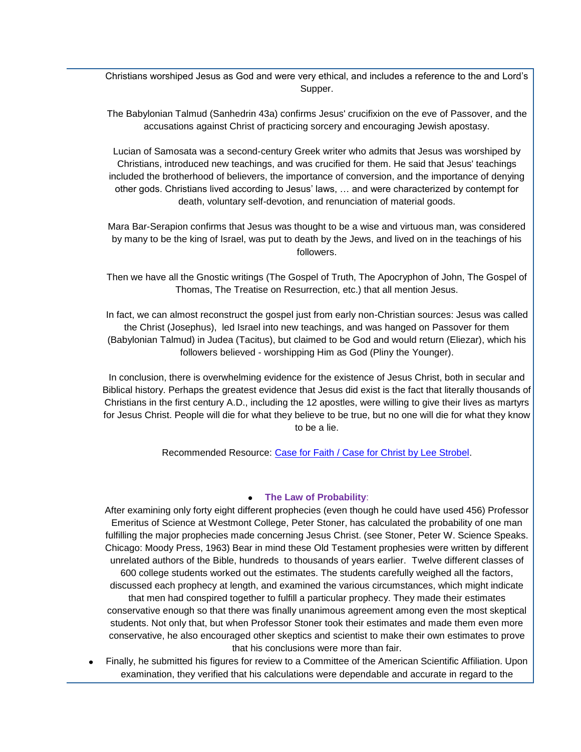Christians worshiped Jesus as God and were very ethical, and includes a reference to the and Lord's Supper.

The Babylonian Talmud (Sanhedrin 43a) confirms Jesus' crucifixion on the eve of Passover, and the accusations against Christ of practicing sorcery and encouraging Jewish apostasy.

Lucian of Samosata was a second-century Greek writer who admits that Jesus was worshiped by Christians, introduced new teachings, and was crucified for them. He said that Jesus' teachings included the brotherhood of believers, the importance of conversion, and the importance of denying other gods. Christians lived according to Jesus' laws, … and were characterized by contempt for death, voluntary self-devotion, and renunciation of material goods.

Mara Bar-Serapion confirms that Jesus was thought to be a wise and virtuous man, was considered by many to be the king of Israel, was put to death by the Jews, and lived on in the teachings of his followers.

Then we have all the Gnostic writings (The Gospel of Truth, The Apocryphon of John, The Gospel of Thomas, The Treatise on Resurrection, etc.) that all mention Jesus.

In fact, we can almost reconstruct the gospel just from early non-Christian sources: Jesus was called the Christ (Josephus), led Israel into new teachings, and was hanged on Passover for them (Babylonian Talmud) in Judea (Tacitus), but claimed to be God and would return (Eliezar), which his followers believed - worshipping Him as God (Pliny the Younger).

In conclusion, there is overwhelming evidence for the existence of Jesus Christ, both in secular and Biblical history. Perhaps the greatest evidence that Jesus did exist is the fact that literally thousands of Christians in the first century A.D., including the 12 apostles, were willing to give their lives as martyrs for Jesus Christ. People will die for what they believe to be true, but no one will die for what they know to be a lie.

Recommended Resource: [Case for Faith / Case for Christ by Lee Strobel]().

- **The Law of Probability**:

After examining only forty eight different prophecies (even though he could have used 456) Professor Emeritus of Science at Westmont College, Peter Stoner, has calculated the probability of one man fulfilling the major prophecies made concerning Jesus Christ. (see Stoner, Peter W. Science Speaks. Chicago: Moody Press, 1963) Bear in mind these Old Testament prophesies were written by different unrelated authors of the Bible, hundreds to thousands of years earlier. Twelve different classes of 600 college students worked out the estimates. The students carefully weighed all the factors, discussed each prophecy at length, and examined the various circumstances, which might indicate that men had conspired together to fulfill a particular prophecy. They made their estimates conservative enough so that there was finally unanimous agreement among even the most skeptical students. Not only that, but when Professor Stoner took their estimates and made them even more conservative, he also encouraged other skeptics and scientist to make their own estimates to prove that his conclusions were more than fair.

- Finally, he submitted his figures for review to a Committee of the American Scientific Affiliation. Upon examination, they verified that his calculations were dependable and accurate in regard to the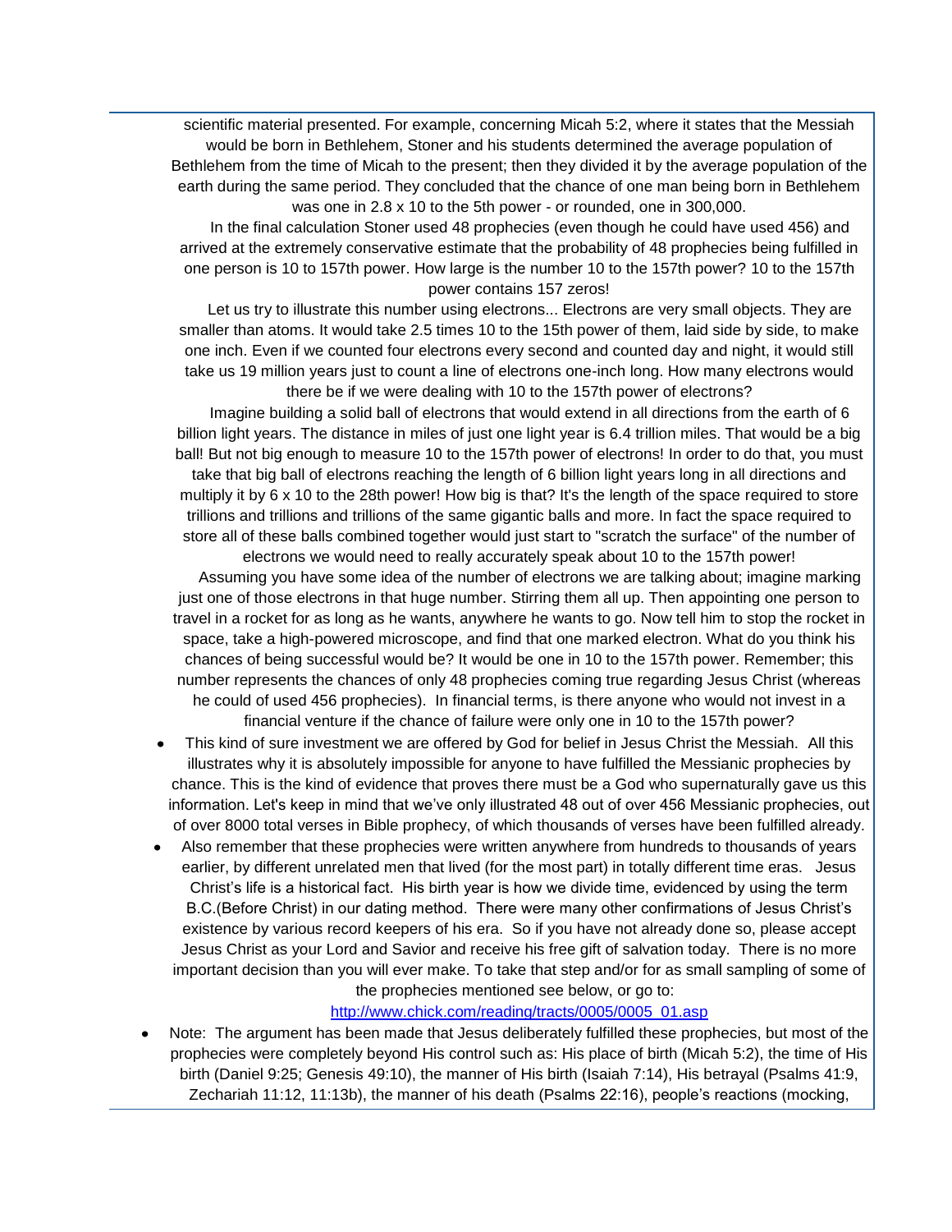scientific material presented. For example, concerning Micah 5:2, where it states that the Messiah would be born in Bethlehem, Stoner and his students determined the average population of Bethlehem from the time of Micah to the present; then they divided it by the average population of the earth during the same period. They concluded that the chance of one man being born in Bethlehem was one in 2.8 x 10 to the 5th power - or rounded, one in 300,000.

In the final calculation Stoner used 48 prophecies (even though he could have used 456) and arrived at the extremely conservative estimate that the probability of 48 prophecies being fulfilled in one person is 10 to 157th power. How large is the number 10 to the 157th power? 10 to the 157th power contains 157 zeros!

Let us try to illustrate this number using electrons... Electrons are very small objects. They are smaller than atoms. It would take 2.5 times 10 to the 15th power of them, laid side by side, to make one inch. Even if we counted four electrons every second and counted day and night, it would still take us 19 million years just to count a line of electrons one-inch long. How many electrons would there be if we were dealing with 10 to the 157th power of electrons?

Imagine building a solid ball of electrons that would extend in all directions from the earth of 6 billion light years. The distance in miles of just one light year is 6.4 trillion miles. That would be a big ball! But not big enough to measure 10 to the 157th power of electrons! In order to do that, you must take that big ball of electrons reaching the length of 6 billion light years long in all directions and multiply it by 6 x 10 to the 28th power! How big is that? It's the length of the space required to store trillions and trillions and trillions of the same gigantic balls and more. In fact the space required to store all of these balls combined together would just start to "scratch the surface" of the number of electrons we would need to really accurately speak about 10 to the 157th power!

Assuming you have some idea of the number of electrons we are talking about; imagine marking just one of those electrons in that huge number. Stirring them all up. Then appointing one person to travel in a rocket for as long as he wants, anywhere he wants to go. Now tell him to stop the rocket in space, take a high-powered microscope, and find that one marked electron. What do you think his chances of being successful would be? It would be one in 10 to the 157th power. Remember; this number represents the chances of only 48 prophecies coming true regarding Jesus Christ (whereas he could of used 456 prophecies). In financial terms, is there anyone who would not invest in a financial venture if the chance of failure were only one in 10 to the 157th power?

- This kind of sure investment we are offered by God for belief in Jesus Christ the Messiah. All this illustrates why it is absolutely impossible for anyone to have fulfilled the Messianic prophecies by chance. This is the kind of evidence that proves there must be a God who supernaturally gave us this information. Let's keep in mind that we've only illustrated 48 out of over 456 Messianic prophecies, out of over 8000 total verses in Bible prophecy, of which thousands of verses have been fulfilled already.
- Also remember that these prophecies were written anywhere from hundreds to thousands of years earlier, by different unrelated men that lived (for the most part) in totally different time eras. Jesus Christ's life is a historical fact. His birth year is how we divide time, evidenced by using the term B.C.(Before Christ) in our dating method. There were many other confirmations of Jesus Christ's existence by various record keepers of his era. So if you have not already done so, please accept Jesus Christ as your Lord and Savior and receive his free gift of salvation today. There is no more important decision than you will ever make. To take that step and/or for as small sampling of some of the prophecies mentioned see below, or go to: [http://www.chick.com/reading/tracts/0005/0005_01.asp](http://www.chick.com/reading/tracts/0005/0005_01.asp)

- Note: The argument has been made that Jesus deliberately fulfilled these prophecies, but most of the prophecies were completely beyond His control such as: His place of birth (Micah 5:2), the time of His birth (Daniel 9:25; Genesis 49:10), the manner of His birth (Isaiah 7:14), His betrayal (Psalms 41:9, Zechariah 11:12, 11:13b), the manner of his death (Psalms 22:16), people's reactions (mocking,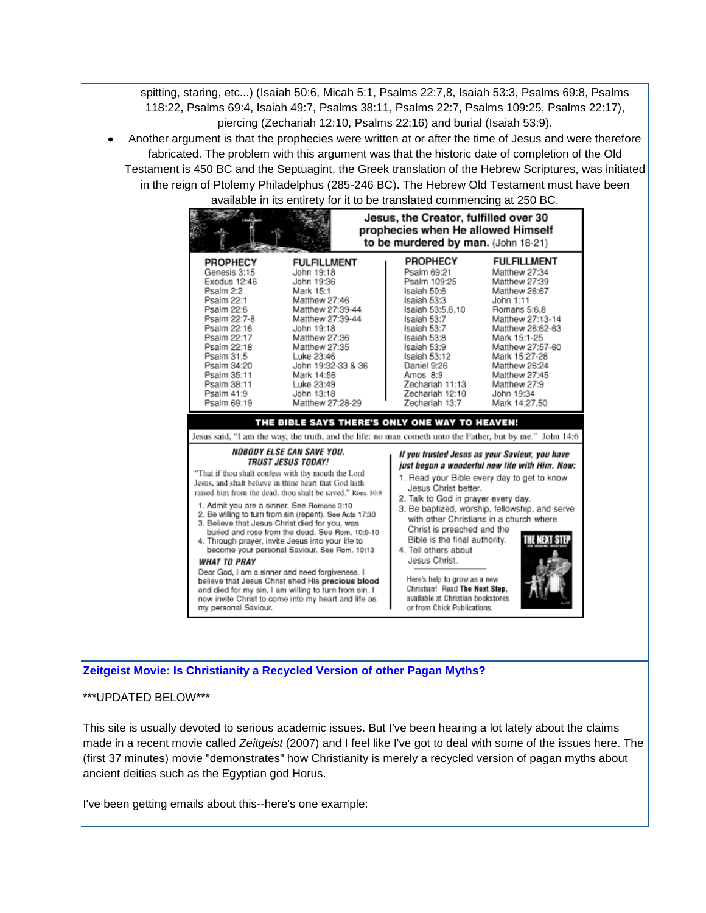spitting, staring, etc...) (Isaiah 50:6, Micah 5:1, Psalms 22:7,8, Isaiah 53:3, Psalms 69:8, Psalms 118:22, Psalms 69:4, Isaiah 49:7, Psalms 38:11, Psalms 22:7, Psalms 109:25, Psalms 22:17), piercing (Zechariah 12:10, Psalms 22:16) and burial (Isaiah 53:9).

- Another argument is that the prophecies were written at or after the time of Jesus and were therefore fabricated. The problem with this argument was that the historic date of completion of the Old Testament is 450 BC and the Septuagint, the Greek translation of the Hebrew Scriptures, was initiated in the reign of Ptolemy Philadelphus (285-246 BC). The Hebrew Old Testament must have been available in its entirety for it to be translated commencing at 250 BC.

**Jesus, the Creator, fulfilled over 30 prophecies when He allowed Himself to be murdered by man.** (John 18-21)

| PROPHECY | FULFILLMENT | PROPHECY | FULFILLMENT |
|---|---|---|---|
| Genesis 3:15 | John 19:18 | Psalm 69:21 | Matthew 27:34 |
| Exodus 12:46 | John 19:36 | Psalm 109:25 | Matthew 27:39 |
| Psalm 2:2 | Mark 15:1 | Isaiah 50:6 | Matthew 26:67 |
| Psalm 22:1 | Matthew 27:46 | Isaiah 53:3 | John 1:11 |
| Psalm 22:6 | Matthew 27:39-44 | Isaiah 53:5,6,10 | Romans 5:6,8 |
| Psalm 22:7-8 | Matthew 27:39-44 | Isaiah 53:7 | Matthew 27:13-14 |
| Psalm 22:16 | John 19:18 | Isaiah 53:7 | Matthew 26:62-63 |
| Psalm 22:17 | Matthew 27:36 | Isaiah 53:8 | Mark 15:1-25 |
| Psalm 22:18 | Matthew 27:35 | Isaiah 53:9 | Matthew 27:57-60 |
| Psalm 31:5 | Luke 23:46 | Isaiah 53:12 | Mark 15:27-28 |
| Psalm 34:20 | John 19:32-33 & 36 | Daniel 9:26 | Matthew 26:24 |
| Psalm 35:11 | Mark 14:56 | Amos 8:9 | Matthew 27:45 |
| Psalm 38:11 | Luke 23:49 | Zechariah 11:13 | Matthew 27:9 |
| Psalm 41:9 | John 13:18 | Zechariah 12:10 | John 19:34 |
| Psalm 69:19 | Matthew 27:28-29 | Zechariah 13:7 | Mark 14:27,50 |

**THE BIBLE SAYS THERE'S ONLY ONE WAY TO HEAVEN!**

Jesus said, "I am the way, the truth, and the life: no man cometh unto the Father, but by me." John 14:6

***NOBODY ELSE CAN SAVE YOU. TRUST JESUS TODAY!***

"That if thou shalt confess with thy mouth the Lord Jesus, and shalt believe in thine heart that God hath raised him from the dead, thou shalt be saved." Rom. 10:9

1. Admit you are a sinner. See Romans 3:10
2. Be willing to turn from sin (repent). See Acts 17:30
3. Believe that Jesus Christ died for you, was buried and rose from the dead. See Rom. 10:9-10
4. Through prayer, invite Jesus into your life to become your personal Saviour. See Rom. 10:13

***WHAT TO PRAY***

Dear God, I am a sinner and need forgiveness. I believe that Jesus Christ shed His **precious blood** and died for my sin. I am willing to turn from sin. I now invite Christ to come into my heart and life as my personal Saviour.

***If you trusted Jesus as your Saviour, you have just begun a wonderful new life with Him. Now:***

1. Read your Bible every day to get to know Jesus Christ better.
2. Talk to God in prayer every day.
3. Be baptized, worship, fellowship, and serve with other Christians in a church where Christ is preached and the Bible is the final authority.
4. Tell others about Jesus Christ.

Here's help to grow as a new Christian! Read **The Next Step**, available at Christian bookstores or from Chick Publications.

## Zeitgeist Movie: Is Christianity a Recycled Version of other Pagan Myths?

***UPDATED BELOW***

This site is usually devoted to serious academic issues. But I've been hearing a lot lately about the claims made in a recent movie called *Zeitgeist* (2007) and I feel like I've got to deal with some of the issues here. The (first 37 minutes) movie "demonstrates" how Christianity is merely a recycled version of pagan myths about ancient deities such as the Egyptian god Horus.

I've been getting emails about this--here's one example: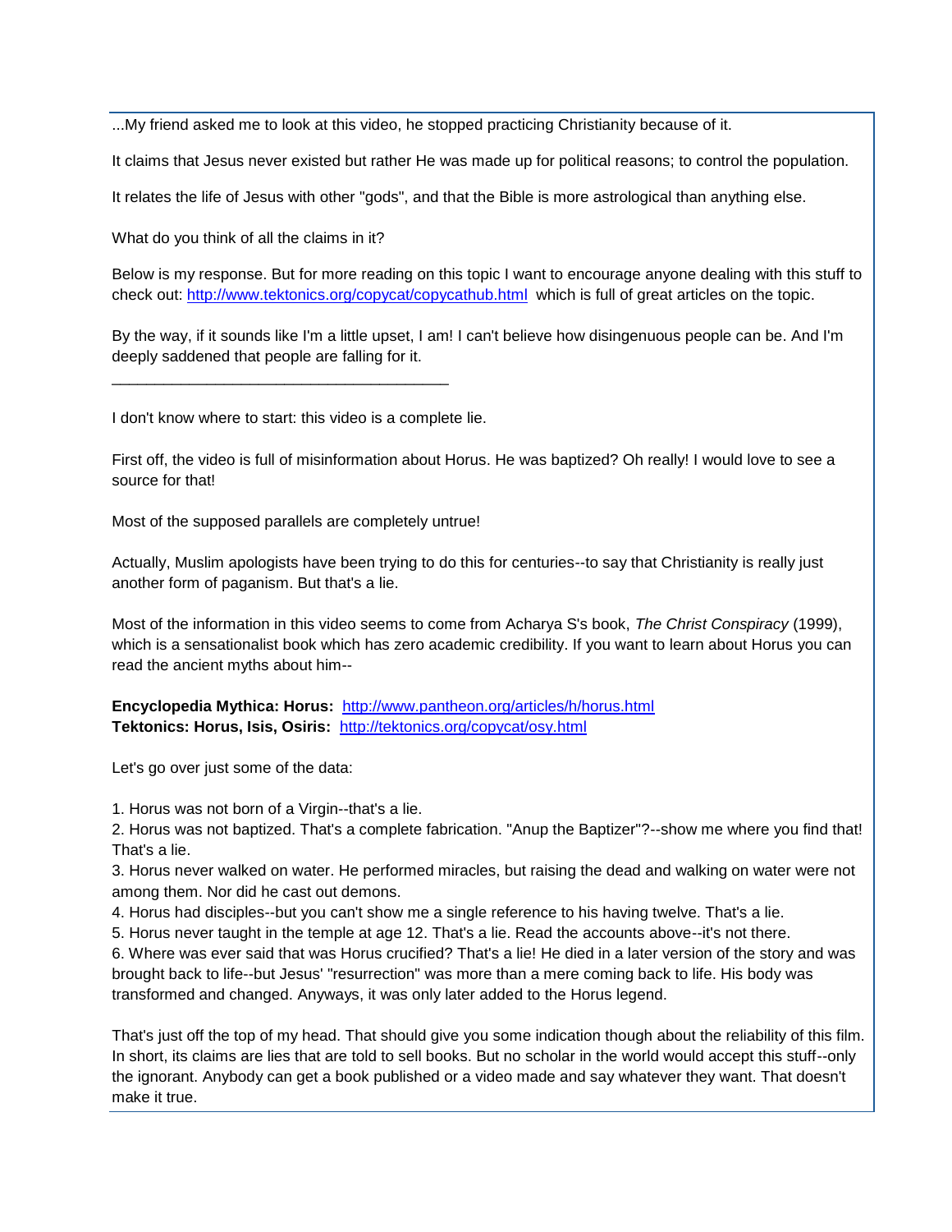...My friend asked me to look at this video, he stopped practicing Christianity because of it.

It claims that Jesus never existed but rather He was made up for political reasons; to control the population.

It relates the life of Jesus with other "gods", and that the Bible is more astrological than anything else.

What do you think of all the claims in it?

Below is my response. But for more reading on this topic I want to encourage anyone dealing with this stuff to check out: [http://www.tektonics.org/copycat/copycathub.html](http://www.tektonics.org/copycat/copycathub.html) which is full of great articles on the topic.

By the way, if it sounds like I'm a little upset, I am! I can't believe how disingenuous people can be. And I'm deeply saddened that people are falling for it.

---

I don't know where to start: this video is a complete lie.

First off, the video is full of misinformation about Horus. He was baptized? Oh really! I would love to see a source for that!

Most of the supposed parallels are completely untrue!

Actually, Muslim apologists have been trying to do this for centuries--to say that Christianity is really just another form of paganism. But that's a lie.

Most of the information in this video seems to come from Acharya S's book, *The Christ Conspiracy* (1999), which is a sensationalist book which has zero academic credibility. If you want to learn about Horus you can read the ancient myths about him--

**Encyclopedia Mythica: Horus:** [http://www.pantheon.org/articles/h/horus.html](http://www.pantheon.org/articles/h/horus.html)
**Tektonics: Horus, Isis, Osiris:** [http://tektonics.org/copycat/osy.html](http://tektonics.org/copycat/osy.html)

Let's go over just some of the data:

1. Horus was not born of a Virgin--that's a lie.
2. Horus was not baptized. That's a complete fabrication. "Anup the Baptizer"?--show me where you find that! That's a lie.
3. Horus never walked on water. He performed miracles, but raising the dead and walking on water were not among them. Nor did he cast out demons.
4. Horus had disciples--but you can't show me a single reference to his having twelve. That's a lie.
5. Horus never taught in the temple at age 12. That's a lie. Read the accounts above--it's not there.
6. Where was ever said that was Horus crucified? That's a lie! He died in a later version of the story and was brought back to life--but Jesus' "resurrection" was more than a mere coming back to life. His body was transformed and changed. Anyways, it was only later added to the Horus legend.

That's just off the top of my head. That should give you some indication though about the reliability of this film. In short, its claims are lies that are told to sell books. But no scholar in the world would accept this stuff--only the ignorant. Anybody can get a book published or a video made and say whatever they want. That doesn't make it true.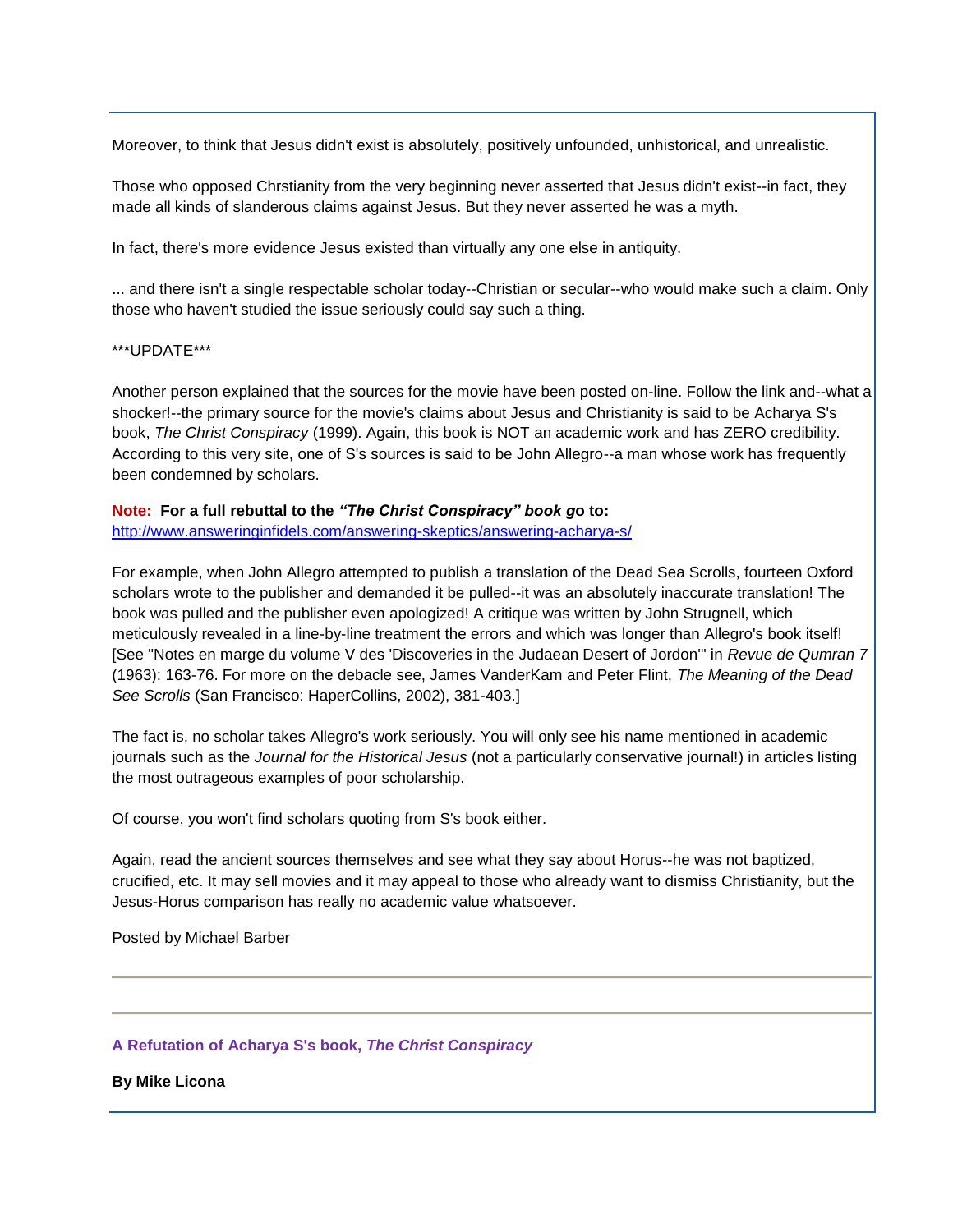Moreover, to think that Jesus didn't exist is absolutely, positively unfounded, unhistorical, and unrealistic.

Those who opposed Chrstianity from the very beginning never asserted that Jesus didn't exist--in fact, they made all kinds of slanderous claims against Jesus. But they never asserted he was a myth.

In fact, there's more evidence Jesus existed than virtually any one else in antiquity.

... and there isn't a single respectable scholar today--Christian or secular--who would make such a claim. Only those who haven't studied the issue seriously could say such a thing.

***UPDATE***

Another person explained that the sources for the movie have been posted on-line. Follow the link and--what a shocker!--the primary source for the movie's claims about Jesus and Christianity is said to be Acharya S's book, *The Christ Conspiracy* (1999). Again, this book is NOT an academic work and has ZERO credibility. According to this very site, one of S's sources is said to be John Allegro--a man whose work has frequently been condemned by scholars.

**Note: For a full rebuttal to the *"The Christ Conspiracy" book* go to:**
[http://www.answeringinfidels.com/answering-skeptics/answering-acharya-s/](http://www.answeringinfidels.com/answering-skeptics/answering-acharya-s/)

For example, when John Allegro attempted to publish a translation of the Dead Sea Scrolls, fourteen Oxford scholars wrote to the publisher and demanded it be pulled--it was an absolutely inaccurate translation! The book was pulled and the publisher even apologized! A critique was written by John Strugnell, which meticulously revealed in a line-by-line treatment the errors and which was longer than Allegro's book itself! [See "Notes en marge du volume V des 'Discoveries in the Judaean Desert of Jordon'" in *Revue de Qumran 7* (1963): 163-76. For more on the debacle see, James VanderKam and Peter Flint, *The Meaning of the Dead See Scrolls* (San Francisco: HaperCollins, 2002), 381-403.]

The fact is, no scholar takes Allegro's work seriously. You will only see his name mentioned in academic journals such as the *Journal for the Historical Jesus* (not a particularly conservative journal!) in articles listing the most outrageous examples of poor scholarship.

Of course, you won't find scholars quoting from S's book either.

Again, read the ancient sources themselves and see what they say about Horus--he was not baptized, crucified, etc. It may sell movies and it may appeal to those who already want to dismiss Christianity, but the Jesus-Horus comparison has really no academic value whatsoever.

Posted by Michael Barber

---

---

**A Refutation of Acharya S's book, *The Christ Conspiracy***

**By Mike Licona**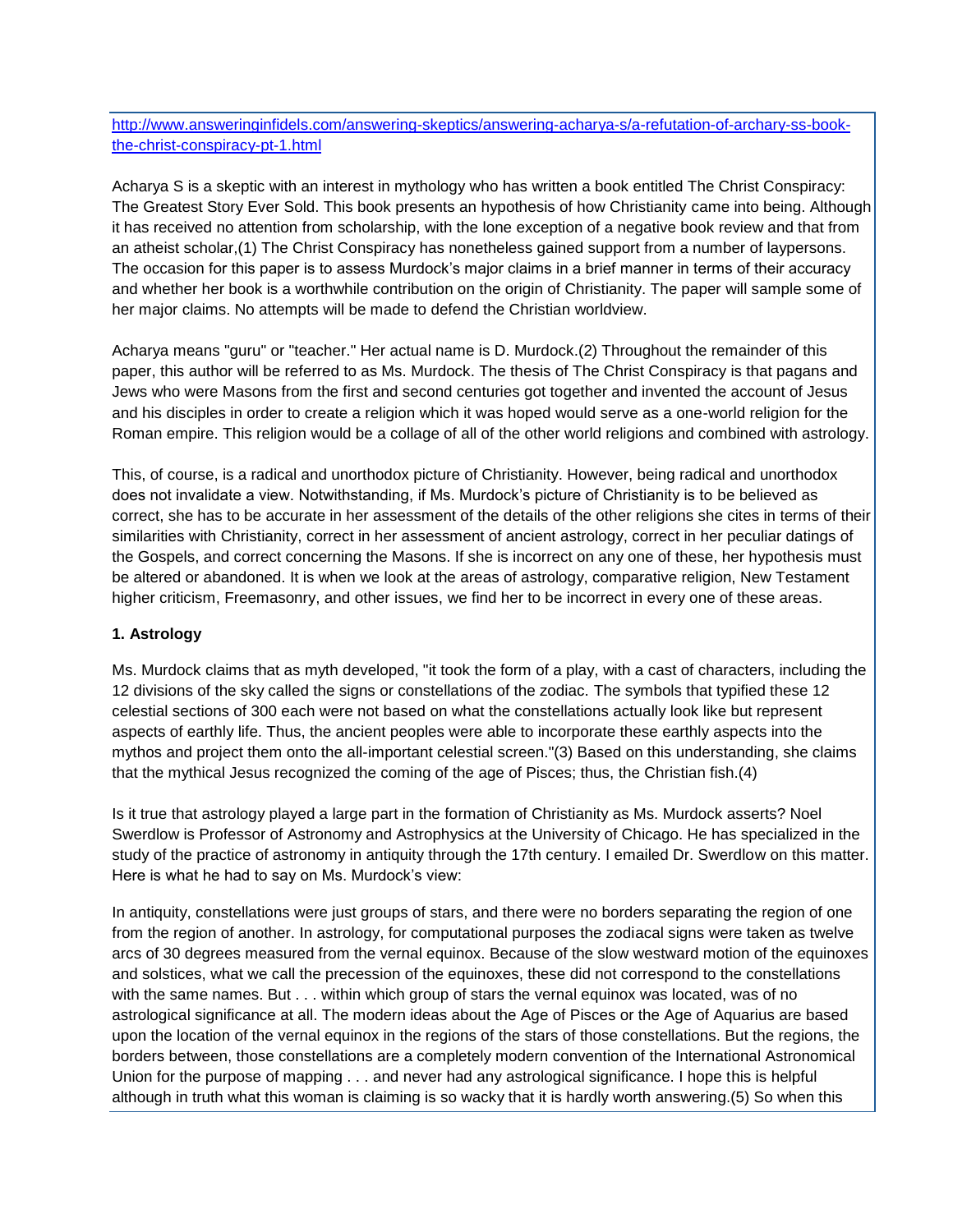http://www.answeringinfidels.com/answering-skeptics/answering-acharya-s/a-refutation-of-archary-ss-book-the-christ-conspiracy-pt-1.html

Acharya S is a skeptic with an interest in mythology who has written a book entitled The Christ Conspiracy: The Greatest Story Ever Sold. This book presents an hypothesis of how Christianity came into being. Although it has received no attention from scholarship, with the lone exception of a negative book review and that from an atheist scholar,(1) The Christ Conspiracy has nonetheless gained support from a number of laypersons. The occasion for this paper is to assess Murdock's major claims in a brief manner in terms of their accuracy and whether her book is a worthwhile contribution on the origin of Christianity. The paper will sample some of her major claims. No attempts will be made to defend the Christian worldview.

Acharya means "guru" or "teacher." Her actual name is D. Murdock.(2) Throughout the remainder of this paper, this author will be referred to as Ms. Murdock. The thesis of The Christ Conspiracy is that pagans and Jews who were Masons from the first and second centuries got together and invented the account of Jesus and his disciples in order to create a religion which it was hoped would serve as a one-world religion for the Roman empire. This religion would be a collage of all of the other world religions and combined with astrology.

This, of course, is a radical and unorthodox picture of Christianity. However, being radical and unorthodox does not invalidate a view. Notwithstanding, if Ms. Murdock's picture of Christianity is to be believed as correct, she has to be accurate in her assessment of the details of the other religions she cites in terms of their similarities with Christianity, correct in her assessment of ancient astrology, correct in her peculiar datings of the Gospels, and correct concerning the Masons. If she is incorrect on any one of these, her hypothesis must be altered or abandoned. It is when we look at the areas of astrology, comparative religion, New Testament higher criticism, Freemasonry, and other issues, we find her to be incorrect in every one of these areas.

**1. Astrology**

Ms. Murdock claims that as myth developed, "it took the form of a play, with a cast of characters, including the 12 divisions of the sky called the signs or constellations of the zodiac. The symbols that typified these 12 celestial sections of 300 each were not based on what the constellations actually look like but represent aspects of earthly life. Thus, the ancient peoples were able to incorporate these earthly aspects into the mythos and project them onto the all-important celestial screen."(3) Based on this understanding, she claims that the mythical Jesus recognized the coming of the age of Pisces; thus, the Christian fish.(4)

Is it true that astrology played a large part in the formation of Christianity as Ms. Murdock asserts? Noel Swerdlow is Professor of Astronomy and Astrophysics at the University of Chicago. He has specialized in the study of the practice of astronomy in antiquity through the 17th century. I emailed Dr. Swerdlow on this matter. Here is what he had to say on Ms. Murdock's view:

In antiquity, constellations were just groups of stars, and there were no borders separating the region of one from the region of another. In astrology, for computational purposes the zodiacal signs were taken as twelve arcs of 30 degrees measured from the vernal equinox. Because of the slow westward motion of the equinoxes and solstices, what we call the precession of the equinoxes, these did not correspond to the constellations with the same names. But . . . within which group of stars the vernal equinox was located, was of no astrological significance at all. The modern ideas about the Age of Pisces or the Age of Aquarius are based upon the location of the vernal equinox in the regions of the stars of those constellations. But the regions, the borders between, those constellations are a completely modern convention of the International Astronomical Union for the purpose of mapping . . . and never had any astrological significance. I hope this is helpful although in truth what this woman is claiming is so wacky that it is hardly worth answering.(5) So when this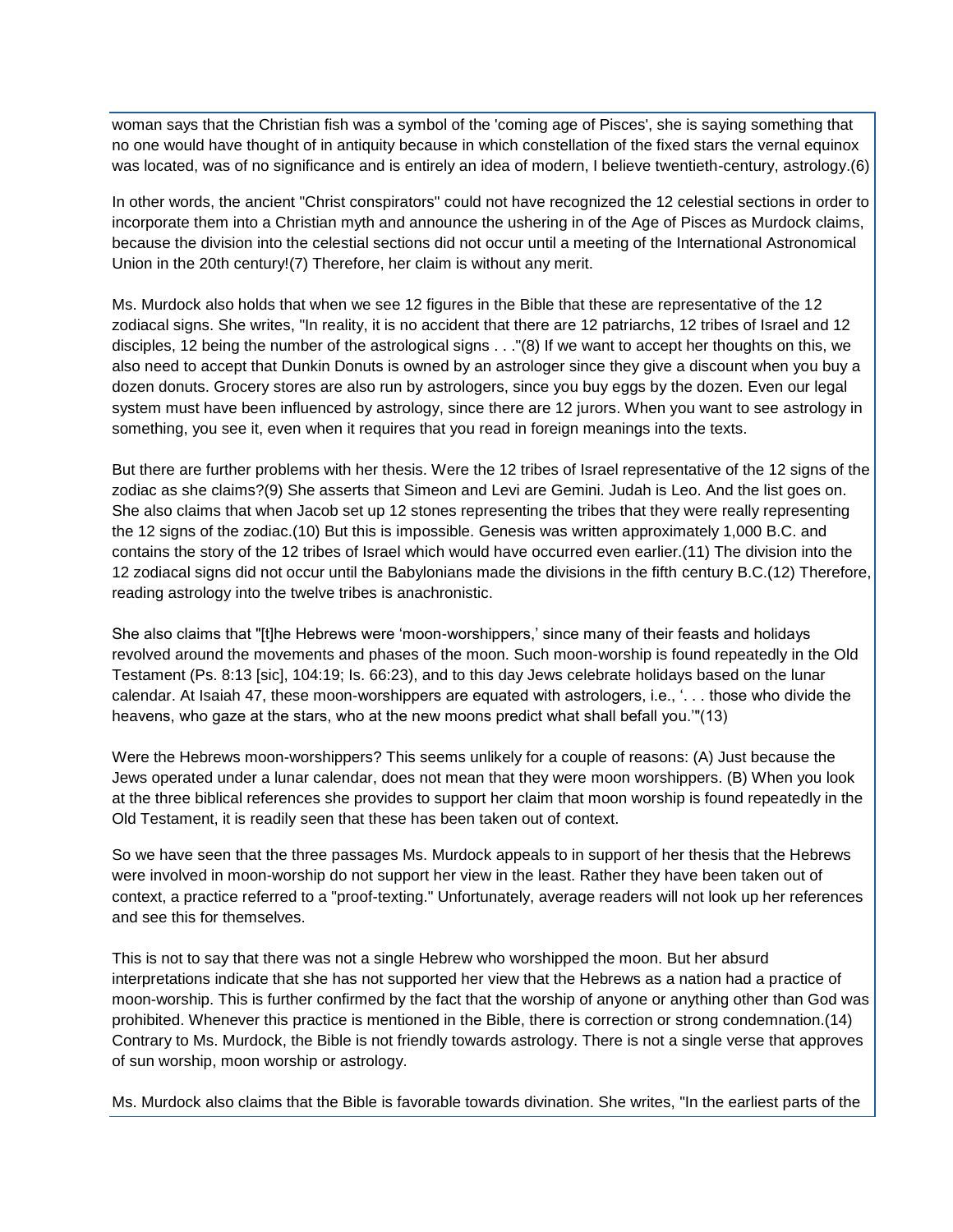woman says that the Christian fish was a symbol of the 'coming age of Pisces', she is saying something that no one would have thought of in antiquity because in which constellation of the fixed stars the vernal equinox was located, was of no significance and is entirely an idea of modern, I believe twentieth-century, astrology.(6)

In other words, the ancient "Christ conspirators" could not have recognized the 12 celestial sections in order to incorporate them into a Christian myth and announce the ushering in of the Age of Pisces as Murdock claims, because the division into the celestial sections did not occur until a meeting of the International Astronomical Union in the 20th century!(7) Therefore, her claim is without any merit.

Ms. Murdock also holds that when we see 12 figures in the Bible that these are representative of the 12 zodiacal signs. She writes, "In reality, it is no accident that there are 12 patriarchs, 12 tribes of Israel and 12 disciples, 12 being the number of the astrological signs . . ."(8) If we want to accept her thoughts on this, we also need to accept that Dunkin Donuts is owned by an astrologer since they give a discount when you buy a dozen donuts. Grocery stores are also run by astrologers, since you buy eggs by the dozen. Even our legal system must have been influenced by astrology, since there are 12 jurors. When you want to see astrology in something, you see it, even when it requires that you read in foreign meanings into the texts.

But there are further problems with her thesis. Were the 12 tribes of Israel representative of the 12 signs of the zodiac as she claims?(9) She asserts that Simeon and Levi are Gemini. Judah is Leo. And the list goes on. She also claims that when Jacob set up 12 stones representing the tribes that they were really representing the 12 signs of the zodiac.(10) But this is impossible. Genesis was written approximately 1,000 B.C. and contains the story of the 12 tribes of Israel which would have occurred even earlier.(11) The division into the 12 zodiacal signs did not occur until the Babylonians made the divisions in the fifth century B.C.(12) Therefore, reading astrology into the twelve tribes is anachronistic.

She also claims that "[t]he Hebrews were 'moon-worshippers,' since many of their feasts and holidays revolved around the movements and phases of the moon. Such moon-worship is found repeatedly in the Old Testament (Ps. 8:13 [sic], 104:19; Is. 66:23), and to this day Jews celebrate holidays based on the lunar calendar. At Isaiah 47, these moon-worshippers are equated with astrologers, i.e., '. . . those who divide the heavens, who gaze at the stars, who at the new moons predict what shall befall you.'"(13)

Were the Hebrews moon-worshippers? This seems unlikely for a couple of reasons: (A) Just because the Jews operated under a lunar calendar, does not mean that they were moon worshippers. (B) When you look at the three biblical references she provides to support her claim that moon worship is found repeatedly in the Old Testament, it is readily seen that these has been taken out of context.

So we have seen that the three passages Ms. Murdock appeals to in support of her thesis that the Hebrews were involved in moon-worship do not support her view in the least. Rather they have been taken out of context, a practice referred to a "proof-texting." Unfortunately, average readers will not look up her references and see this for themselves.

This is not to say that there was not a single Hebrew who worshipped the moon. But her absurd interpretations indicate that she has not supported her view that the Hebrews as a nation had a practice of moon-worship. This is further confirmed by the fact that the worship of anyone or anything other than God was prohibited. Whenever this practice is mentioned in the Bible, there is correction or strong condemnation.(14) Contrary to Ms. Murdock, the Bible is not friendly towards astrology. There is not a single verse that approves of sun worship, moon worship or astrology.

Ms. Murdock also claims that the Bible is favorable towards divination. She writes, "In the earliest parts of the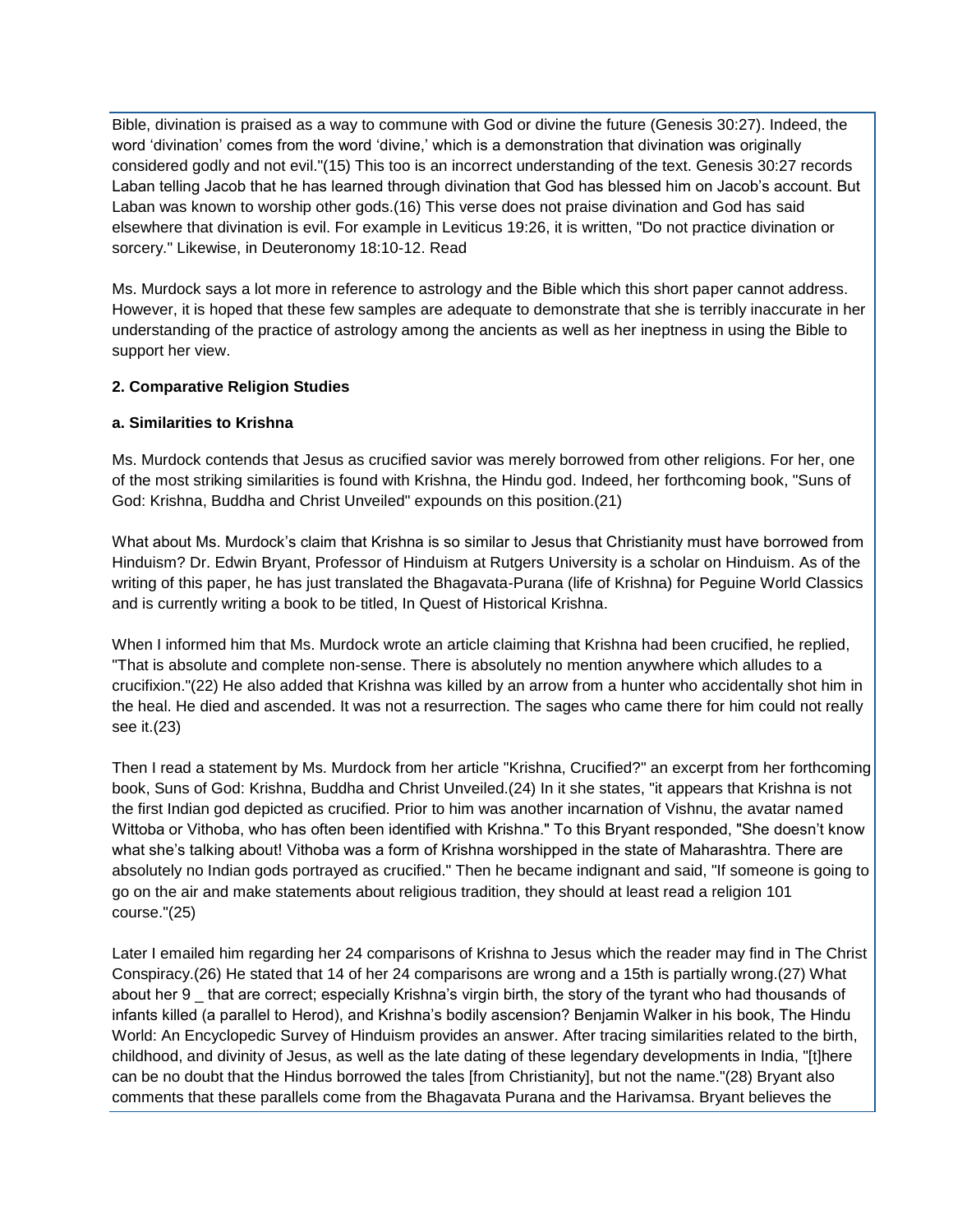Bible, divination is praised as a way to commune with God or divine the future (Genesis 30:27). Indeed, the word 'divination' comes from the word 'divine,' which is a demonstration that divination was originally considered godly and not evil."(15) This too is an incorrect understanding of the text. Genesis 30:27 records Laban telling Jacob that he has learned through divination that God has blessed him on Jacob's account. But Laban was known to worship other gods.(16) This verse does not praise divination and God has said elsewhere that divination is evil. For example in Leviticus 19:26, it is written, "Do not practice divination or sorcery." Likewise, in Deuteronomy 18:10-12. Read

Ms. Murdock says a lot more in reference to astrology and the Bible which this short paper cannot address. However, it is hoped that these few samples are adequate to demonstrate that she is terribly inaccurate in her understanding of the practice of astrology among the ancients as well as her ineptness in using the Bible to support her view.

**2. Comparative Religion Studies**

**a. Similarities to Krishna**

Ms. Murdock contends that Jesus as crucified savior was merely borrowed from other religions. For her, one of the most striking similarities is found with Krishna, the Hindu god. Indeed, her forthcoming book, "Suns of God: Krishna, Buddha and Christ Unveiled" expounds on this position.(21)

What about Ms. Murdock's claim that Krishna is so similar to Jesus that Christianity must have borrowed from Hinduism? Dr. Edwin Bryant, Professor of Hinduism at Rutgers University is a scholar on Hinduism. As of the writing of this paper, he has just translated the Bhagavata-Purana (life of Krishna) for Peguine World Classics and is currently writing a book to be titled, In Quest of Historical Krishna.

When I informed him that Ms. Murdock wrote an article claiming that Krishna had been crucified, he replied, "That is absolute and complete non-sense. There is absolutely no mention anywhere which alludes to a crucifixion."(22) He also added that Krishna was killed by an arrow from a hunter who accidentally shot him in the heal. He died and ascended. It was not a resurrection. The sages who came there for him could not really see it.(23)

Then I read a statement by Ms. Murdock from her article "Krishna, Crucified?" an excerpt from her forthcoming book, Suns of God: Krishna, Buddha and Christ Unveiled.(24) In it she states, "it appears that Krishna is not the first Indian god depicted as crucified. Prior to him was another incarnation of Vishnu, the avatar named Wittoba or Vithoba, who has often been identified with Krishna." To this Bryant responded, "She doesn't know what she's talking about! Vithoba was a form of Krishna worshipped in the state of Maharashtra. There are absolutely no Indian gods portrayed as crucified." Then he became indignant and said, "If someone is going to go on the air and make statements about religious tradition, they should at least read a religion 101 course."(25)

Later I emailed him regarding her 24 comparisons of Krishna to Jesus which the reader may find in The Christ Conspiracy.(26) He stated that 14 of her 24 comparisons are wrong and a 15th is partially wrong.(27) What about her 9 _ that are correct; especially Krishna's virgin birth, the story of the tyrant who had thousands of infants killed (a parallel to Herod), and Krishna's bodily ascension? Benjamin Walker in his book, The Hindu World: An Encyclopedic Survey of Hinduism provides an answer. After tracing similarities related to the birth, childhood, and divinity of Jesus, as well as the late dating of these legendary developments in India, "[t]here can be no doubt that the Hindus borrowed the tales [from Christianity], but not the name."(28) Bryant also comments that these parallels come from the Bhagavata Purana and the Harivamsa. Bryant believes the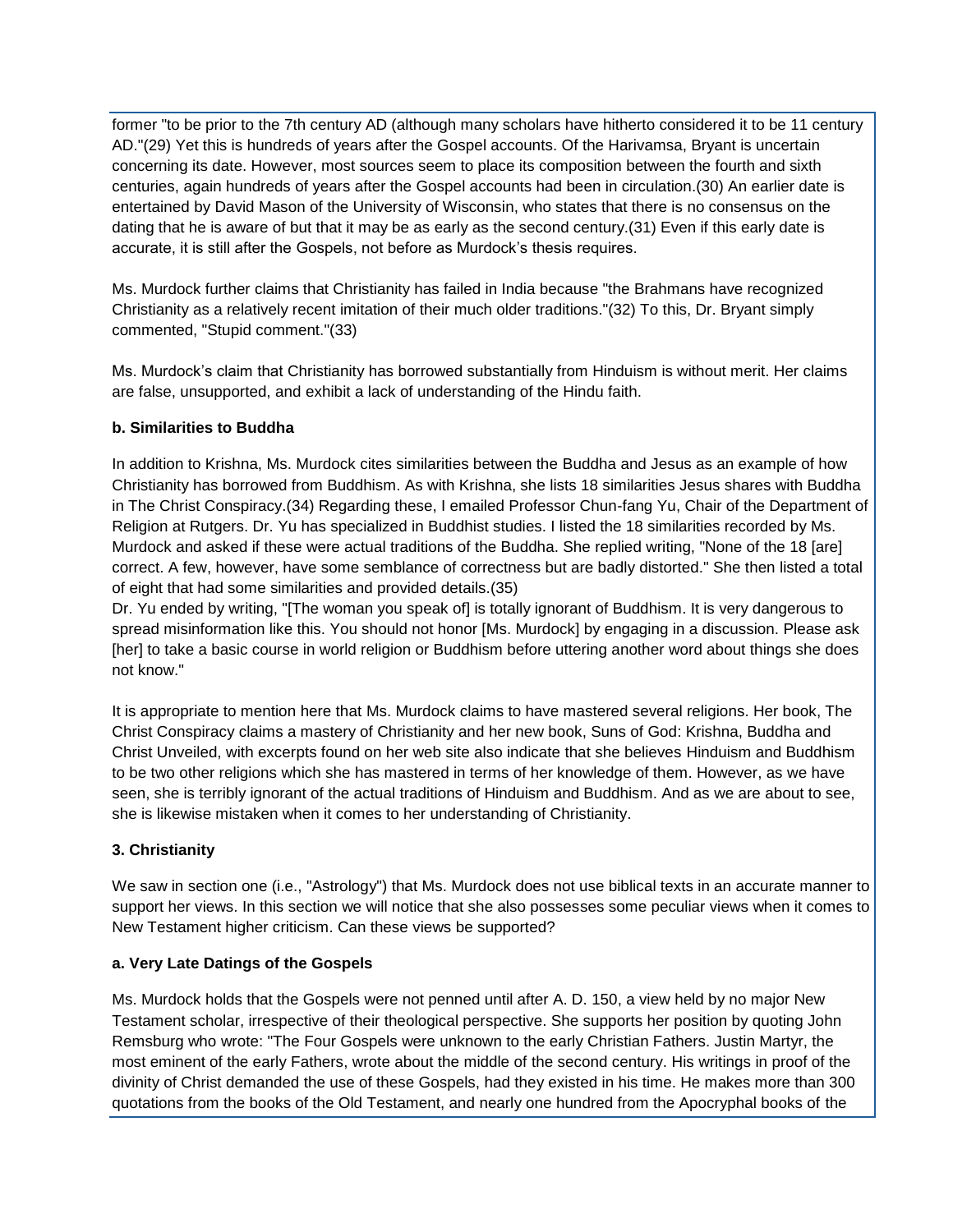former "to be prior to the 7th century AD (although many scholars have hitherto considered it to be 11 century AD."(29) Yet this is hundreds of years after the Gospel accounts. Of the Harivamsa, Bryant is uncertain concerning its date. However, most sources seem to place its composition between the fourth and sixth centuries, again hundreds of years after the Gospel accounts had been in circulation.(30) An earlier date is entertained by David Mason of the University of Wisconsin, who states that there is no consensus on the dating that he is aware of but that it may be as early as the second century.(31) Even if this early date is accurate, it is still after the Gospels, not before as Murdock's thesis requires.

Ms. Murdock further claims that Christianity has failed in India because "the Brahmans have recognized Christianity as a relatively recent imitation of their much older traditions."(32) To this, Dr. Bryant simply commented, "Stupid comment."(33)

Ms. Murdock's claim that Christianity has borrowed substantially from Hinduism is without merit. Her claims are false, unsupported, and exhibit a lack of understanding of the Hindu faith.

**b. Similarities to Buddha**

In addition to Krishna, Ms. Murdock cites similarities between the Buddha and Jesus as an example of how Christianity has borrowed from Buddhism. As with Krishna, she lists 18 similarities Jesus shares with Buddha in The Christ Conspiracy.(34) Regarding these, I emailed Professor Chun-fang Yu, Chair of the Department of Religion at Rutgers. Dr. Yu has specialized in Buddhist studies. I listed the 18 similarities recorded by Ms. Murdock and asked if these were actual traditions of the Buddha. She replied writing, "None of the 18 [are] correct. A few, however, have some semblance of correctness but are badly distorted." She then listed a total of eight that had some similarities and provided details.(35)

Dr. Yu ended by writing, "[The woman you speak of] is totally ignorant of Buddhism. It is very dangerous to spread misinformation like this. You should not honor [Ms. Murdock] by engaging in a discussion. Please ask [her] to take a basic course in world religion or Buddhism before uttering another word about things she does not know."

It is appropriate to mention here that Ms. Murdock claims to have mastered several religions. Her book, The Christ Conspiracy claims a mastery of Christianity and her new book, Suns of God: Krishna, Buddha and Christ Unveiled, with excerpts found on her web site also indicate that she believes Hinduism and Buddhism to be two other religions which she has mastered in terms of her knowledge of them. However, as we have seen, she is terribly ignorant of the actual traditions of Hinduism and Buddhism. And as we are about to see, she is likewise mistaken when it comes to her understanding of Christianity.

**3. Christianity**

We saw in section one (i.e., "Astrology") that Ms. Murdock does not use biblical texts in an accurate manner to support her views. In this section we will notice that she also possesses some peculiar views when it comes to New Testament higher criticism. Can these views be supported?

**a. Very Late Datings of the Gospels**

Ms. Murdock holds that the Gospels were not penned until after A. D. 150, a view held by no major New Testament scholar, irrespective of their theological perspective. She supports her position by quoting John Remsburg who wrote: "The Four Gospels were unknown to the early Christian Fathers. Justin Martyr, the most eminent of the early Fathers, wrote about the middle of the second century. His writings in proof of the divinity of Christ demanded the use of these Gospels, had they existed in his time. He makes more than 300 quotations from the books of the Old Testament, and nearly one hundred from the Apocryphal books of the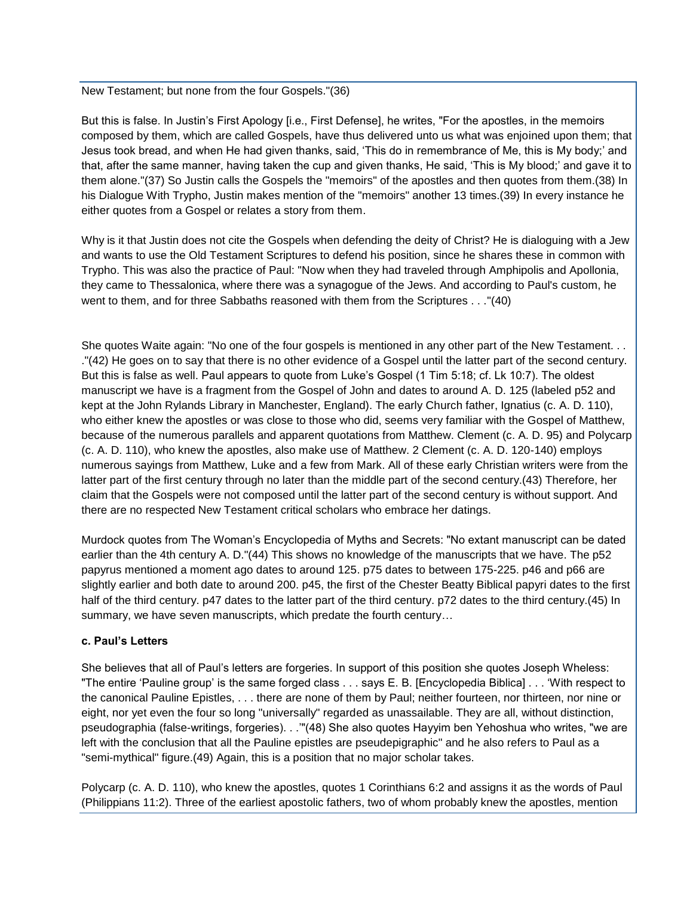New Testament; but none from the four Gospels."(36)

But this is false. In Justin's First Apology [i.e., First Defense], he writes, "For the apostles, in the memoirs composed by them, which are called Gospels, have thus delivered unto us what was enjoined upon them; that Jesus took bread, and when He had given thanks, said, 'This do in remembrance of Me, this is My body;' and that, after the same manner, having taken the cup and given thanks, He said, 'This is My blood;' and gave it to them alone."(37) So Justin calls the Gospels the "memoirs" of the apostles and then quotes from them.(38) In his Dialogue With Trypho, Justin makes mention of the "memoirs" another 13 times.(39) In every instance he either quotes from a Gospel or relates a story from them.

Why is it that Justin does not cite the Gospels when defending the deity of Christ? He is dialoguing with a Jew and wants to use the Old Testament Scriptures to defend his position, since he shares these in common with Trypho. This was also the practice of Paul: "Now when they had traveled through Amphipolis and Apollonia, they came to Thessalonica, where there was a synagogue of the Jews. And according to Paul's custom, he went to them, and for three Sabbaths reasoned with them from the Scriptures . . ."(40)

She quotes Waite again: "No one of the four gospels is mentioned in any other part of the New Testament. . . ."(42) He goes on to say that there is no other evidence of a Gospel until the latter part of the second century. But this is false as well. Paul appears to quote from Luke's Gospel (1 Tim 5:18; cf. Lk 10:7). The oldest manuscript we have is a fragment from the Gospel of John and dates to around A. D. 125 (labeled p52 and kept at the John Rylands Library in Manchester, England). The early Church father, Ignatius (c. A. D. 110), who either knew the apostles or was close to those who did, seems very familiar with the Gospel of Matthew, because of the numerous parallels and apparent quotations from Matthew. Clement (c. A. D. 95) and Polycarp (c. A. D. 110), who knew the apostles, also make use of Matthew. 2 Clement (c. A. D. 120-140) employs numerous sayings from Matthew, Luke and a few from Mark. All of these early Christian writers were from the latter part of the first century through no later than the middle part of the second century.(43) Therefore, her claim that the Gospels were not composed until the latter part of the second century is without support. And there are no respected New Testament critical scholars who embrace her datings.

Murdock quotes from The Woman's Encyclopedia of Myths and Secrets: "No extant manuscript can be dated earlier than the 4th century A. D."(44) This shows no knowledge of the manuscripts that we have. The p52 papyrus mentioned a moment ago dates to around 125. p75 dates to between 175-225. p46 and p66 are slightly earlier and both date to around 200. p45, the first of the Chester Beatty Biblical papyri dates to the first half of the third century. p47 dates to the latter part of the third century. p72 dates to the third century.(45) In summary, we have seven manuscripts, which predate the fourth century…

**c. Paul's Letters**

She believes that all of Paul's letters are forgeries. In support of this position she quotes Joseph Wheless: "The entire 'Pauline group' is the same forged class . . . says E. B. [Encyclopedia Biblica] . . . 'With respect to the canonical Pauline Epistles, . . . there are none of them by Paul; neither fourteen, nor thirteen, nor nine or eight, nor yet even the four so long "universally" regarded as unassailable. They are all, without distinction, pseudographia (false-writings, forgeries). . .'"(48) She also quotes Hayyim ben Yehoshua who writes, "we are left with the conclusion that all the Pauline epistles are pseudepigraphic" and he also refers to Paul as a "semi-mythical" figure.(49) Again, this is a position that no major scholar takes.

Polycarp (c. A. D. 110), who knew the apostles, quotes 1 Corinthians 6:2 and assigns it as the words of Paul (Philippians 11:2). Three of the earliest apostolic fathers, two of whom probably knew the apostles, mention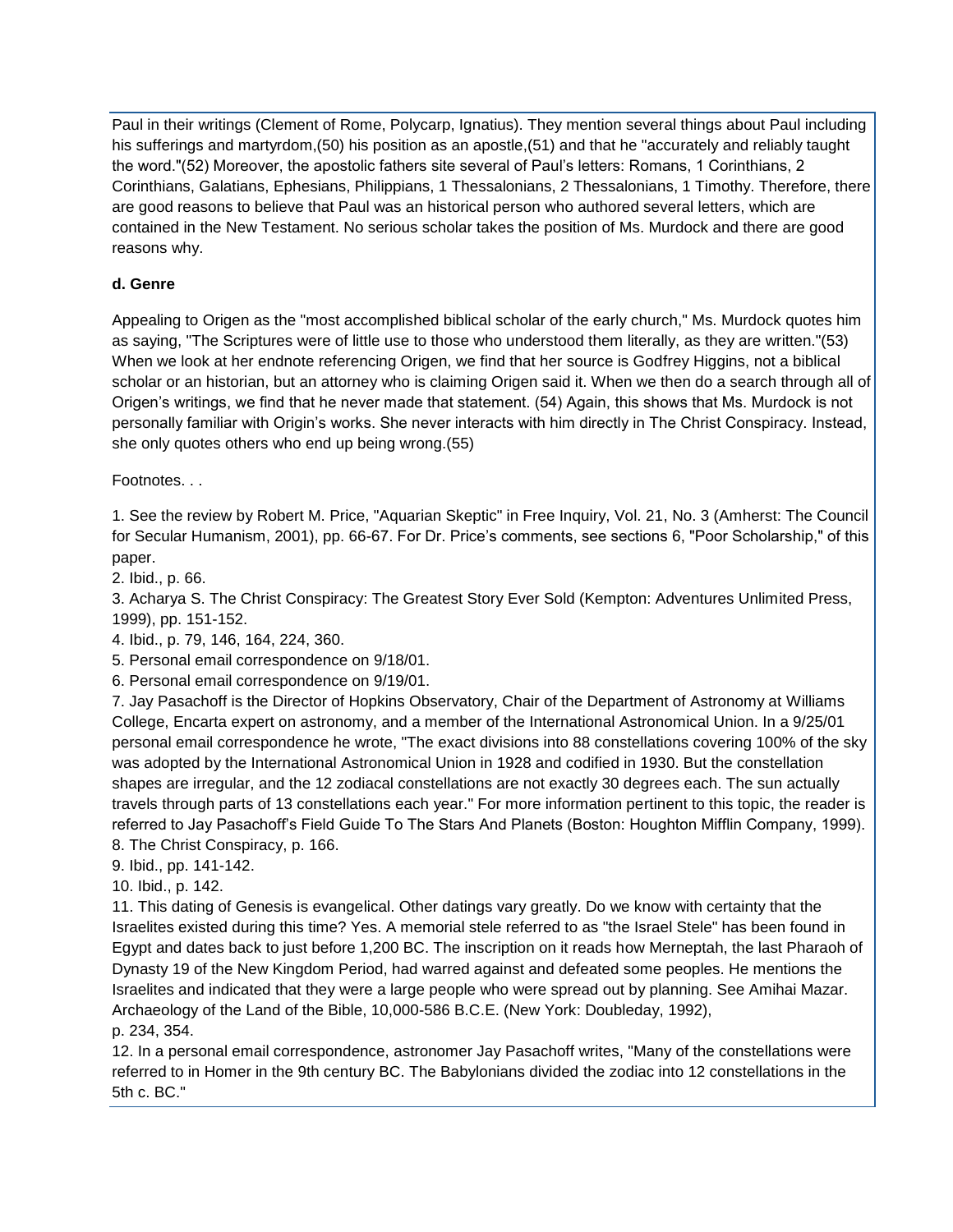Paul in their writings (Clement of Rome, Polycarp, Ignatius). They mention several things about Paul including his sufferings and martyrdom,(50) his position as an apostle,(51) and that he "accurately and reliably taught the word."(52) Moreover, the apostolic fathers site several of Paul's letters: Romans, 1 Corinthians, 2 Corinthians, Galatians, Ephesians, Philippians, 1 Thessalonians, 2 Thessalonians, 1 Timothy. Therefore, there are good reasons to believe that Paul was an historical person who authored several letters, which are contained in the New Testament. No serious scholar takes the position of Ms. Murdock and there are good reasons why.

**d. Genre**

Appealing to Origen as the "most accomplished biblical scholar of the early church," Ms. Murdock quotes him as saying, "The Scriptures were of little use to those who understood them literally, as they are written."(53) When we look at her endnote referencing Origen, we find that her source is Godfrey Higgins, not a biblical scholar or an historian, but an attorney who is claiming Origen said it. When we then do a search through all of Origen's writings, we find that he never made that statement. (54) Again, this shows that Ms. Murdock is not personally familiar with Origin's works. She never interacts with him directly in The Christ Conspiracy. Instead, she only quotes others who end up being wrong.(55)

Footnotes. . .

1. See the review by Robert M. Price, "Aquarian Skeptic" in Free Inquiry, Vol. 21, No. 3 (Amherst: The Council for Secular Humanism, 2001), pp. 66-67. For Dr. Price's comments, see sections 6, "Poor Scholarship," of this paper.
2. Ibid., p. 66.
3. Acharya S. The Christ Conspiracy: The Greatest Story Ever Sold (Kempton: Adventures Unlimited Press, 1999), pp. 151-152.
4. Ibid., p. 79, 146, 164, 224, 360.
5. Personal email correspondence on 9/18/01.
6. Personal email correspondence on 9/19/01.
7. Jay Pasachoff is the Director of Hopkins Observatory, Chair of the Department of Astronomy at Williams College, Encarta expert on astronomy, and a member of the International Astronomical Union. In a 9/25/01 personal email correspondence he wrote, "The exact divisions into 88 constellations covering 100% of the sky was adopted by the International Astronomical Union in 1928 and codified in 1930. But the constellation shapes are irregular, and the 12 zodiacal constellations are not exactly 30 degrees each. The sun actually travels through parts of 13 constellations each year." For more information pertinent to this topic, the reader is referred to Jay Pasachoff's Field Guide To The Stars And Planets (Boston: Houghton Mifflin Company, 1999).
8. The Christ Conspiracy, p. 166.
9. Ibid., pp. 141-142.
10. Ibid., p. 142.
11. This dating of Genesis is evangelical. Other datings vary greatly. Do we know with certainty that the Israelites existed during this time? Yes. A memorial stele referred to as "the Israel Stele" has been found in Egypt and dates back to just before 1,200 BC. The inscription on it reads how Merneptah, the last Pharaoh of Dynasty 19 of the New Kingdom Period, had warred against and defeated some peoples. He mentions the Israelites and indicated that they were a large people who were spread out by planning. See Amihai Mazar. Archaeology of the Land of the Bible, 10,000-586 B.C.E. (New York: Doubleday, 1992), p. 234, 354.
12. In a personal email correspondence, astronomer Jay Pasachoff writes, "Many of the constellations were referred to in Homer in the 9th century BC. The Babylonians divided the zodiac into 12 constellations in the 5th c. BC."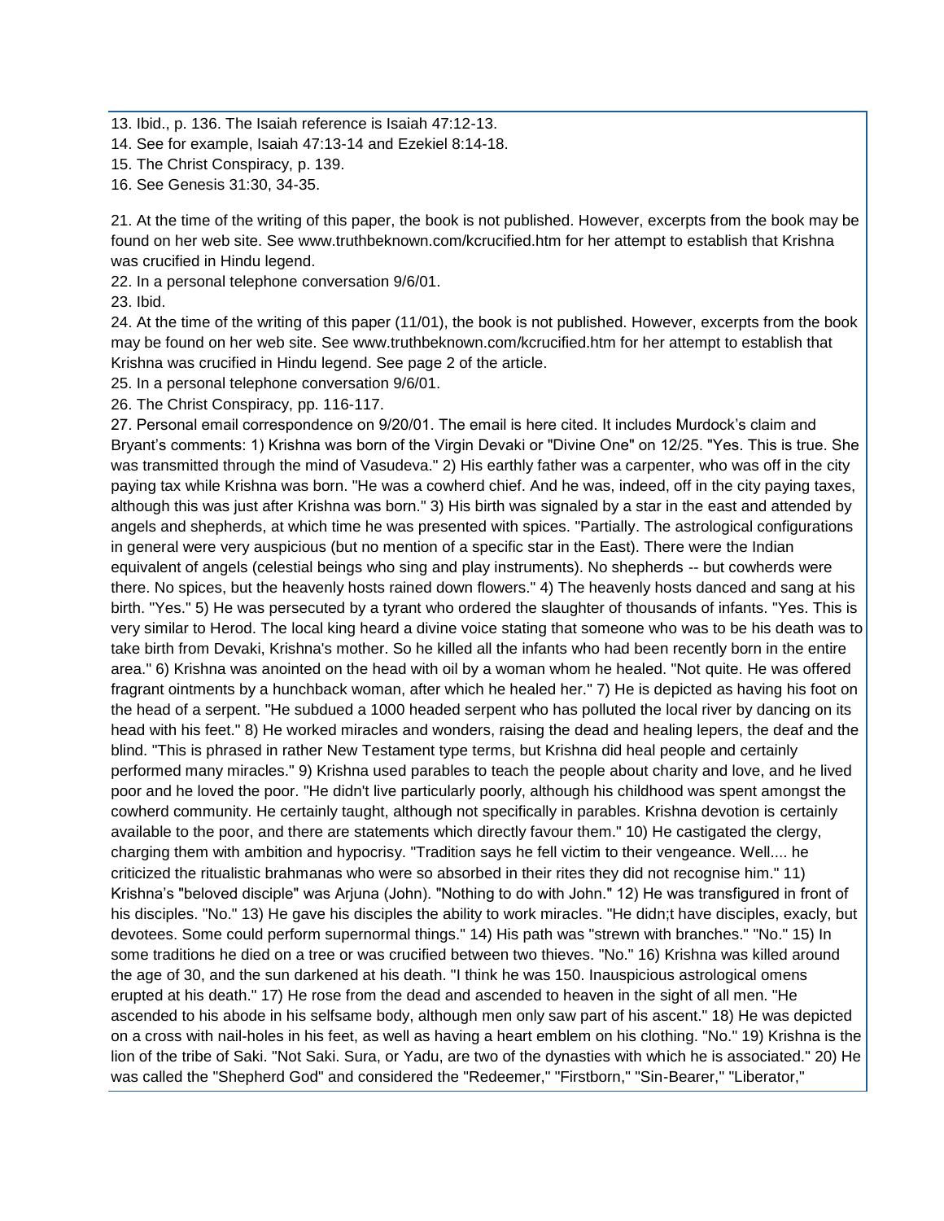13. Ibid., p. 136. The Isaiah reference is Isaiah 47:12-13.
14. See for example, Isaiah 47:13-14 and Ezekiel 8:14-18.
15. The Christ Conspiracy, p. 139.
16. See Genesis 31:30, 34-35.

21. At the time of the writing of this paper, the book is not published. However, excerpts from the book may be found on her web site. See www.truthbeknown.com/kcrucified.htm for her attempt to establish that Krishna was crucified in Hindu legend.
22. In a personal telephone conversation 9/6/01.
23. Ibid.
24. At the time of the writing of this paper (11/01), the book is not published. However, excerpts from the book may be found on her web site. See www.truthbeknown.com/kcrucified.htm for her attempt to establish that Krishna was crucified in Hindu legend. See page 2 of the article.
25. In a personal telephone conversation 9/6/01.
26. The Christ Conspiracy, pp. 116-117.
27. Personal email correspondence on 9/20/01. The email is here cited. It includes Murdock's claim and Bryant's comments: 1) Krishna was born of the Virgin Devaki or "Divine One" on 12/25. "Yes. This is true. She was transmitted through the mind of Vasudeva." 2) His earthly father was a carpenter, who was off in the city paying tax while Krishna was born. "He was a cowherd chief. And he was, indeed, off in the city paying taxes, although this was just after Krishna was born." 3) His birth was signaled by a star in the east and attended by angels and shepherds, at which time he was presented with spices. "Partially. The astrological configurations in general were very auspicious (but no mention of a specific star in the East). There were the Indian equivalent of angels (celestial beings who sing and play instruments). No shepherds -- but cowherds were there. No spices, but the heavenly hosts rained down flowers." 4) The heavenly hosts danced and sang at his birth. "Yes." 5) He was persecuted by a tyrant who ordered the slaughter of thousands of infants. "Yes. This is very similar to Herod. The local king heard a divine voice stating that someone who was to be his death was to take birth from Devaki, Krishna's mother. So he killed all the infants who had been recently born in the entire area." 6) Krishna was anointed on the head with oil by a woman whom he healed. "Not quite. He was offered fragrant ointments by a hunchback woman, after which he healed her." 7) He is depicted as having his foot on the head of a serpent. "He subdued a 1000 headed serpent who has polluted the local river by dancing on its head with his feet." 8) He worked miracles and wonders, raising the dead and healing lepers, the deaf and the blind. "This is phrased in rather New Testament type terms, but Krishna did heal people and certainly performed many miracles." 9) Krishna used parables to teach the people about charity and love, and he lived poor and he loved the poor. "He didn't live particularly poorly, although his childhood was spent amongst the cowherd community. He certainly taught, although not specifically in parables. Krishna devotion is certainly available to the poor, and there are statements which directly favour them." 10) He castigated the clergy, charging them with ambition and hypocrisy. "Tradition says he fell victim to their vengeance. Well.... he criticized the ritualistic brahmanas who were so absorbed in their rites they did not recognise him." 11) Krishna's "beloved disciple" was Arjuna (John). "Nothing to do with John." 12) He was transfigured in front of his disciples. "No." 13) He gave his disciples the ability to work miracles. "He didn;t have disciples, exacly, but devotees. Some could perform supernormal things." 14) His path was "strewn with branches." "No." 15) In some traditions he died on a tree or was crucified between two thieves. "No." 16) Krishna was killed around the age of 30, and the sun darkened at his death. "I think he was 150. Inauspicious astrological omens erupted at his death." 17) He rose from the dead and ascended to heaven in the sight of all men. "He ascended to his abode in his selfsame body, although men only saw part of his ascent." 18) He was depicted on a cross with nail-holes in his feet, as well as having a heart emblem on his clothing. "No." 19) Krishna is the lion of the tribe of Saki. "Not Saki. Sura, or Yadu, are two of the dynasties with which he is associated." 20) He was called the "Shepherd God" and considered the "Redeemer," "Firstborn," "Sin-Bearer," "Liberator,"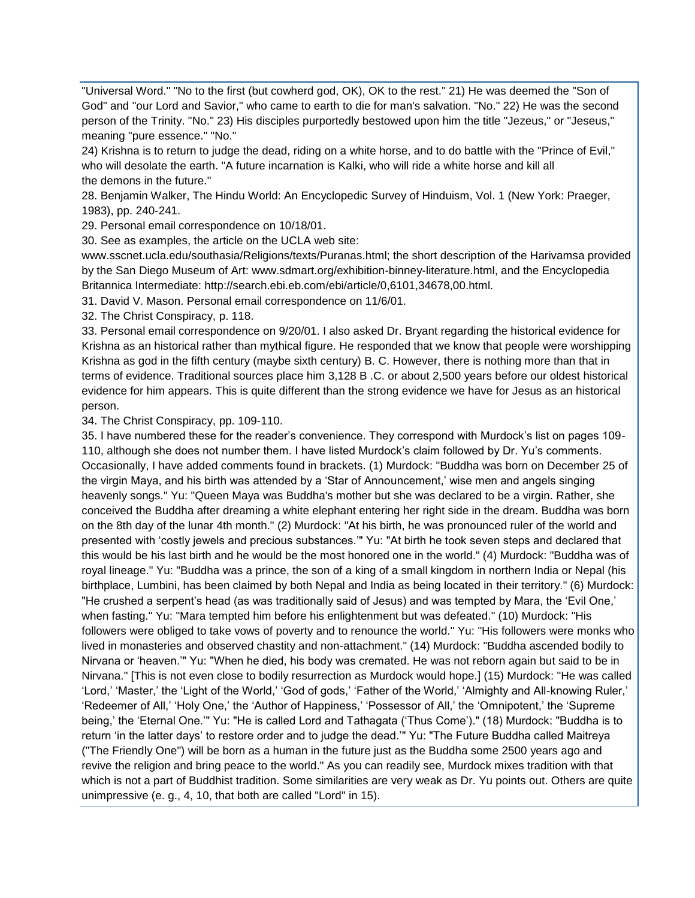"Universal Word." "No to the first (but cowherd god, OK), OK to the rest." 21) He was deemed the "Son of God" and "our Lord and Savior," who came to earth to die for man's salvation. "No." 22) He was the second person of the Trinity. "No." 23) His disciples purportedly bestowed upon him the title "Jezeus," or "Jeseus," meaning "pure essence." "No."

24) Krishna is to return to judge the dead, riding on a white horse, and to do battle with the "Prince of Evil," who will desolate the earth. "A future incarnation is Kalki, who will ride a white horse and kill all the demons in the future."

28. Benjamin Walker, The Hindu World: An Encyclopedic Survey of Hinduism, Vol. 1 (New York: Praeger, 1983), pp. 240-241.

29. Personal email correspondence on 10/18/01.

30. See as examples, the article on the UCLA web site: www.sscnet.ucla.edu/southasia/Religions/texts/Puranas.html; the short description of the Harivamsa provided by the San Diego Museum of Art: www.sdmart.org/exhibition-binney-literature.html, and the Encyclopedia Britannica Intermediate: http://search.ebi.eb.com/ebi/article/0,6101,34678,00.html.

31. David V. Mason. Personal email correspondence on 11/6/01.

32. The Christ Conspiracy, p. 118.

33. Personal email correspondence on 9/20/01. I also asked Dr. Bryant regarding the historical evidence for Krishna as an historical rather than mythical figure. He responded that we know that people were worshipping Krishna as god in the fifth century (maybe sixth century) B. C. However, there is nothing more than that in terms of evidence. Traditional sources place him 3,128 B .C. or about 2,500 years before our oldest historical evidence for him appears. This is quite different than the strong evidence we have for Jesus as an historical person.

34. The Christ Conspiracy, pp. 109-110.

35. I have numbered these for the reader's convenience. They correspond with Murdock's list on pages 109-110, although she does not number them. I have listed Murdock's claim followed by Dr. Yu's comments. Occasionally, I have added comments found in brackets. (1) Murdock: "Buddha was born on December 25 of the virgin Maya, and his birth was attended by a 'Star of Announcement,' wise men and angels singing heavenly songs." Yu: "Queen Maya was Buddha's mother but she was declared to be a virgin. Rather, she conceived the Buddha after dreaming a white elephant entering her right side in the dream. Buddha was born on the 8th day of the lunar 4th month." (2) Murdock: "At his birth, he was pronounced ruler of the world and presented with 'costly jewels and precious substances.'" Yu: "At birth he took seven steps and declared that this would be his last birth and he would be the most honored one in the world." (4) Murdock: "Buddha was of royal lineage." Yu: "Buddha was a prince, the son of a king of a small kingdom in northern India or Nepal (his birthplace, Lumbini, has been claimed by both Nepal and India as being located in their territory." (6) Murdock: "He crushed a serpent's head (as was traditionally said of Jesus) and was tempted by Mara, the 'Evil One,' when fasting." Yu: "Mara tempted him before his enlightenment but was defeated." (10) Murdock: "His followers were obliged to take vows of poverty and to renounce the world." Yu: "His followers were monks who lived in monasteries and observed chastity and non-attachment." (14) Murdock: "Buddha ascended bodily to Nirvana or 'heaven.'" Yu: "When he died, his body was cremated. He was not reborn again but said to be in Nirvana." [This is not even close to bodily resurrection as Murdock would hope.] (15) Murdock: "He was called 'Lord,' 'Master,' the 'Light of the World,' 'God of gods,' 'Father of the World,' 'Almighty and All-knowing Ruler,' 'Redeemer of All,' 'Holy One,' the 'Author of Happiness,' 'Possessor of All,' the 'Omnipotent,' the 'Supreme being,' the 'Eternal One.'" Yu: "He is called Lord and Tathagata ('Thus Come')." (18) Murdock: "Buddha is to return 'in the latter days' to restore order and to judge the dead.'" Yu: "The Future Buddha called Maitreya ("The Friendly One") will be born as a human in the future just as the Buddha some 2500 years ago and revive the religion and bring peace to the world." As you can readily see, Murdock mixes tradition with that which is not a part of Buddhist tradition. Some similarities are very weak as Dr. Yu points out. Others are quite unimpressive (e. g., 4, 10, that both are called "Lord" in 15).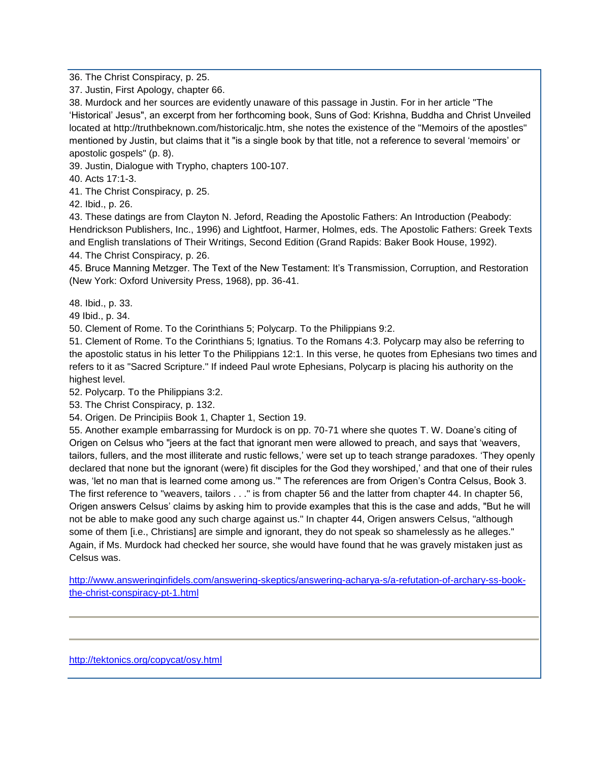36. The Christ Conspiracy, p. 25.

37. Justin, First Apology, chapter 66.

38. Murdock and her sources are evidently unaware of this passage in Justin. For in her article "The 'Historical' Jesus", an excerpt from her forthcoming book, Suns of God: Krishna, Buddha and Christ Unveiled located at http://truthbeknown.com/historicaljc.htm, she notes the existence of the "Memoirs of the apostles" mentioned by Justin, but claims that it "is a single book by that title, not a reference to several 'memoirs' or apostolic gospels" (p. 8).

39. Justin, Dialogue with Trypho, chapters 100-107.

40. Acts 17:1-3.

41. The Christ Conspiracy, p. 25.

42. Ibid., p. 26.

43. These datings are from Clayton N. Jeford, Reading the Apostolic Fathers: An Introduction (Peabody: Hendrickson Publishers, Inc., 1996) and Lightfoot, Harmer, Holmes, eds. The Apostolic Fathers: Greek Texts and English translations of Their Writings, Second Edition (Grand Rapids: Baker Book House, 1992).

44. The Christ Conspiracy, p. 26.

45. Bruce Manning Metzger. The Text of the New Testament: It's Transmission, Corruption, and Restoration (New York: Oxford University Press, 1968), pp. 36-41.

48. Ibid., p. 33.

49 Ibid., p. 34.

50. Clement of Rome. To the Corinthians 5; Polycarp. To the Philippians 9:2.

51. Clement of Rome. To the Corinthians 5; Ignatius. To the Romans 4:3. Polycarp may also be referring to the apostolic status in his letter To the Philippians 12:1. In this verse, he quotes from Ephesians two times and refers to it as "Sacred Scripture." If indeed Paul wrote Ephesians, Polycarp is placing his authority on the highest level.

52. Polycarp. To the Philippians 3:2.

53. The Christ Conspiracy, p. 132.

54. Origen. De Principiis Book 1, Chapter 1, Section 19.

55. Another example embarrassing for Murdock is on pp. 70-71 where she quotes T. W. Doane's citing of Origen on Celsus who "jeers at the fact that ignorant men were allowed to preach, and says that 'weavers, tailors, fullers, and the most illiterate and rustic fellows,' were set up to teach strange paradoxes. 'They openly declared that none but the ignorant (were) fit disciples for the God they worshiped,' and that one of their rules was, 'let no man that is learned come among us.'" The references are from Origen's Contra Celsus, Book 3. The first reference to "weavers, tailors . . ." is from chapter 56 and the latter from chapter 44. In chapter 56, Origen answers Celsus' claims by asking him to provide examples that this is the case and adds, "But he will not be able to make good any such charge against us." In chapter 44, Origen answers Celsus, "although some of them [i.e., Christians] are simple and ignorant, they do not speak so shamelessly as he alleges." Again, if Ms. Murdock had checked her source, she would have found that he was gravely mistaken just as Celsus was.

http://www.answeringinfidels.com/answering-skeptics/answering-acharya-s/a-refutation-of-archary-ss-book-the-christ-conspiracy-pt-1.html

---

---

http://tektonics.org/copycat/osy.html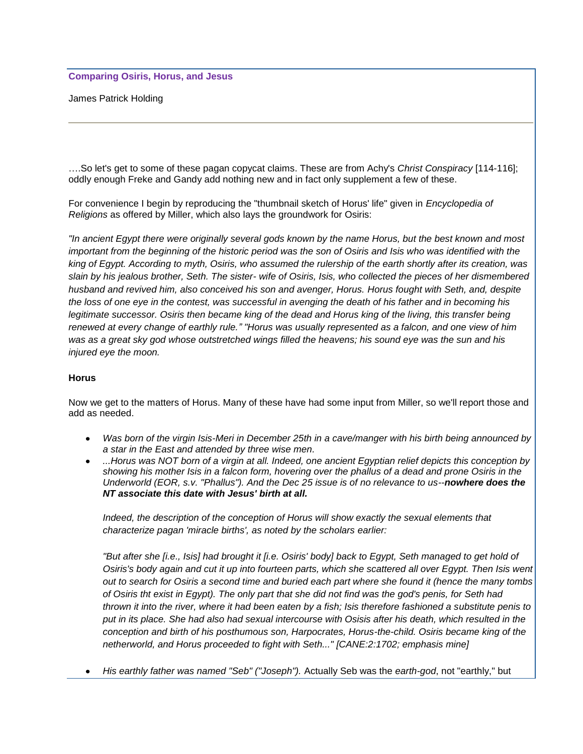**Comparing Osiris, Horus, and Jesus**

James Patrick Holding

---

….So let's get to some of these pagan copycat claims. These are from Achy's *Christ Conspiracy* [114-116]; oddly enough Freke and Gandy add nothing new and in fact only supplement a few of these.

For convenience I begin by reproducing the "thumbnail sketch of Horus' life" given in *Encyclopedia of Religions* as offered by Miller, which also lays the groundwork for Osiris:

*"In ancient Egypt there were originally several gods known by the name Horus, but the best known and most important from the beginning of the historic period was the son of Osiris and Isis who was identified with the king of Egypt. According to myth, Osiris, who assumed the rulership of the earth shortly after its creation, was slain by his jealous brother, Seth. The sister- wife of Osiris, Isis, who collected the pieces of her dismembered husband and revived him, also conceived his son and avenger, Horus. Horus fought with Seth, and, despite the loss of one eye in the contest, was successful in avenging the death of his father and in becoming his legitimate successor. Osiris then became king of the dead and Horus king of the living, this transfer being renewed at every change of earthly rule." "Horus was usually represented as a falcon, and one view of him was as a great sky god whose outstretched wings filled the heavens; his sound eye was the sun and his injured eye the moon.*

**Horus**

Now we get to the matters of Horus. Many of these have had some input from Miller, so we'll report those and add as needed.

- *Was born of the virgin Isis-Meri in December 25th in a cave/manger with his birth being announced by a star in the East and attended by three wise men.*
- *...Horus was NOT born of a virgin at all. Indeed, one ancient Egyptian relief depicts this conception by showing his mother Isis in a falcon form, hovering over the phallus of a dead and prone Osiris in the Underworld (EOR, s.v. "Phallus"). And the Dec 25 issue is of no relevance to us--**nowhere does the NT associate this date with Jesus' birth at all.***

  *Indeed, the description of the conception of Horus will show exactly the sexual elements that characterize pagan 'miracle births', as noted by the scholars earlier:*

  *"But after she [i.e., Isis] had brought it [i.e. Osiris' body] back to Egypt, Seth managed to get hold of Osiris's body again and cut it up into fourteen parts, which she scattered all over Egypt. Then Isis went out to search for Osiris a second time and buried each part where she found it (hence the many tombs of Osiris tht exist in Egypt). The only part that she did not find was the god's penis, for Seth had thrown it into the river, where it had been eaten by a fish; Isis therefore fashioned a substitute penis to put in its place. She had also had sexual intercourse with Osisis after his death, which resulted in the conception and birth of his posthumous son, Harpocrates, Horus-the-child. Osiris became king of the netherworld, and Horus proceeded to fight with Seth..." [CANE:2:1702; emphasis mine]*

- *His earthly father was named "Seb" ("Joseph").* Actually Seb was the *earth-god*, not "earthly," but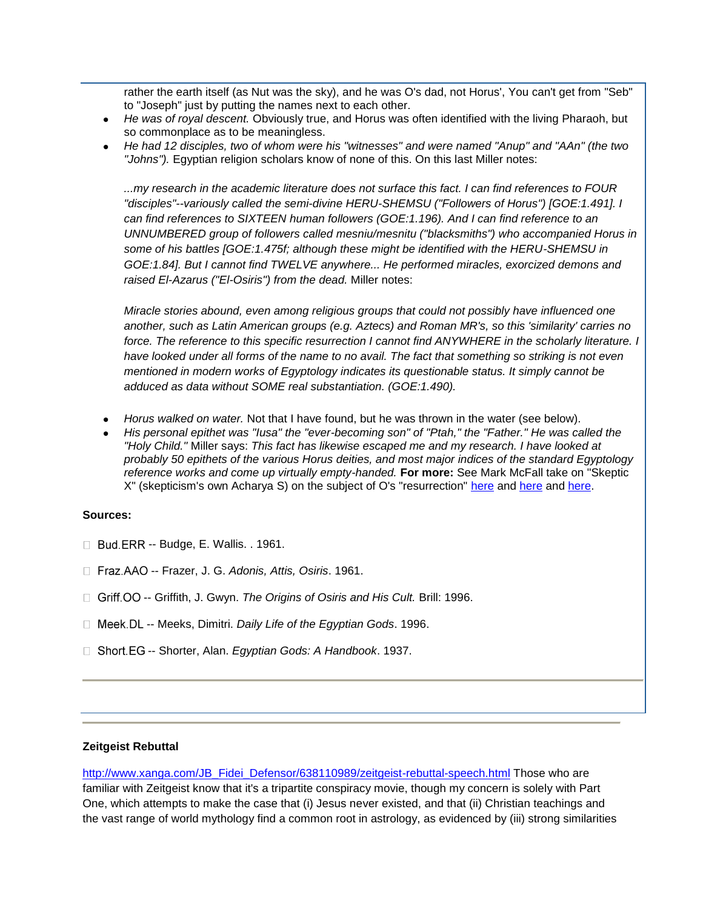rather the earth itself (as Nut was the sky), and he was O's dad, not Horus', You can't get from "Seb" to "Joseph" just by putting the names next to each other.

- *He was of royal descent.* Obviously true, and Horus was often identified with the living Pharaoh, but so commonplace as to be meaningless.
- *He had 12 disciples, two of whom were his "witnesses" and were named "Anup" and "AAn" (the two "Johns").* Egyptian religion scholars know of none of this. On this last Miller notes:

  *...my research in the academic literature does not surface this fact. I can find references to FOUR "disciples"--variously called the semi-divine HERU-SHEMSU ("Followers of Horus") [GOE:1.491]. I can find references to SIXTEEN human followers (GOE:1.196). And I can find reference to an UNNUMBERED group of followers called mesniu/mesnitu ("blacksmiths") who accompanied Horus in some of his battles [GOE:1.475f; although these might be identified with the HERU-SHEMSU in GOE:1.84]. But I cannot find TWELVE anywhere... He performed miracles, exorcized demons and raised El-Azarus ("El-Osiris") from the dead.* Miller notes:

  *Miracle stories abound, even among religious groups that could not possibly have influenced one another, such as Latin American groups (e.g. Aztecs) and Roman MR's, so this 'similarity' carries no force. The reference to this specific resurrection I cannot find ANYWHERE in the scholarly literature. I have looked under all forms of the name to no avail. The fact that something so striking is not even mentioned in modern works of Egyptology indicates its questionable status. It simply cannot be adduced as data without SOME real substantiation. (GOE:1.490).*

- *Horus walked on water.* Not that I have found, but he was thrown in the water (see below).
- *His personal epithet was "Iusa" the "ever-becoming son" of "Ptah," the "Father." He was called the "Holy Child."* Miller says: *This fact has likewise escaped me and my research. I have looked at probably 50 epithets of the various Horus deities, and most major indices of the standard Egyptology reference works and come up virtually empty-handed.* **For more:** See Mark McFall take on "Skeptic X" (skepticism's own Acharya S) on the subject of O's "resurrection" here and here and here.

**Sources:**

- Bud.ERR -- Budge, E. Wallis. . 1961.
- Fraz.AAO -- Frazer, J. G. *Adonis, Attis, Osiris*. 1961.
- Griff.OO -- Griffith, J. Gwyn. *The Origins of Osiris and His Cult.* Brill: 1996.
- Meek.DL -- Meeks, Dimitri. *Daily Life of the Egyptian Gods*. 1996.
- Short.EG -- Shorter, Alan. *Egyptian Gods: A Handbook*. 1937.

---

**Zeitgeist Rebuttal**

http://www.xanga.com/JB_Fidei_Defensor/638110989/zeitgeist-rebuttal-speech.html Those who are familiar with Zeitgeist know that it's a tripartite conspiracy movie, though my concern is solely with Part One, which attempts to make the case that (i) Jesus never existed, and that (ii) Christian teachings and the vast range of world mythology find a common root in astrology, as evidenced by (iii) strong similarities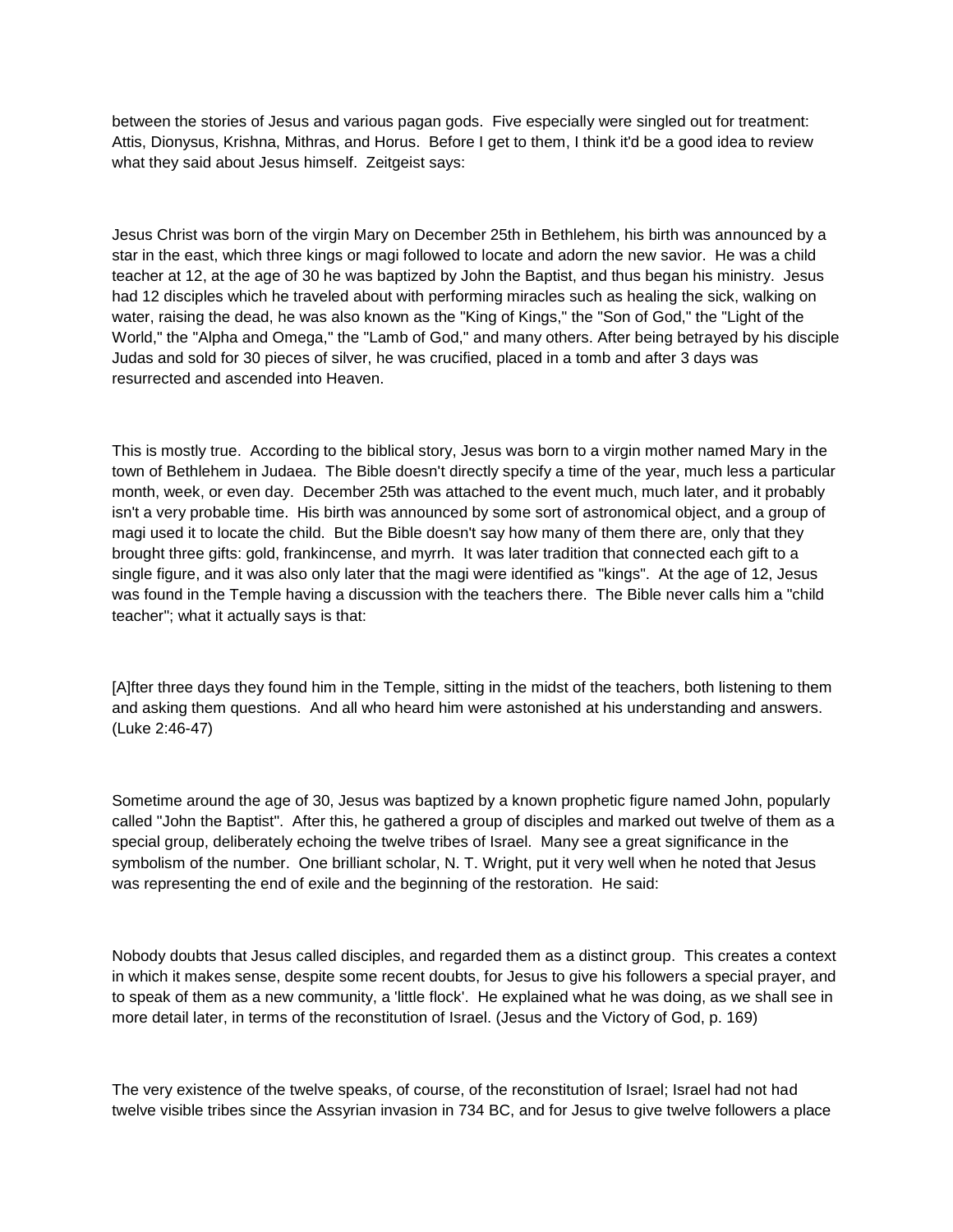between the stories of Jesus and various pagan gods. Five especially were singled out for treatment: Attis, Dionysus, Krishna, Mithras, and Horus. Before I get to them, I think it'd be a good idea to review what they said about Jesus himself. Zeitgeist says:

Jesus Christ was born of the virgin Mary on December 25th in Bethlehem, his birth was announced by a star in the east, which three kings or magi followed to locate and adorn the new savior. He was a child teacher at 12, at the age of 30 he was baptized by John the Baptist, and thus began his ministry. Jesus had 12 disciples which he traveled about with performing miracles such as healing the sick, walking on water, raising the dead, he was also known as the "King of Kings," the "Son of God," the "Light of the World," the "Alpha and Omega," the "Lamb of God," and many others. After being betrayed by his disciple Judas and sold for 30 pieces of silver, he was crucified, placed in a tomb and after 3 days was resurrected and ascended into Heaven.

This is mostly true. According to the biblical story, Jesus was born to a virgin mother named Mary in the town of Bethlehem in Judaea. The Bible doesn't directly specify a time of the year, much less a particular month, week, or even day. December 25th was attached to the event much, much later, and it probably isn't a very probable time. His birth was announced by some sort of astronomical object, and a group of magi used it to locate the child. But the Bible doesn't say how many of them there are, only that they brought three gifts: gold, frankincense, and myrrh. It was later tradition that connected each gift to a single figure, and it was also only later that the magi were identified as "kings". At the age of 12, Jesus was found in the Temple having a discussion with the teachers there. The Bible never calls him a "child teacher"; what it actually says is that:

[A]fter three days they found him in the Temple, sitting in the midst of the teachers, both listening to them and asking them questions. And all who heard him were astonished at his understanding and answers. (Luke 2:46-47)

Sometime around the age of 30, Jesus was baptized by a known prophetic figure named John, popularly called "John the Baptist". After this, he gathered a group of disciples and marked out twelve of them as a special group, deliberately echoing the twelve tribes of Israel. Many see a great significance in the symbolism of the number. One brilliant scholar, N. T. Wright, put it very well when he noted that Jesus was representing the end of exile and the beginning of the restoration. He said:

Nobody doubts that Jesus called disciples, and regarded them as a distinct group. This creates a context in which it makes sense, despite some recent doubts, for Jesus to give his followers a special prayer, and to speak of them as a new community, a 'little flock'. He explained what he was doing, as we shall see in more detail later, in terms of the reconstitution of Israel. (Jesus and the Victory of God, p. 169)

The very existence of the twelve speaks, of course, of the reconstitution of Israel; Israel had not had twelve visible tribes since the Assyrian invasion in 734 BC, and for Jesus to give twelve followers a place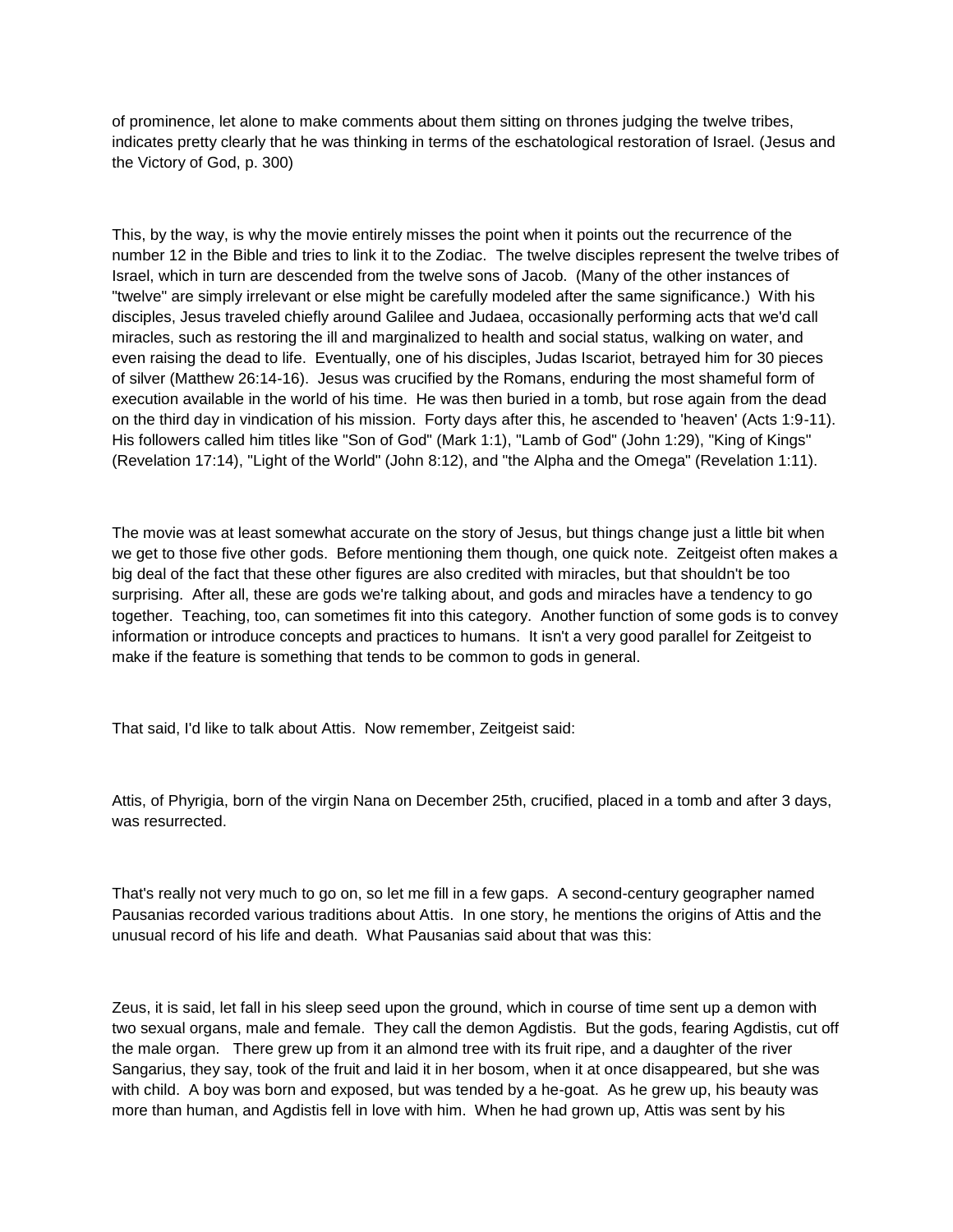of prominence, let alone to make comments about them sitting on thrones judging the twelve tribes, indicates pretty clearly that he was thinking in terms of the eschatological restoration of Israel. (Jesus and the Victory of God, p. 300)

This, by the way, is why the movie entirely misses the point when it points out the recurrence of the number 12 in the Bible and tries to link it to the Zodiac. The twelve disciples represent the twelve tribes of Israel, which in turn are descended from the twelve sons of Jacob. (Many of the other instances of "twelve" are simply irrelevant or else might be carefully modeled after the same significance.) With his disciples, Jesus traveled chiefly around Galilee and Judaea, occasionally performing acts that we'd call miracles, such as restoring the ill and marginalized to health and social status, walking on water, and even raising the dead to life. Eventually, one of his disciples, Judas Iscariot, betrayed him for 30 pieces of silver (Matthew 26:14-16). Jesus was crucified by the Romans, enduring the most shameful form of execution available in the world of his time. He was then buried in a tomb, but rose again from the dead on the third day in vindication of his mission. Forty days after this, he ascended to 'heaven' (Acts 1:9-11). His followers called him titles like "Son of God" (Mark 1:1), "Lamb of God" (John 1:29), "King of Kings" (Revelation 17:14), "Light of the World" (John 8:12), and "the Alpha and the Omega" (Revelation 1:11).

The movie was at least somewhat accurate on the story of Jesus, but things change just a little bit when we get to those five other gods. Before mentioning them though, one quick note. Zeitgeist often makes a big deal of the fact that these other figures are also credited with miracles, but that shouldn't be too surprising. After all, these are gods we're talking about, and gods and miracles have a tendency to go together. Teaching, too, can sometimes fit into this category. Another function of some gods is to convey information or introduce concepts and practices to humans. It isn't a very good parallel for Zeitgeist to make if the feature is something that tends to be common to gods in general.

That said, I'd like to talk about Attis. Now remember, Zeitgeist said:

Attis, of Phyrigia, born of the virgin Nana on December 25th, crucified, placed in a tomb and after 3 days, was resurrected.

That's really not very much to go on, so let me fill in a few gaps. A second-century geographer named Pausanias recorded various traditions about Attis. In one story, he mentions the origins of Attis and the unusual record of his life and death. What Pausanias said about that was this:

Zeus, it is said, let fall in his sleep seed upon the ground, which in course of time sent up a demon with two sexual organs, male and female. They call the demon Agdistis. But the gods, fearing Agdistis, cut off the male organ. There grew up from it an almond tree with its fruit ripe, and a daughter of the river Sangarius, they say, took of the fruit and laid it in her bosom, when it at once disappeared, but she was with child. A boy was born and exposed, but was tended by a he-goat. As he grew up, his beauty was more than human, and Agdistis fell in love with him. When he had grown up, Attis was sent by his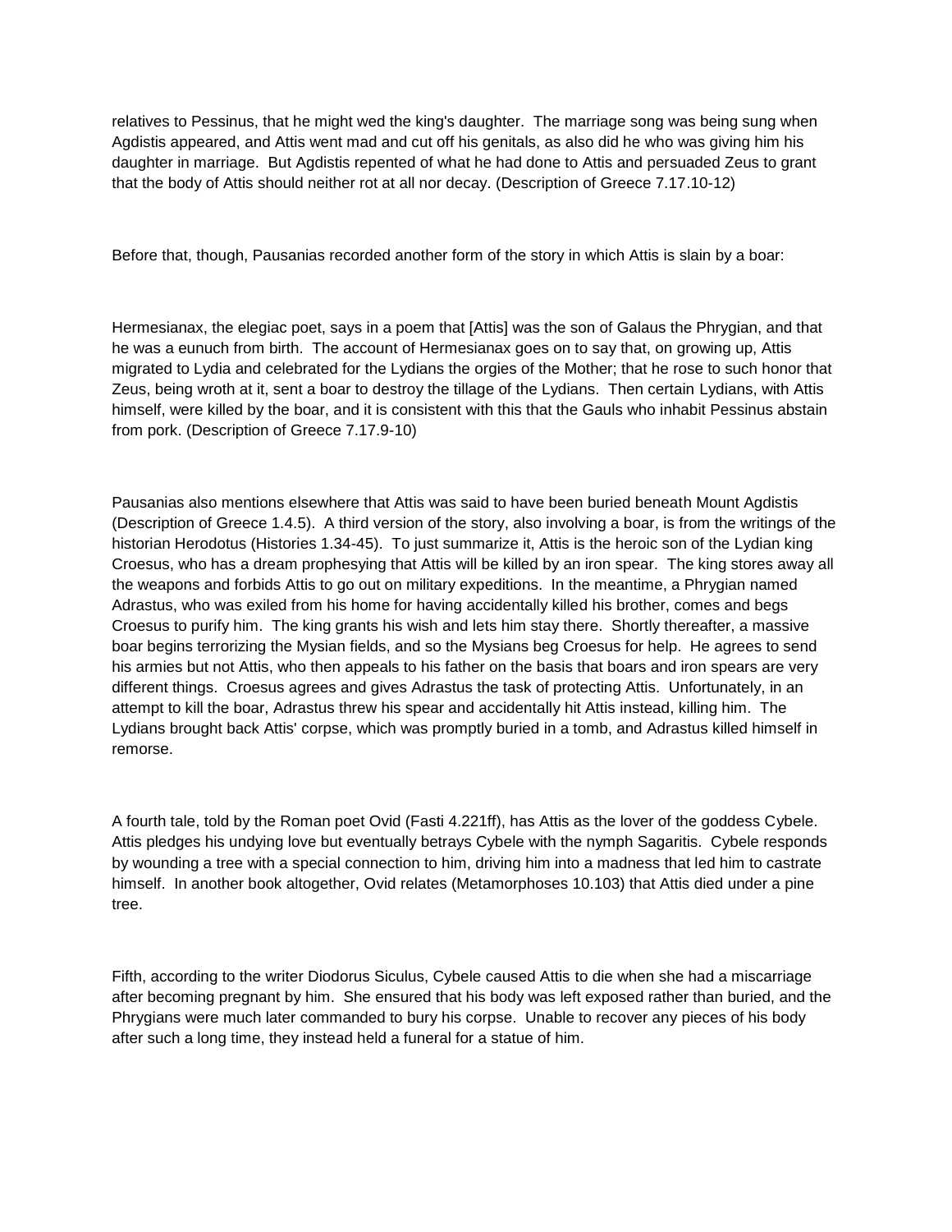relatives to Pessinus, that he might wed the king's daughter. The marriage song was being sung when Agdistis appeared, and Attis went mad and cut off his genitals, as also did he who was giving him his daughter in marriage. But Agdistis repented of what he had done to Attis and persuaded Zeus to grant that the body of Attis should neither rot at all nor decay. (Description of Greece 7.17.10-12)

Before that, though, Pausanias recorded another form of the story in which Attis is slain by a boar:

Hermesianax, the elegiac poet, says in a poem that [Attis] was the son of Galaus the Phrygian, and that he was a eunuch from birth. The account of Hermesianax goes on to say that, on growing up, Attis migrated to Lydia and celebrated for the Lydians the orgies of the Mother; that he rose to such honor that Zeus, being wroth at it, sent a boar to destroy the tillage of the Lydians. Then certain Lydians, with Attis himself, were killed by the boar, and it is consistent with this that the Gauls who inhabit Pessinus abstain from pork. (Description of Greece 7.17.9-10)

Pausanias also mentions elsewhere that Attis was said to have been buried beneath Mount Agdistis (Description of Greece 1.4.5). A third version of the story, also involving a boar, is from the writings of the historian Herodotus (Histories 1.34-45). To just summarize it, Attis is the heroic son of the Lydian king Croesus, who has a dream prophesying that Attis will be killed by an iron spear. The king stores away all the weapons and forbids Attis to go out on military expeditions. In the meantime, a Phrygian named Adrastus, who was exiled from his home for having accidentally killed his brother, comes and begs Croesus to purify him. The king grants his wish and lets him stay there. Shortly thereafter, a massive boar begins terrorizing the Mysian fields, and so the Mysians beg Croesus for help. He agrees to send his armies but not Attis, who then appeals to his father on the basis that boars and iron spears are very different things. Croesus agrees and gives Adrastus the task of protecting Attis. Unfortunately, in an attempt to kill the boar, Adrastus threw his spear and accidentally hit Attis instead, killing him. The Lydians brought back Attis' corpse, which was promptly buried in a tomb, and Adrastus killed himself in remorse.

A fourth tale, told by the Roman poet Ovid (Fasti 4.221ff), has Attis as the lover of the goddess Cybele. Attis pledges his undying love but eventually betrays Cybele with the nymph Sagaritis. Cybele responds by wounding a tree with a special connection to him, driving him into a madness that led him to castrate himself. In another book altogether, Ovid relates (Metamorphoses 10.103) that Attis died under a pine tree.

Fifth, according to the writer Diodorus Siculus, Cybele caused Attis to die when she had a miscarriage after becoming pregnant by him. She ensured that his body was left exposed rather than buried, and the Phrygians were much later commanded to bury his corpse. Unable to recover any pieces of his body after such a long time, they instead held a funeral for a statue of him.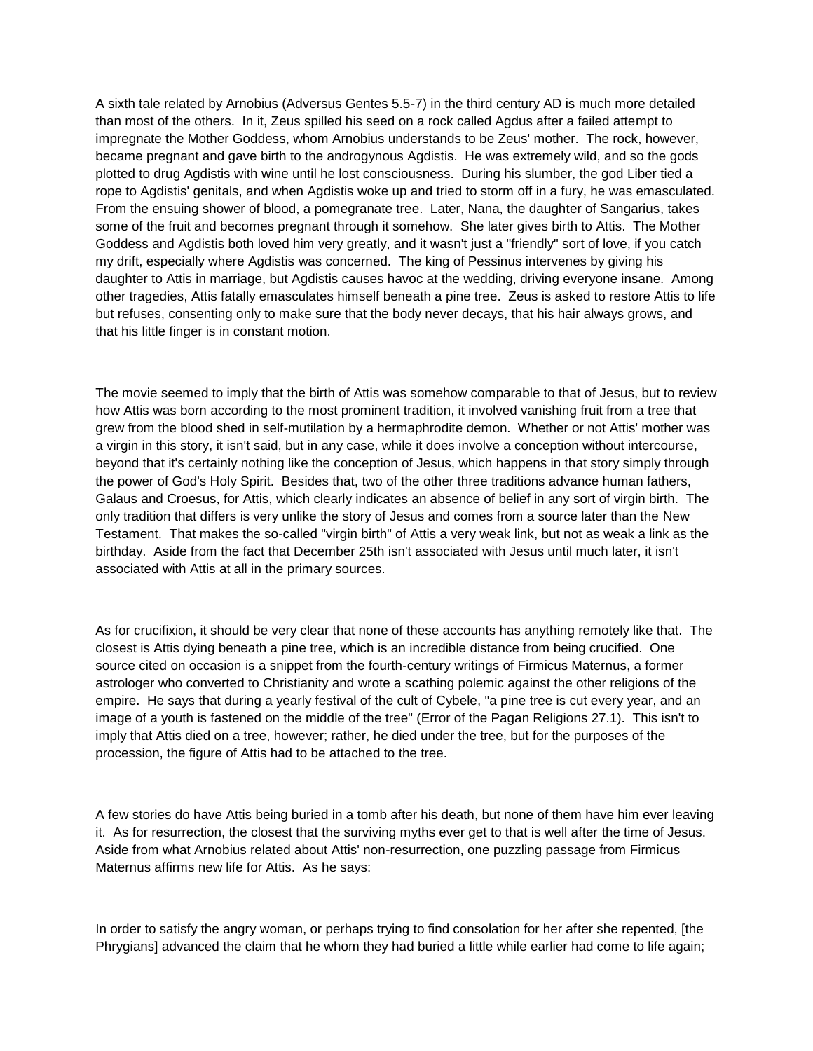A sixth tale related by Arnobius (Adversus Gentes 5.5-7) in the third century AD is much more detailed than most of the others. In it, Zeus spilled his seed on a rock called Agdus after a failed attempt to impregnate the Mother Goddess, whom Arnobius understands to be Zeus' mother. The rock, however, became pregnant and gave birth to the androgynous Agdistis. He was extremely wild, and so the gods plotted to drug Agdistis with wine until he lost consciousness. During his slumber, the god Liber tied a rope to Agdistis' genitals, and when Agdistis woke up and tried to storm off in a fury, he was emasculated. From the ensuing shower of blood, a pomegranate tree. Later, Nana, the daughter of Sangarius, takes some of the fruit and becomes pregnant through it somehow. She later gives birth to Attis. The Mother Goddess and Agdistis both loved him very greatly, and it wasn't just a "friendly" sort of love, if you catch my drift, especially where Agdistis was concerned. The king of Pessinus intervenes by giving his daughter to Attis in marriage, but Agdistis causes havoc at the wedding, driving everyone insane. Among other tragedies, Attis fatally emasculates himself beneath a pine tree. Zeus is asked to restore Attis to life but refuses, consenting only to make sure that the body never decays, that his hair always grows, and that his little finger is in constant motion.

The movie seemed to imply that the birth of Attis was somehow comparable to that of Jesus, but to review how Attis was born according to the most prominent tradition, it involved vanishing fruit from a tree that grew from the blood shed in self-mutilation by a hermaphrodite demon. Whether or not Attis' mother was a virgin in this story, it isn't said, but in any case, while it does involve a conception without intercourse, beyond that it's certainly nothing like the conception of Jesus, which happens in that story simply through the power of God's Holy Spirit. Besides that, two of the other three traditions advance human fathers, Galaus and Croesus, for Attis, which clearly indicates an absence of belief in any sort of virgin birth. The only tradition that differs is very unlike the story of Jesus and comes from a source later than the New Testament. That makes the so-called "virgin birth" of Attis a very weak link, but not as weak a link as the birthday. Aside from the fact that December 25th isn't associated with Jesus until much later, it isn't associated with Attis at all in the primary sources.

As for crucifixion, it should be very clear that none of these accounts has anything remotely like that. The closest is Attis dying beneath a pine tree, which is an incredible distance from being crucified. One source cited on occasion is a snippet from the fourth-century writings of Firmicus Maternus, a former astrologer who converted to Christianity and wrote a scathing polemic against the other religions of the empire. He says that during a yearly festival of the cult of Cybele, "a pine tree is cut every year, and an image of a youth is fastened on the middle of the tree" (Error of the Pagan Religions 27.1). This isn't to imply that Attis died on a tree, however; rather, he died under the tree, but for the purposes of the procession, the figure of Attis had to be attached to the tree.

A few stories do have Attis being buried in a tomb after his death, but none of them have him ever leaving it. As for resurrection, the closest that the surviving myths ever get to that is well after the time of Jesus. Aside from what Arnobius related about Attis' non-resurrection, one puzzling passage from Firmicus Maternus affirms new life for Attis. As he says:

In order to satisfy the angry woman, or perhaps trying to find consolation for her after she repented, [the Phrygians] advanced the claim that he whom they had buried a little while earlier had come to life again;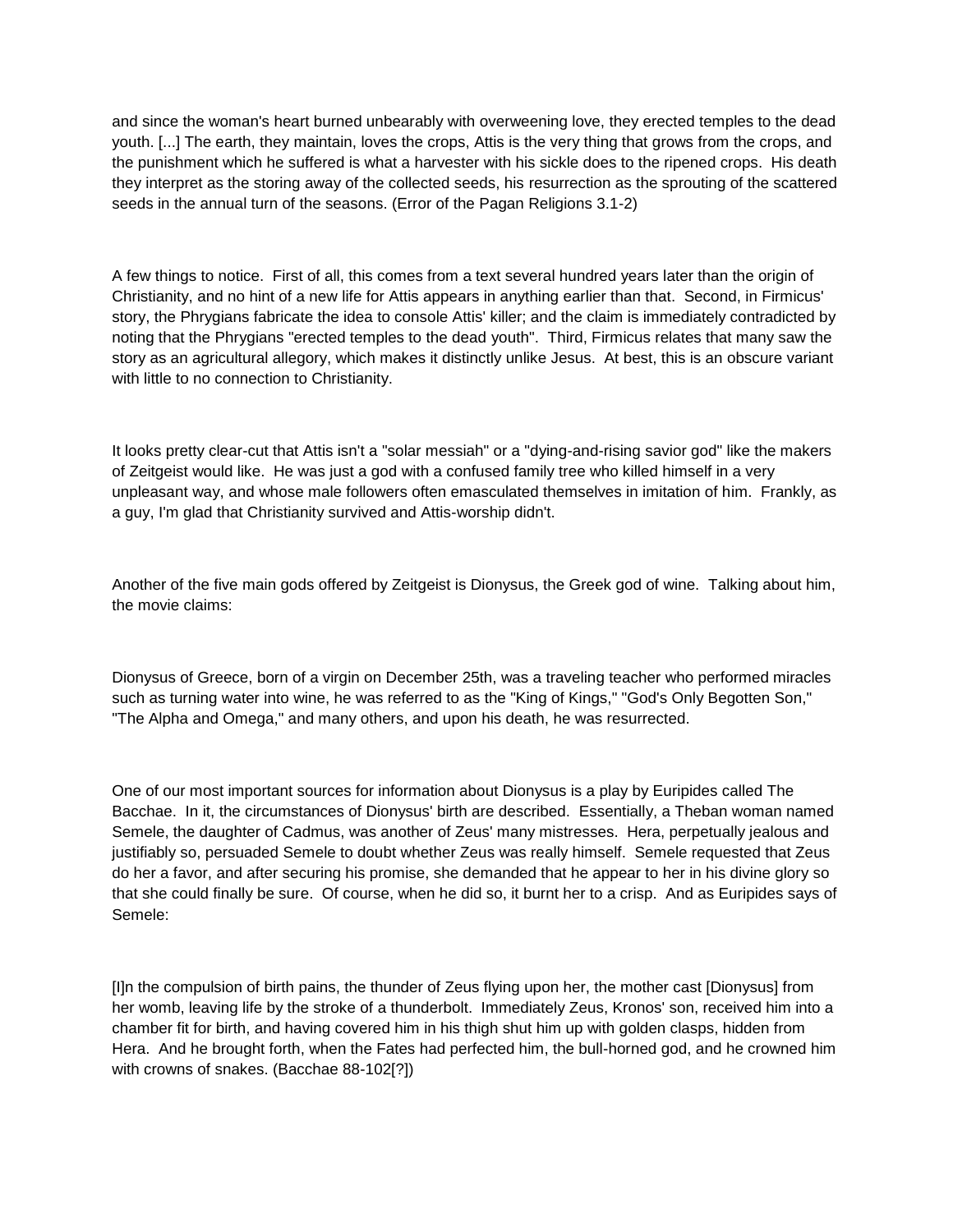and since the woman's heart burned unbearably with overweening love, they erected temples to the dead youth. [...] The earth, they maintain, loves the crops, Attis is the very thing that grows from the crops, and the punishment which he suffered is what a harvester with his sickle does to the ripened crops. His death they interpret as the storing away of the collected seeds, his resurrection as the sprouting of the scattered seeds in the annual turn of the seasons. (Error of the Pagan Religions 3.1-2)

A few things to notice. First of all, this comes from a text several hundred years later than the origin of Christianity, and no hint of a new life for Attis appears in anything earlier than that. Second, in Firmicus' story, the Phrygians fabricate the idea to console Attis' killer; and the claim is immediately contradicted by noting that the Phrygians "erected temples to the dead youth". Third, Firmicus relates that many saw the story as an agricultural allegory, which makes it distinctly unlike Jesus. At best, this is an obscure variant with little to no connection to Christianity.

It looks pretty clear-cut that Attis isn't a "solar messiah" or a "dying-and-rising savior god" like the makers of Zeitgeist would like. He was just a god with a confused family tree who killed himself in a very unpleasant way, and whose male followers often emasculated themselves in imitation of him. Frankly, as a guy, I'm glad that Christianity survived and Attis-worship didn't.

Another of the five main gods offered by Zeitgeist is Dionysus, the Greek god of wine. Talking about him, the movie claims:

Dionysus of Greece, born of a virgin on December 25th, was a traveling teacher who performed miracles such as turning water into wine, he was referred to as the "King of Kings," "God's Only Begotten Son," "The Alpha and Omega," and many others, and upon his death, he was resurrected.

One of our most important sources for information about Dionysus is a play by Euripides called The Bacchae. In it, the circumstances of Dionysus' birth are described. Essentially, a Theban woman named Semele, the daughter of Cadmus, was another of Zeus' many mistresses. Hera, perpetually jealous and justifiably so, persuaded Semele to doubt whether Zeus was really himself. Semele requested that Zeus do her a favor, and after securing his promise, she demanded that he appear to her in his divine glory so that she could finally be sure. Of course, when he did so, it burnt her to a crisp. And as Euripides says of Semele:

[I]n the compulsion of birth pains, the thunder of Zeus flying upon her, the mother cast [Dionysus] from her womb, leaving life by the stroke of a thunderbolt. Immediately Zeus, Kronos' son, received him into a chamber fit for birth, and having covered him in his thigh shut him up with golden clasps, hidden from Hera. And he brought forth, when the Fates had perfected him, the bull-horned god, and he crowned him with crowns of snakes. (Bacchae 88-102[?])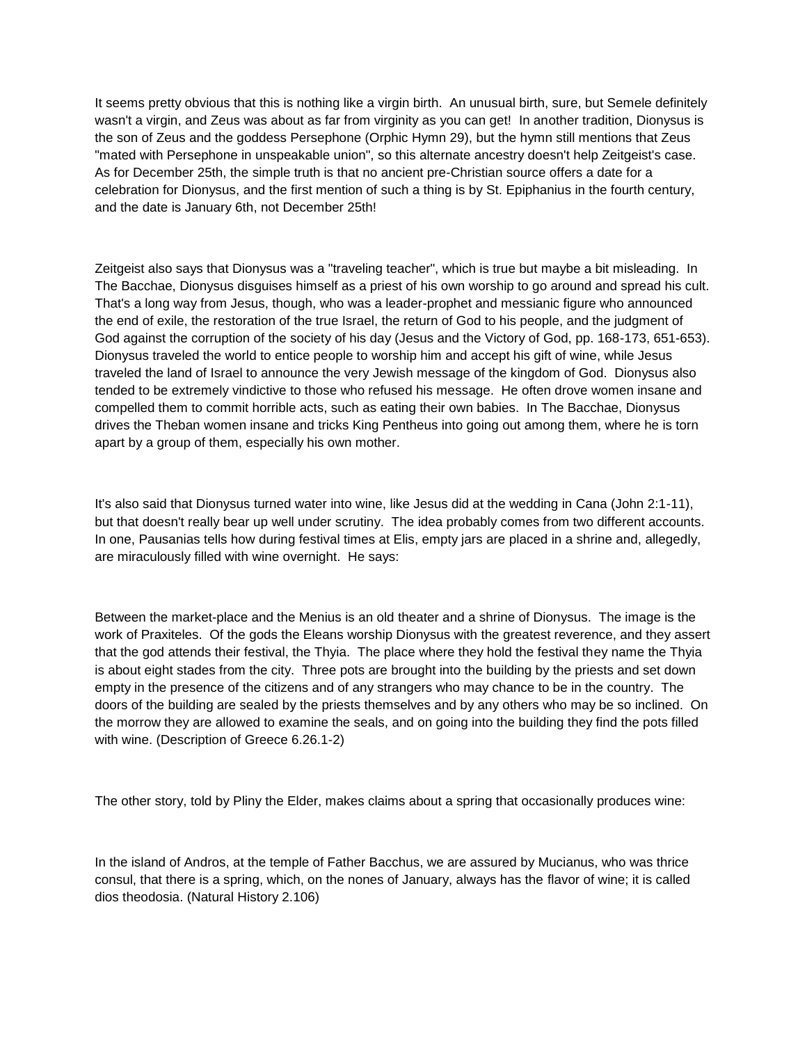It seems pretty obvious that this is nothing like a virgin birth. An unusual birth, sure, but Semele definitely wasn't a virgin, and Zeus was about as far from virginity as you can get! In another tradition, Dionysus is the son of Zeus and the goddess Persephone (Orphic Hymn 29), but the hymn still mentions that Zeus "mated with Persephone in unspeakable union", so this alternate ancestry doesn't help Zeitgeist's case. As for December 25th, the simple truth is that no ancient pre-Christian source offers a date for a celebration for Dionysus, and the first mention of such a thing is by St. Epiphanius in the fourth century, and the date is January 6th, not December 25th!

Zeitgeist also says that Dionysus was a "traveling teacher", which is true but maybe a bit misleading. In The Bacchae, Dionysus disguises himself as a priest of his own worship to go around and spread his cult. That's a long way from Jesus, though, who was a leader-prophet and messianic figure who announced the end of exile, the restoration of the true Israel, the return of God to his people, and the judgment of God against the corruption of the society of his day (Jesus and the Victory of God, pp. 168-173, 651-653). Dionysus traveled the world to entice people to worship him and accept his gift of wine, while Jesus traveled the land of Israel to announce the very Jewish message of the kingdom of God. Dionysus also tended to be extremely vindictive to those who refused his message. He often drove women insane and compelled them to commit horrible acts, such as eating their own babies. In The Bacchae, Dionysus drives the Theban women insane and tricks King Pentheus into going out among them, where he is torn apart by a group of them, especially his own mother.

It's also said that Dionysus turned water into wine, like Jesus did at the wedding in Cana (John 2:1-11), but that doesn't really bear up well under scrutiny. The idea probably comes from two different accounts. In one, Pausanias tells how during festival times at Elis, empty jars are placed in a shrine and, allegedly, are miraculously filled with wine overnight. He says:

Between the market-place and the Menius is an old theater and a shrine of Dionysus. The image is the work of Praxiteles. Of the gods the Eleans worship Dionysus with the greatest reverence, and they assert that the god attends their festival, the Thyia. The place where they hold the festival they name the Thyia is about eight stades from the city. Three pots are brought into the building by the priests and set down empty in the presence of the citizens and of any strangers who may chance to be in the country. The doors of the building are sealed by the priests themselves and by any others who may be so inclined. On the morrow they are allowed to examine the seals, and on going into the building they find the pots filled with wine. (Description of Greece 6.26.1-2)

The other story, told by Pliny the Elder, makes claims about a spring that occasionally produces wine:

In the island of Andros, at the temple of Father Bacchus, we are assured by Mucianus, who was thrice consul, that there is a spring, which, on the nones of January, always has the flavor of wine; it is called dios theodosia. (Natural History 2.106)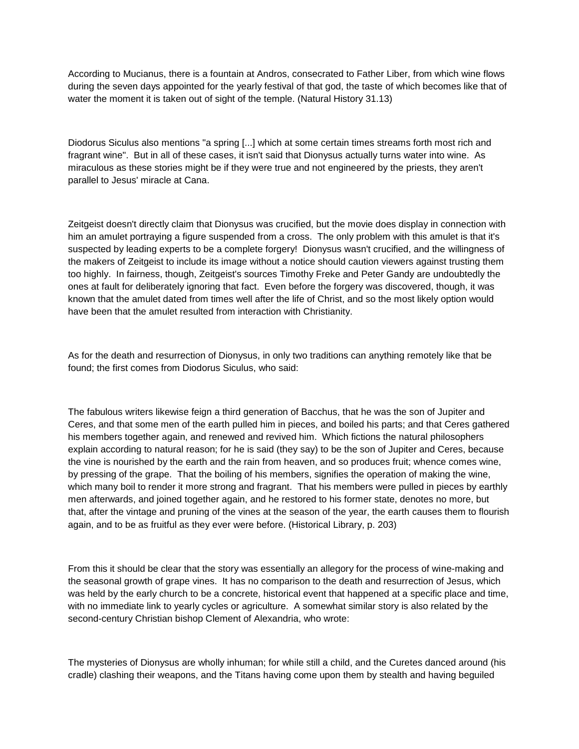According to Mucianus, there is a fountain at Andros, consecrated to Father Liber, from which wine flows during the seven days appointed for the yearly festival of that god, the taste of which becomes like that of water the moment it is taken out of sight of the temple. (Natural History 31.13)

Diodorus Siculus also mentions "a spring [...] which at some certain times streams forth most rich and fragrant wine". But in all of these cases, it isn't said that Dionysus actually turns water into wine. As miraculous as these stories might be if they were true and not engineered by the priests, they aren't parallel to Jesus' miracle at Cana.

Zeitgeist doesn't directly claim that Dionysus was crucified, but the movie does display in connection with him an amulet portraying a figure suspended from a cross. The only problem with this amulet is that it's suspected by leading experts to be a complete forgery! Dionysus wasn't crucified, and the willingness of the makers of Zeitgeist to include its image without a notice should caution viewers against trusting them too highly. In fairness, though, Zeitgeist's sources Timothy Freke and Peter Gandy are undoubtedly the ones at fault for deliberately ignoring that fact. Even before the forgery was discovered, though, it was known that the amulet dated from times well after the life of Christ, and so the most likely option would have been that the amulet resulted from interaction with Christianity.

As for the death and resurrection of Dionysus, in only two traditions can anything remotely like that be found; the first comes from Diodorus Siculus, who said:

The fabulous writers likewise feign a third generation of Bacchus, that he was the son of Jupiter and Ceres, and that some men of the earth pulled him in pieces, and boiled his parts; and that Ceres gathered his members together again, and renewed and revived him. Which fictions the natural philosophers explain according to natural reason; for he is said (they say) to be the son of Jupiter and Ceres, because the vine is nourished by the earth and the rain from heaven, and so produces fruit; whence comes wine, by pressing of the grape. That the boiling of his members, signifies the operation of making the wine, which many boil to render it more strong and fragrant. That his members were pulled in pieces by earthly men afterwards, and joined together again, and he restored to his former state, denotes no more, but that, after the vintage and pruning of the vines at the season of the year, the earth causes them to flourish again, and to be as fruitful as they ever were before. (Historical Library, p. 203)

From this it should be clear that the story was essentially an allegory for the process of wine-making and the seasonal growth of grape vines. It has no comparison to the death and resurrection of Jesus, which was held by the early church to be a concrete, historical event that happened at a specific place and time, with no immediate link to yearly cycles or agriculture. A somewhat similar story is also related by the second-century Christian bishop Clement of Alexandria, who wrote:

The mysteries of Dionysus are wholly inhuman; for while still a child, and the Curetes danced around (his cradle) clashing their weapons, and the Titans having come upon them by stealth and having beguiled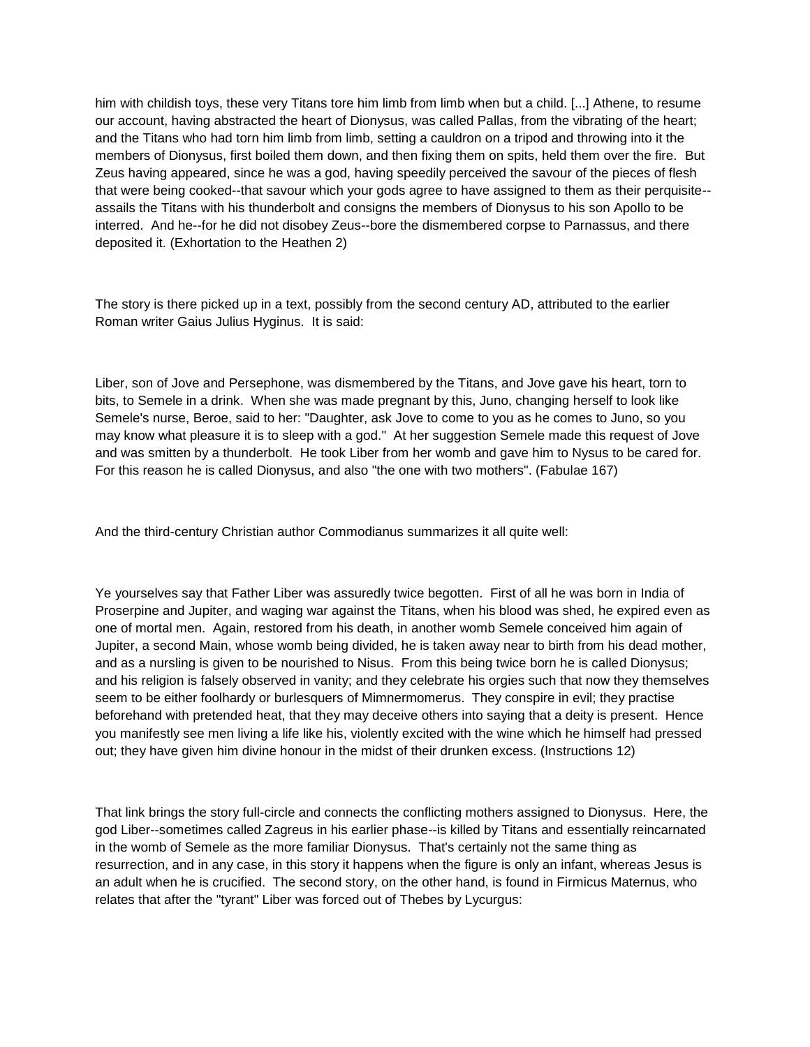him with childish toys, these very Titans tore him limb from limb when but a child. [...] Athene, to resume our account, having abstracted the heart of Dionysus, was called Pallas, from the vibrating of the heart; and the Titans who had torn him limb from limb, setting a cauldron on a tripod and throwing into it the members of Dionysus, first boiled them down, and then fixing them on spits, held them over the fire. But Zeus having appeared, since he was a god, having speedily perceived the savour of the pieces of flesh that were being cooked--that savour which your gods agree to have assigned to them as their perquisite--assails the Titans with his thunderbolt and consigns the members of Dionysus to his son Apollo to be interred. And he--for he did not disobey Zeus--bore the dismembered corpse to Parnassus, and there deposited it. (Exhortation to the Heathen 2)

The story is there picked up in a text, possibly from the second century AD, attributed to the earlier Roman writer Gaius Julius Hyginus. It is said:

Liber, son of Jove and Persephone, was dismembered by the Titans, and Jove gave his heart, torn to bits, to Semele in a drink. When she was made pregnant by this, Juno, changing herself to look like Semele's nurse, Beroe, said to her: "Daughter, ask Jove to come to you as he comes to Juno, so you may know what pleasure it is to sleep with a god." At her suggestion Semele made this request of Jove and was smitten by a thunderbolt. He took Liber from her womb and gave him to Nysus to be cared for. For this reason he is called Dionysus, and also "the one with two mothers". (Fabulae 167)

And the third-century Christian author Commodianus summarizes it all quite well:

Ye yourselves say that Father Liber was assuredly twice begotten. First of all he was born in India of Proserpine and Jupiter, and waging war against the Titans, when his blood was shed, he expired even as one of mortal men. Again, restored from his death, in another womb Semele conceived him again of Jupiter, a second Main, whose womb being divided, he is taken away near to birth from his dead mother, and as a nursling is given to be nourished to Nisus. From this being twice born he is called Dionysus; and his religion is falsely observed in vanity; and they celebrate his orgies such that now they themselves seem to be either foolhardy or burlesquers of Mimnermomerus. They conspire in evil; they practise beforehand with pretended heat, that they may deceive others into saying that a deity is present. Hence you manifestly see men living a life like his, violently excited with the wine which he himself had pressed out; they have given him divine honour in the midst of their drunken excess. (Instructions 12)

That link brings the story full-circle and connects the conflicting mothers assigned to Dionysus. Here, the god Liber--sometimes called Zagreus in his earlier phase--is killed by Titans and essentially reincarnated in the womb of Semele as the more familiar Dionysus. That's certainly not the same thing as resurrection, and in any case, in this story it happens when the figure is only an infant, whereas Jesus is an adult when he is crucified. The second story, on the other hand, is found in Firmicus Maternus, who relates that after the "tyrant" Liber was forced out of Thebes by Lycurgus: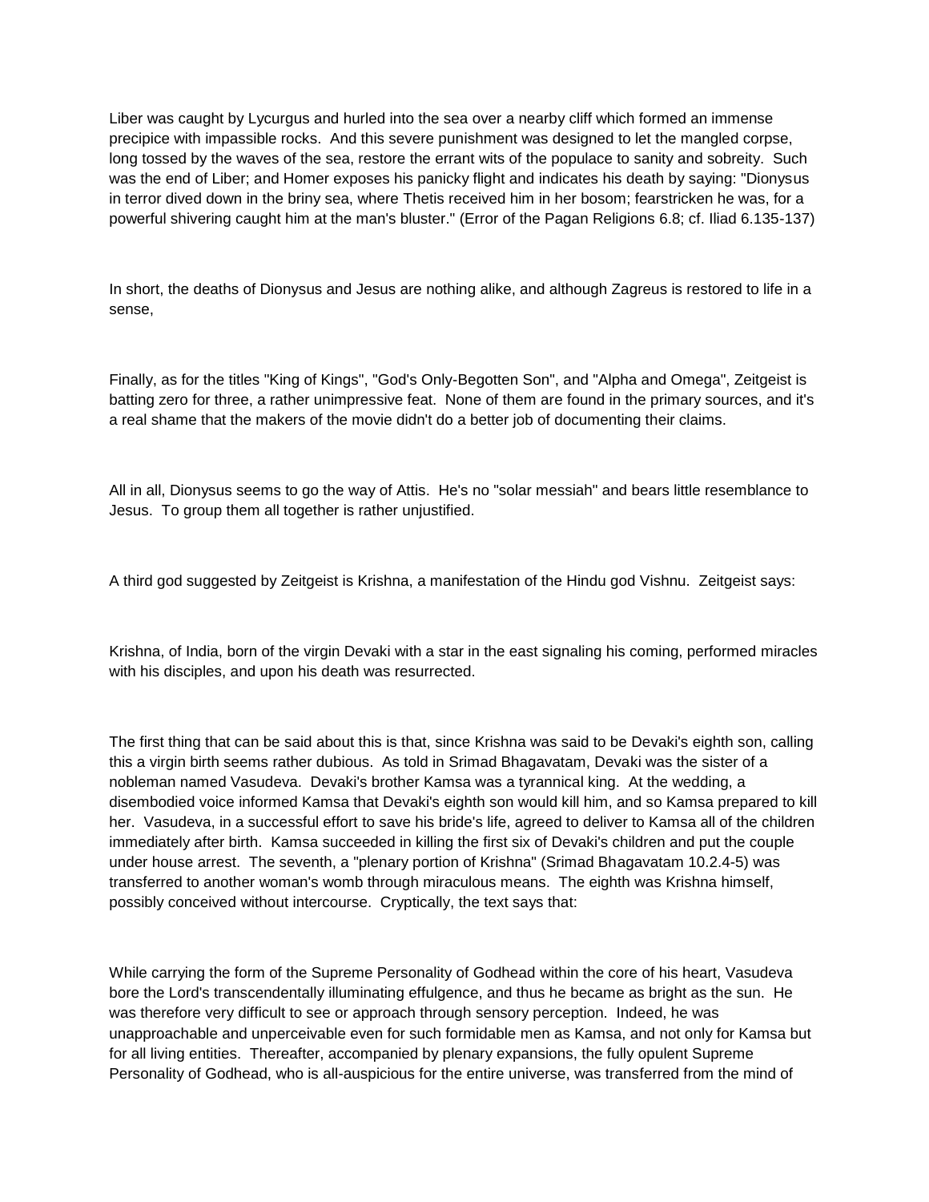Liber was caught by Lycurgus and hurled into the sea over a nearby cliff which formed an immense precipice with impassible rocks. And this severe punishment was designed to let the mangled corpse, long tossed by the waves of the sea, restore the errant wits of the populace to sanity and sobreity. Such was the end of Liber; and Homer exposes his panicky flight and indicates his death by saying: "Dionysus in terror dived down in the briny sea, where Thetis received him in her bosom; fearstricken he was, for a powerful shivering caught him at the man's bluster." (Error of the Pagan Religions 6.8; cf. Iliad 6.135-137)

In short, the deaths of Dionysus and Jesus are nothing alike, and although Zagreus is restored to life in a sense,

Finally, as for the titles "King of Kings", "God's Only-Begotten Son", and "Alpha and Omega", Zeitgeist is batting zero for three, a rather unimpressive feat. None of them are found in the primary sources, and it's a real shame that the makers of the movie didn't do a better job of documenting their claims.

All in all, Dionysus seems to go the way of Attis. He's no "solar messiah" and bears little resemblance to Jesus. To group them all together is rather unjustified.

A third god suggested by Zeitgeist is Krishna, a manifestation of the Hindu god Vishnu. Zeitgeist says:

Krishna, of India, born of the virgin Devaki with a star in the east signaling his coming, performed miracles with his disciples, and upon his death was resurrected.

The first thing that can be said about this is that, since Krishna was said to be Devaki's eighth son, calling this a virgin birth seems rather dubious. As told in Srimad Bhagavatam, Devaki was the sister of a nobleman named Vasudeva. Devaki's brother Kamsa was a tyrannical king. At the wedding, a disembodied voice informed Kamsa that Devaki's eighth son would kill him, and so Kamsa prepared to kill her. Vasudeva, in a successful effort to save his bride's life, agreed to deliver to Kamsa all of the children immediately after birth. Kamsa succeeded in killing the first six of Devaki's children and put the couple under house arrest. The seventh, a "plenary portion of Krishna" (Srimad Bhagavatam 10.2.4-5) was transferred to another woman's womb through miraculous means. The eighth was Krishna himself, possibly conceived without intercourse. Cryptically, the text says that:

While carrying the form of the Supreme Personality of Godhead within the core of his heart, Vasudeva bore the Lord's transcendentally illuminating effulgence, and thus he became as bright as the sun. He was therefore very difficult to see or approach through sensory perception. Indeed, he was unapproachable and unperceivable even for such formidable men as Kamsa, and not only for Kamsa but for all living entities. Thereafter, accompanied by plenary expansions, the fully opulent Supreme Personality of Godhead, who is all-auspicious for the entire universe, was transferred from the mind of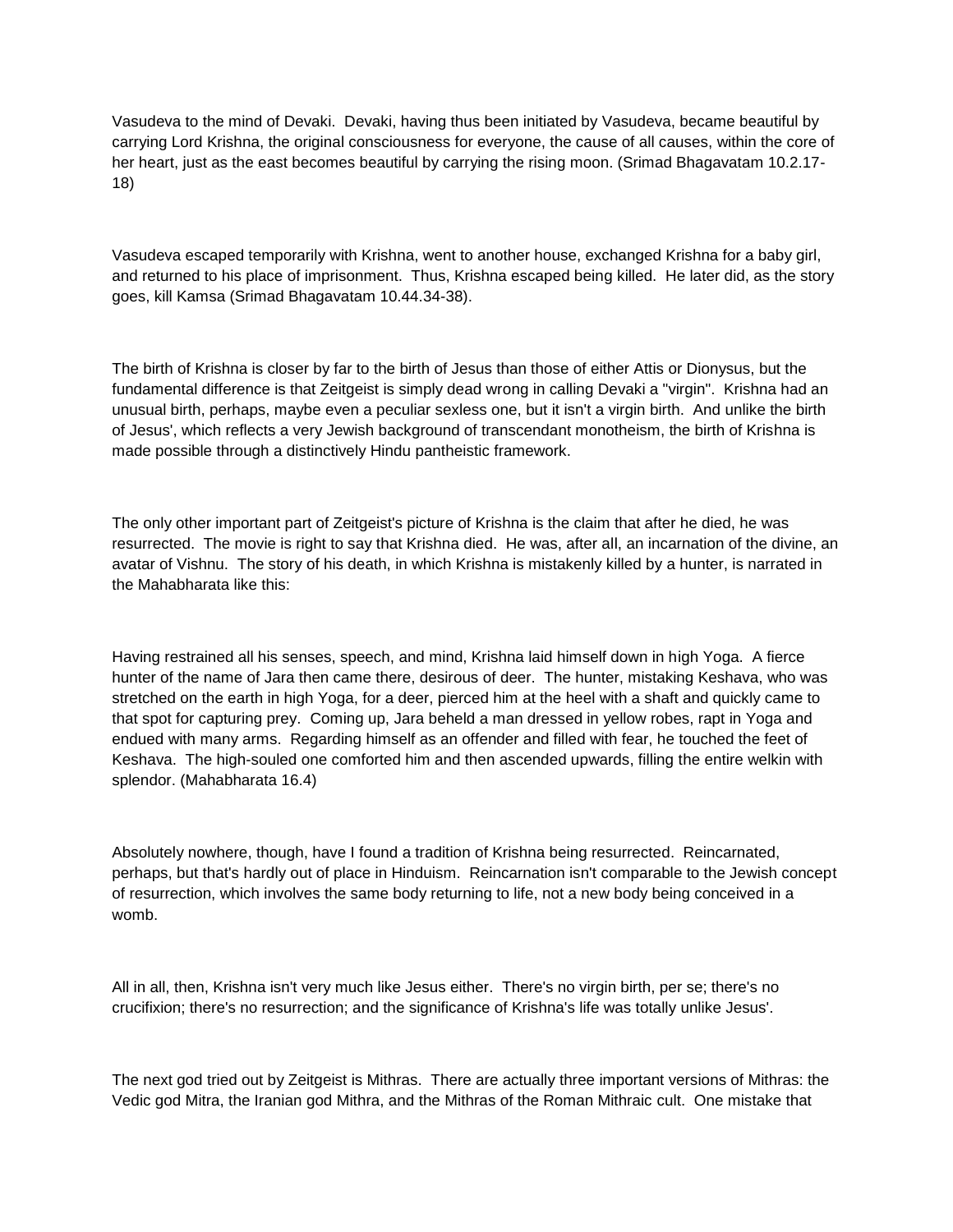Vasudeva to the mind of Devaki. Devaki, having thus been initiated by Vasudeva, became beautiful by carrying Lord Krishna, the original consciousness for everyone, the cause of all causes, within the core of her heart, just as the east becomes beautiful by carrying the rising moon. (Srimad Bhagavatam 10.2.17-18)

Vasudeva escaped temporarily with Krishna, went to another house, exchanged Krishna for a baby girl, and returned to his place of imprisonment. Thus, Krishna escaped being killed. He later did, as the story goes, kill Kamsa (Srimad Bhagavatam 10.44.34-38).

The birth of Krishna is closer by far to the birth of Jesus than those of either Attis or Dionysus, but the fundamental difference is that Zeitgeist is simply dead wrong in calling Devaki a "virgin". Krishna had an unusual birth, perhaps, maybe even a peculiar sexless one, but it isn't a virgin birth. And unlike the birth of Jesus', which reflects a very Jewish background of transcendant monotheism, the birth of Krishna is made possible through a distinctively Hindu pantheistic framework.

The only other important part of Zeitgeist's picture of Krishna is the claim that after he died, he was resurrected. The movie is right to say that Krishna died. He was, after all, an incarnation of the divine, an avatar of Vishnu. The story of his death, in which Krishna is mistakenly killed by a hunter, is narrated in the Mahabharata like this:

Having restrained all his senses, speech, and mind, Krishna laid himself down in high Yoga. A fierce hunter of the name of Jara then came there, desirous of deer. The hunter, mistaking Keshava, who was stretched on the earth in high Yoga, for a deer, pierced him at the heel with a shaft and quickly came to that spot for capturing prey. Coming up, Jara beheld a man dressed in yellow robes, rapt in Yoga and endued with many arms. Regarding himself as an offender and filled with fear, he touched the feet of Keshava. The high-souled one comforted him and then ascended upwards, filling the entire welkin with splendor. (Mahabharata 16.4)

Absolutely nowhere, though, have I found a tradition of Krishna being resurrected. Reincarnated, perhaps, but that's hardly out of place in Hinduism. Reincarnation isn't comparable to the Jewish concept of resurrection, which involves the same body returning to life, not a new body being conceived in a womb.

All in all, then, Krishna isn't very much like Jesus either. There's no virgin birth, per se; there's no crucifixion; there's no resurrection; and the significance of Krishna's life was totally unlike Jesus'.

The next god tried out by Zeitgeist is Mithras. There are actually three important versions of Mithras: the Vedic god Mitra, the Iranian god Mithra, and the Mithras of the Roman Mithraic cult. One mistake that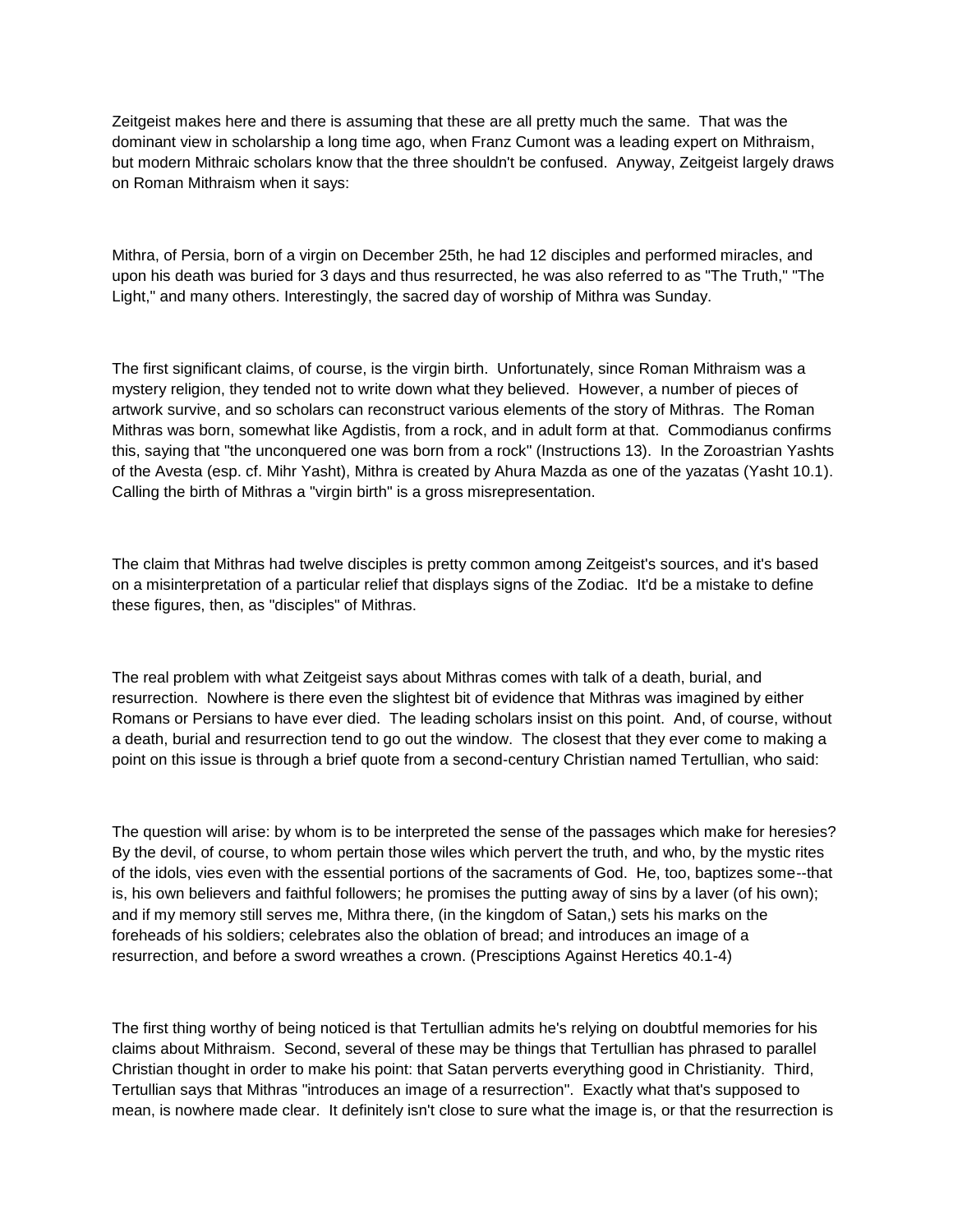Zeitgeist makes here and there is assuming that these are all pretty much the same. That was the dominant view in scholarship a long time ago, when Franz Cumont was a leading expert on Mithraism, but modern Mithraic scholars know that the three shouldn't be confused. Anyway, Zeitgeist largely draws on Roman Mithraism when it says:

Mithra, of Persia, born of a virgin on December 25th, he had 12 disciples and performed miracles, and upon his death was buried for 3 days and thus resurrected, he was also referred to as "The Truth," "The Light," and many others. Interestingly, the sacred day of worship of Mithra was Sunday.

The first significant claims, of course, is the virgin birth. Unfortunately, since Roman Mithraism was a mystery religion, they tended not to write down what they believed. However, a number of pieces of artwork survive, and so scholars can reconstruct various elements of the story of Mithras. The Roman Mithras was born, somewhat like Agdistis, from a rock, and in adult form at that. Commodianus confirms this, saying that "the unconquered one was born from a rock" (Instructions 13). In the Zoroastrian Yashts of the Avesta (esp. cf. Mihr Yasht), Mithra is created by Ahura Mazda as one of the yazatas (Yasht 10.1). Calling the birth of Mithras a "virgin birth" is a gross misrepresentation.

The claim that Mithras had twelve disciples is pretty common among Zeitgeist's sources, and it's based on a misinterpretation of a particular relief that displays signs of the Zodiac. It'd be a mistake to define these figures, then, as "disciples" of Mithras.

The real problem with what Zeitgeist says about Mithras comes with talk of a death, burial, and resurrection. Nowhere is there even the slightest bit of evidence that Mithras was imagined by either Romans or Persians to have ever died. The leading scholars insist on this point. And, of course, without a death, burial and resurrection tend to go out the window. The closest that they ever come to making a point on this issue is through a brief quote from a second-century Christian named Tertullian, who said:

The question will arise: by whom is to be interpreted the sense of the passages which make for heresies? By the devil, of course, to whom pertain those wiles which pervert the truth, and who, by the mystic rites of the idols, vies even with the essential portions of the sacraments of God. He, too, baptizes some--that is, his own believers and faithful followers; he promises the putting away of sins by a laver (of his own); and if my memory still serves me, Mithra there, (in the kingdom of Satan,) sets his marks on the foreheads of his soldiers; celebrates also the oblation of bread; and introduces an image of a resurrection, and before a sword wreathes a crown. (Presciptions Against Heretics 40.1-4)

The first thing worthy of being noticed is that Tertullian admits he's relying on doubtful memories for his claims about Mithraism. Second, several of these may be things that Tertullian has phrased to parallel Christian thought in order to make his point: that Satan perverts everything good in Christianity. Third, Tertullian says that Mithras "introduces an image of a resurrection". Exactly what that's supposed to mean, is nowhere made clear. It definitely isn't close to sure what the image is, or that the resurrection is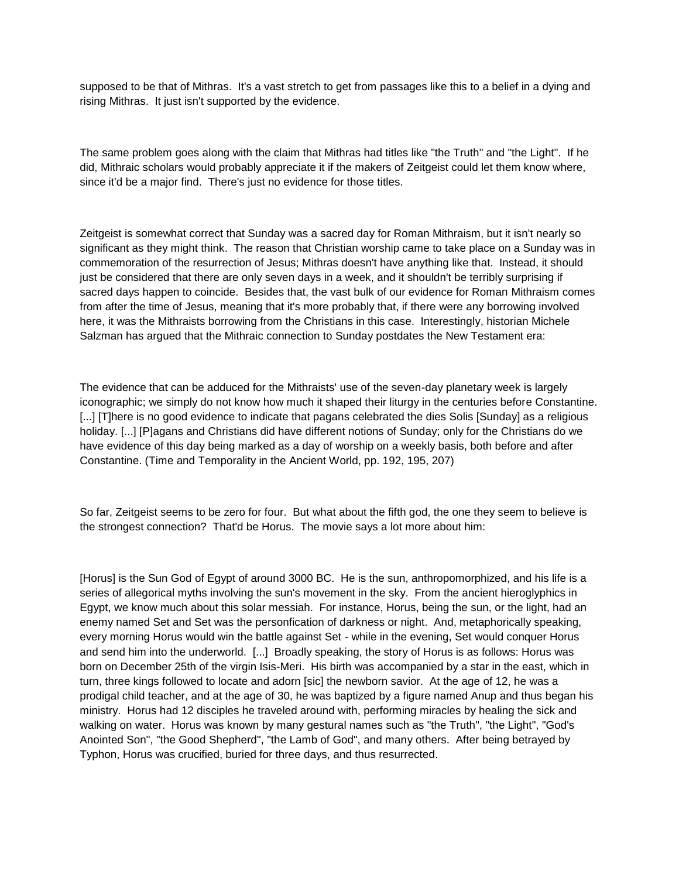supposed to be that of Mithras. It's a vast stretch to get from passages like this to a belief in a dying and rising Mithras. It just isn't supported by the evidence.

The same problem goes along with the claim that Mithras had titles like "the Truth" and "the Light". If he did, Mithraic scholars would probably appreciate it if the makers of Zeitgeist could let them know where, since it'd be a major find. There's just no evidence for those titles.

Zeitgeist is somewhat correct that Sunday was a sacred day for Roman Mithraism, but it isn't nearly so significant as they might think. The reason that Christian worship came to take place on a Sunday was in commemoration of the resurrection of Jesus; Mithras doesn't have anything like that. Instead, it should just be considered that there are only seven days in a week, and it shouldn't be terribly surprising if sacred days happen to coincide. Besides that, the vast bulk of our evidence for Roman Mithraism comes from after the time of Jesus, meaning that it's more probably that, if there were any borrowing involved here, it was the Mithraists borrowing from the Christians in this case. Interestingly, historian Michele Salzman has argued that the Mithraic connection to Sunday postdates the New Testament era:

The evidence that can be adduced for the Mithraists' use of the seven-day planetary week is largely iconographic; we simply do not know how much it shaped their liturgy in the centuries before Constantine. [...] [T]here is no good evidence to indicate that pagans celebrated the dies Solis [Sunday] as a religious holiday. [...] [P]agans and Christians did have different notions of Sunday; only for the Christians do we have evidence of this day being marked as a day of worship on a weekly basis, both before and after Constantine. (Time and Temporality in the Ancient World, pp. 192, 195, 207)

So far, Zeitgeist seems to be zero for four. But what about the fifth god, the one they seem to believe is the strongest connection? That'd be Horus. The movie says a lot more about him:

[Horus] is the Sun God of Egypt of around 3000 BC. He is the sun, anthropomorphized, and his life is a series of allegorical myths involving the sun's movement in the sky. From the ancient hieroglyphics in Egypt, we know much about this solar messiah. For instance, Horus, being the sun, or the light, had an enemy named Set and Set was the personfication of darkness or night. And, metaphorically speaking, every morning Horus would win the battle against Set - while in the evening, Set would conquer Horus and send him into the underworld. [...] Broadly speaking, the story of Horus is as follows: Horus was born on December 25th of the virgin Isis-Meri. His birth was accompanied by a star in the east, which in turn, three kings followed to locate and adorn [sic] the newborn savior. At the age of 12, he was a prodigal child teacher, and at the age of 30, he was baptized by a figure named Anup and thus began his ministry. Horus had 12 disciples he traveled around with, performing miracles by healing the sick and walking on water. Horus was known by many gestural names such as "the Truth", "the Light", "God's Anointed Son", "the Good Shepherd", "the Lamb of God", and many others. After being betrayed by Typhon, Horus was crucified, buried for three days, and thus resurrected.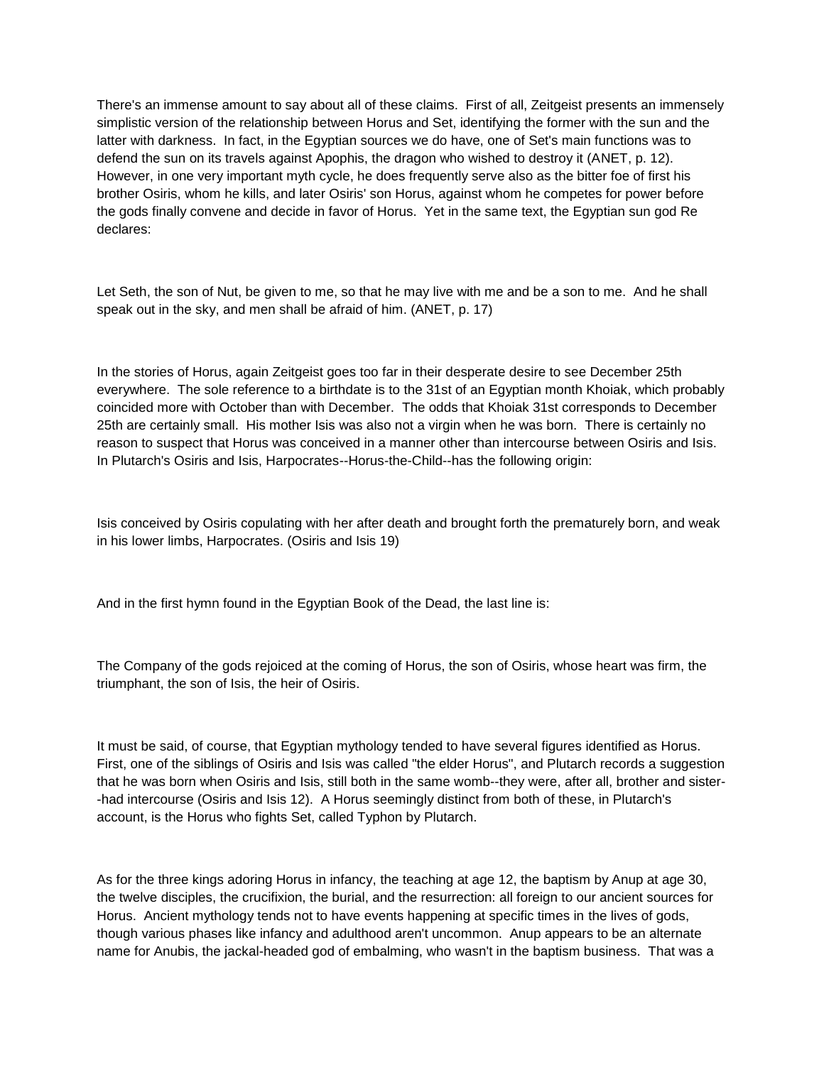There's an immense amount to say about all of these claims. First of all, Zeitgeist presents an immensely simplistic version of the relationship between Horus and Set, identifying the former with the sun and the latter with darkness. In fact, in the Egyptian sources we do have, one of Set's main functions was to defend the sun on its travels against Apophis, the dragon who wished to destroy it (ANET, p. 12). However, in one very important myth cycle, he does frequently serve also as the bitter foe of first his brother Osiris, whom he kills, and later Osiris' son Horus, against whom he competes for power before the gods finally convene and decide in favor of Horus. Yet in the same text, the Egyptian sun god Re declares:

Let Seth, the son of Nut, be given to me, so that he may live with me and be a son to me. And he shall speak out in the sky, and men shall be afraid of him. (ANET, p. 17)

In the stories of Horus, again Zeitgeist goes too far in their desperate desire to see December 25th everywhere. The sole reference to a birthdate is to the 31st of an Egyptian month Khoiak, which probably coincided more with October than with December. The odds that Khoiak 31st corresponds to December 25th are certainly small. His mother Isis was also not a virgin when he was born. There is certainly no reason to suspect that Horus was conceived in a manner other than intercourse between Osiris and Isis. In Plutarch's Osiris and Isis, Harpocrates--Horus-the-Child--has the following origin:

Isis conceived by Osiris copulating with her after death and brought forth the prematurely born, and weak in his lower limbs, Harpocrates. (Osiris and Isis 19)

And in the first hymn found in the Egyptian Book of the Dead, the last line is:

The Company of the gods rejoiced at the coming of Horus, the son of Osiris, whose heart was firm, the triumphant, the son of Isis, the heir of Osiris.

It must be said, of course, that Egyptian mythology tended to have several figures identified as Horus. First, one of the siblings of Osiris and Isis was called "the elder Horus", and Plutarch records a suggestion that he was born when Osiris and Isis, still both in the same womb--they were, after all, brother and sister--had intercourse (Osiris and Isis 12). A Horus seemingly distinct from both of these, in Plutarch's account, is the Horus who fights Set, called Typhon by Plutarch.

As for the three kings adoring Horus in infancy, the teaching at age 12, the baptism by Anup at age 30, the twelve disciples, the crucifixion, the burial, and the resurrection: all foreign to our ancient sources for Horus. Ancient mythology tends not to have events happening at specific times in the lives of gods, though various phases like infancy and adulthood aren't uncommon. Anup appears to be an alternate name for Anubis, the jackal-headed god of embalming, who wasn't in the baptism business. That was a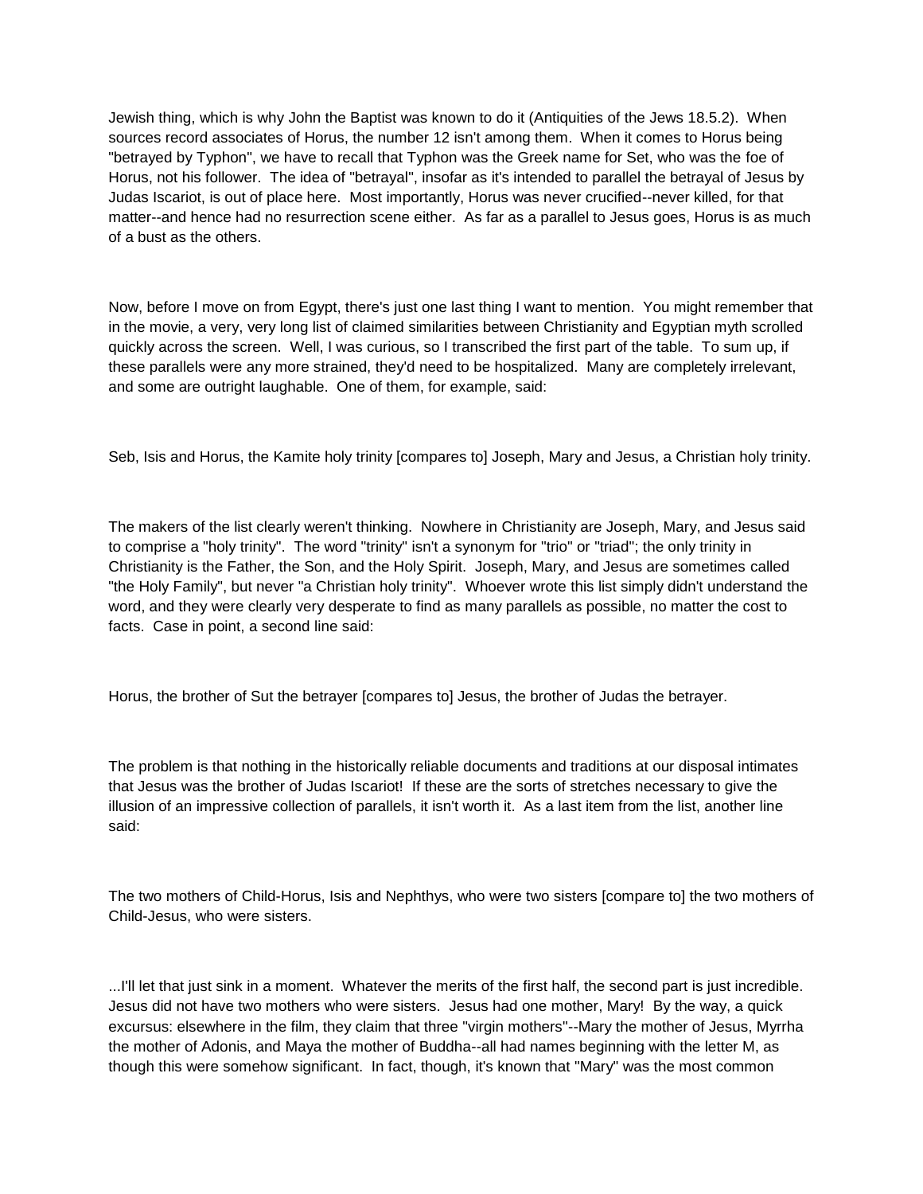Jewish thing, which is why John the Baptist was known to do it (Antiquities of the Jews 18.5.2). When sources record associates of Horus, the number 12 isn't among them. When it comes to Horus being "betrayed by Typhon", we have to recall that Typhon was the Greek name for Set, who was the foe of Horus, not his follower. The idea of "betrayal", insofar as it's intended to parallel the betrayal of Jesus by Judas Iscariot, is out of place here. Most importantly, Horus was never crucified--never killed, for that matter--and hence had no resurrection scene either. As far as a parallel to Jesus goes, Horus is as much of a bust as the others.

Now, before I move on from Egypt, there's just one last thing I want to mention. You might remember that in the movie, a very, very long list of claimed similarities between Christianity and Egyptian myth scrolled quickly across the screen. Well, I was curious, so I transcribed the first part of the table. To sum up, if these parallels were any more strained, they'd need to be hospitalized. Many are completely irrelevant, and some are outright laughable. One of them, for example, said:

Seb, Isis and Horus, the Kamite holy trinity [compares to] Joseph, Mary and Jesus, a Christian holy trinity.

The makers of the list clearly weren't thinking. Nowhere in Christianity are Joseph, Mary, and Jesus said to comprise a "holy trinity". The word "trinity" isn't a synonym for "trio" or "triad"; the only trinity in Christianity is the Father, the Son, and the Holy Spirit. Joseph, Mary, and Jesus are sometimes called "the Holy Family", but never "a Christian holy trinity". Whoever wrote this list simply didn't understand the word, and they were clearly very desperate to find as many parallels as possible, no matter the cost to facts. Case in point, a second line said:

Horus, the brother of Sut the betrayer [compares to] Jesus, the brother of Judas the betrayer.

The problem is that nothing in the historically reliable documents and traditions at our disposal intimates that Jesus was the brother of Judas Iscariot! If these are the sorts of stretches necessary to give the illusion of an impressive collection of parallels, it isn't worth it. As a last item from the list, another line said:

The two mothers of Child-Horus, Isis and Nephthys, who were two sisters [compare to] the two mothers of Child-Jesus, who were sisters.

...I'll let that just sink in a moment. Whatever the merits of the first half, the second part is just incredible. Jesus did not have two mothers who were sisters. Jesus had one mother, Mary! By the way, a quick excursus: elsewhere in the film, they claim that three "virgin mothers"--Mary the mother of Jesus, Myrrha the mother of Adonis, and Maya the mother of Buddha--all had names beginning with the letter M, as though this were somehow significant. In fact, though, it's known that "Mary" was the most common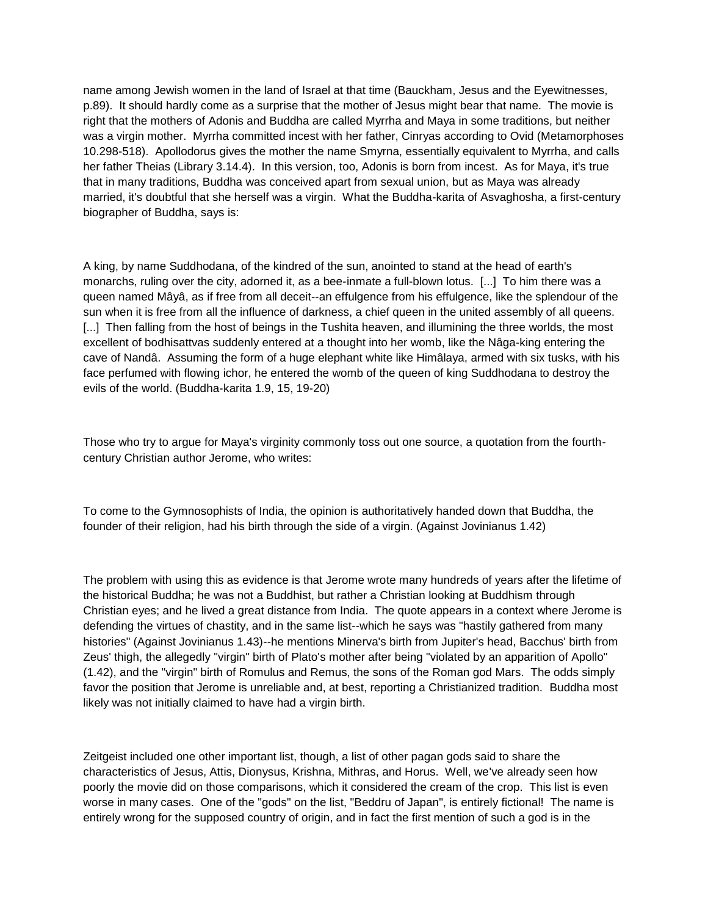name among Jewish women in the land of Israel at that time (Bauckham, Jesus and the Eyewitnesses, p.89). It should hardly come as a surprise that the mother of Jesus might bear that name. The movie is right that the mothers of Adonis and Buddha are called Myrrha and Maya in some traditions, but neither was a virgin mother. Myrrha committed incest with her father, Cinryas according to Ovid (Metamorphoses 10.298-518). Apollodorus gives the mother the name Smyrna, essentially equivalent to Myrrha, and calls her father Theias (Library 3.14.4). In this version, too, Adonis is born from incest. As for Maya, it's true that in many traditions, Buddha was conceived apart from sexual union, but as Maya was already married, it's doubtful that she herself was a virgin. What the Buddha-karita of Asvaghosha, a first-century biographer of Buddha, says is:

A king, by name Suddhodana, of the kindred of the sun, anointed to stand at the head of earth's monarchs, ruling over the city, adorned it, as a bee-inmate a full-blown lotus. [...] To him there was a queen named Mâyâ, as if free from all deceit--an effulgence from his effulgence, like the splendour of the sun when it is free from all the influence of darkness, a chief queen in the united assembly of all queens. [...] Then falling from the host of beings in the Tushita heaven, and illumining the three worlds, the most excellent of bodhisattvas suddenly entered at a thought into her womb, like the Nâga-king entering the cave of Nandâ. Assuming the form of a huge elephant white like Himâlaya, armed with six tusks, with his face perfumed with flowing ichor, he entered the womb of the queen of king Suddhodana to destroy the evils of the world. (Buddha-karita 1.9, 15, 19-20)

Those who try to argue for Maya's virginity commonly toss out one source, a quotation from the fourth-century Christian author Jerome, who writes:

To come to the Gymnosophists of India, the opinion is authoritatively handed down that Buddha, the founder of their religion, had his birth through the side of a virgin. (Against Jovinianus 1.42)

The problem with using this as evidence is that Jerome wrote many hundreds of years after the lifetime of the historical Buddha; he was not a Buddhist, but rather a Christian looking at Buddhism through Christian eyes; and he lived a great distance from India. The quote appears in a context where Jerome is defending the virtues of chastity, and in the same list--which he says was "hastily gathered from many histories" (Against Jovinianus 1.43)--he mentions Minerva's birth from Jupiter's head, Bacchus' birth from Zeus' thigh, the allegedly "virgin" birth of Plato's mother after being "violated by an apparition of Apollo" (1.42), and the "virgin" birth of Romulus and Remus, the sons of the Roman god Mars. The odds simply favor the position that Jerome is unreliable and, at best, reporting a Christianized tradition. Buddha most likely was not initially claimed to have had a virgin birth.

Zeitgeist included one other important list, though, a list of other pagan gods said to share the characteristics of Jesus, Attis, Dionysus, Krishna, Mithras, and Horus. Well, we've already seen how poorly the movie did on those comparisons, which it considered the cream of the crop. This list is even worse in many cases. One of the "gods" on the list, "Beddru of Japan", is entirely fictional! The name is entirely wrong for the supposed country of origin, and in fact the first mention of such a god is in the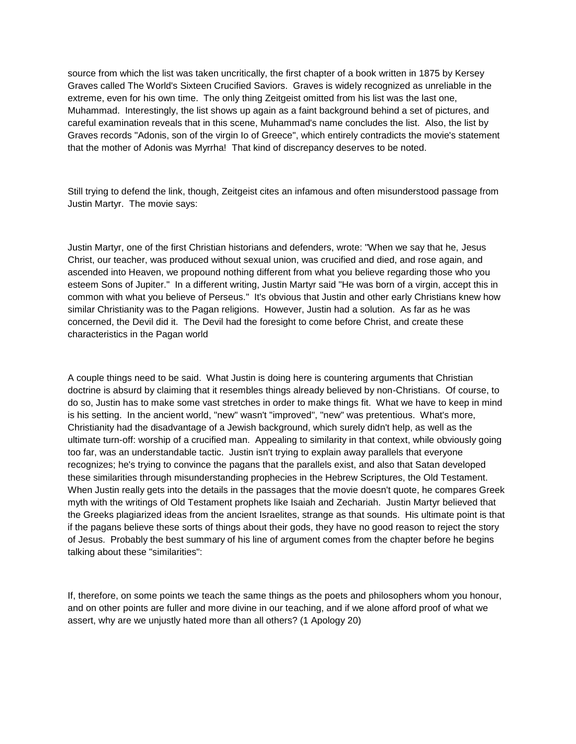source from which the list was taken uncritically, the first chapter of a book written in 1875 by Kersey Graves called The World's Sixteen Crucified Saviors. Graves is widely recognized as unreliable in the extreme, even for his own time. The only thing Zeitgeist omitted from his list was the last one, Muhammad. Interestingly, the list shows up again as a faint background behind a set of pictures, and careful examination reveals that in this scene, Muhammad's name concludes the list. Also, the list by Graves records "Adonis, son of the virgin Io of Greece", which entirely contradicts the movie's statement that the mother of Adonis was Myrrha! That kind of discrepancy deserves to be noted.

Still trying to defend the link, though, Zeitgeist cites an infamous and often misunderstood passage from Justin Martyr. The movie says:

Justin Martyr, one of the first Christian historians and defenders, wrote: "When we say that he, Jesus Christ, our teacher, was produced without sexual union, was crucified and died, and rose again, and ascended into Heaven, we propound nothing different from what you believe regarding those who you esteem Sons of Jupiter." In a different writing, Justin Martyr said "He was born of a virgin, accept this in common with what you believe of Perseus." It's obvious that Justin and other early Christians knew how similar Christianity was to the Pagan religions. However, Justin had a solution. As far as he was concerned, the Devil did it. The Devil had the foresight to come before Christ, and create these characteristics in the Pagan world

A couple things need to be said. What Justin is doing here is countering arguments that Christian doctrine is absurd by claiming that it resembles things already believed by non-Christians. Of course, to do so, Justin has to make some vast stretches in order to make things fit. What we have to keep in mind is his setting. In the ancient world, "new" wasn't "improved", "new" was pretentious. What's more, Christianity had the disadvantage of a Jewish background, which surely didn't help, as well as the ultimate turn-off: worship of a crucified man. Appealing to similarity in that context, while obviously going too far, was an understandable tactic. Justin isn't trying to explain away parallels that everyone recognizes; he's trying to convince the pagans that the parallels exist, and also that Satan developed these similarities through misunderstanding prophecies in the Hebrew Scriptures, the Old Testament. When Justin really gets into the details in the passages that the movie doesn't quote, he compares Greek myth with the writings of Old Testament prophets like Isaiah and Zechariah. Justin Martyr believed that the Greeks plagiarized ideas from the ancient Israelites, strange as that sounds. His ultimate point is that if the pagans believe these sorts of things about their gods, they have no good reason to reject the story of Jesus. Probably the best summary of his line of argument comes from the chapter before he begins talking about these "similarities":

If, therefore, on some points we teach the same things as the poets and philosophers whom you honour, and on other points are fuller and more divine in our teaching, and if we alone afford proof of what we assert, why are we unjustly hated more than all others? (1 Apology 20)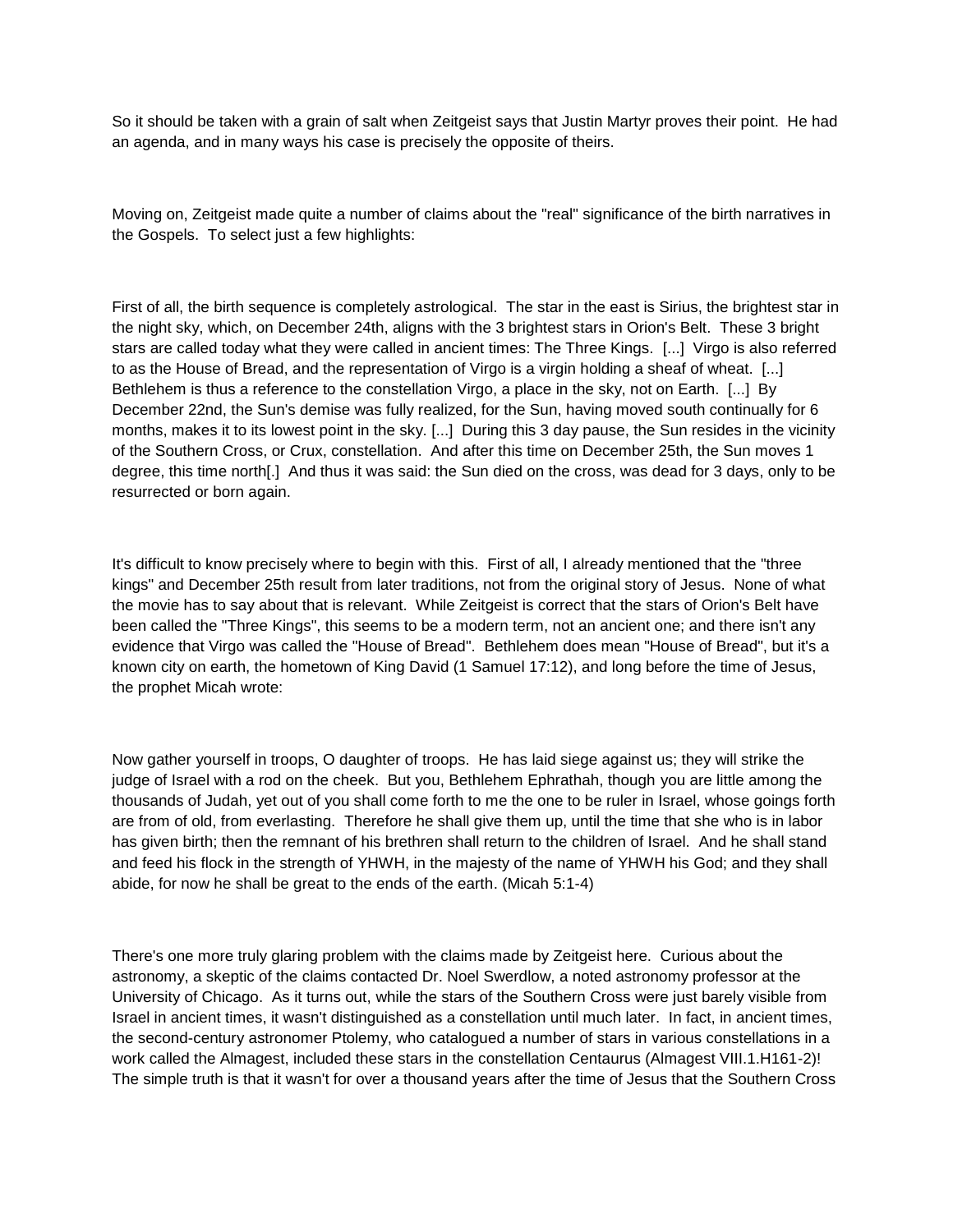So it should be taken with a grain of salt when Zeitgeist says that Justin Martyr proves their point. He had an agenda, and in many ways his case is precisely the opposite of theirs.

Moving on, Zeitgeist made quite a number of claims about the "real" significance of the birth narratives in the Gospels. To select just a few highlights:

First of all, the birth sequence is completely astrological. The star in the east is Sirius, the brightest star in the night sky, which, on December 24th, aligns with the 3 brightest stars in Orion's Belt. These 3 bright stars are called today what they were called in ancient times: The Three Kings. [...] Virgo is also referred to as the House of Bread, and the representation of Virgo is a virgin holding a sheaf of wheat. [...] Bethlehem is thus a reference to the constellation Virgo, a place in the sky, not on Earth. [...] By December 22nd, the Sun's demise was fully realized, for the Sun, having moved south continually for 6 months, makes it to its lowest point in the sky. [...] During this 3 day pause, the Sun resides in the vicinity of the Southern Cross, or Crux, constellation. And after this time on December 25th, the Sun moves 1 degree, this time north[.] And thus it was said: the Sun died on the cross, was dead for 3 days, only to be resurrected or born again.

It's difficult to know precisely where to begin with this. First of all, I already mentioned that the "three kings" and December 25th result from later traditions, not from the original story of Jesus. None of what the movie has to say about that is relevant. While Zeitgeist is correct that the stars of Orion's Belt have been called the "Three Kings", this seems to be a modern term, not an ancient one; and there isn't any evidence that Virgo was called the "House of Bread". Bethlehem does mean "House of Bread", but it's a known city on earth, the hometown of King David (1 Samuel 17:12), and long before the time of Jesus, the prophet Micah wrote:

Now gather yourself in troops, O daughter of troops. He has laid siege against us; they will strike the judge of Israel with a rod on the cheek. But you, Bethlehem Ephrathah, though you are little among the thousands of Judah, yet out of you shall come forth to me the one to be ruler in Israel, whose goings forth are from of old, from everlasting. Therefore he shall give them up, until the time that she who is in labor has given birth; then the remnant of his brethren shall return to the children of Israel. And he shall stand and feed his flock in the strength of YHWH, in the majesty of the name of YHWH his God; and they shall abide, for now he shall be great to the ends of the earth. (Micah 5:1-4)

There's one more truly glaring problem with the claims made by Zeitgeist here. Curious about the astronomy, a skeptic of the claims contacted Dr. Noel Swerdlow, a noted astronomy professor at the University of Chicago. As it turns out, while the stars of the Southern Cross were just barely visible from Israel in ancient times, it wasn't distinguished as a constellation until much later. In fact, in ancient times, the second-century astronomer Ptolemy, who catalogued a number of stars in various constellations in a work called the Almagest, included these stars in the constellation Centaurus (Almagest VIII.1.H161-2)! The simple truth is that it wasn't for over a thousand years after the time of Jesus that the Southern Cross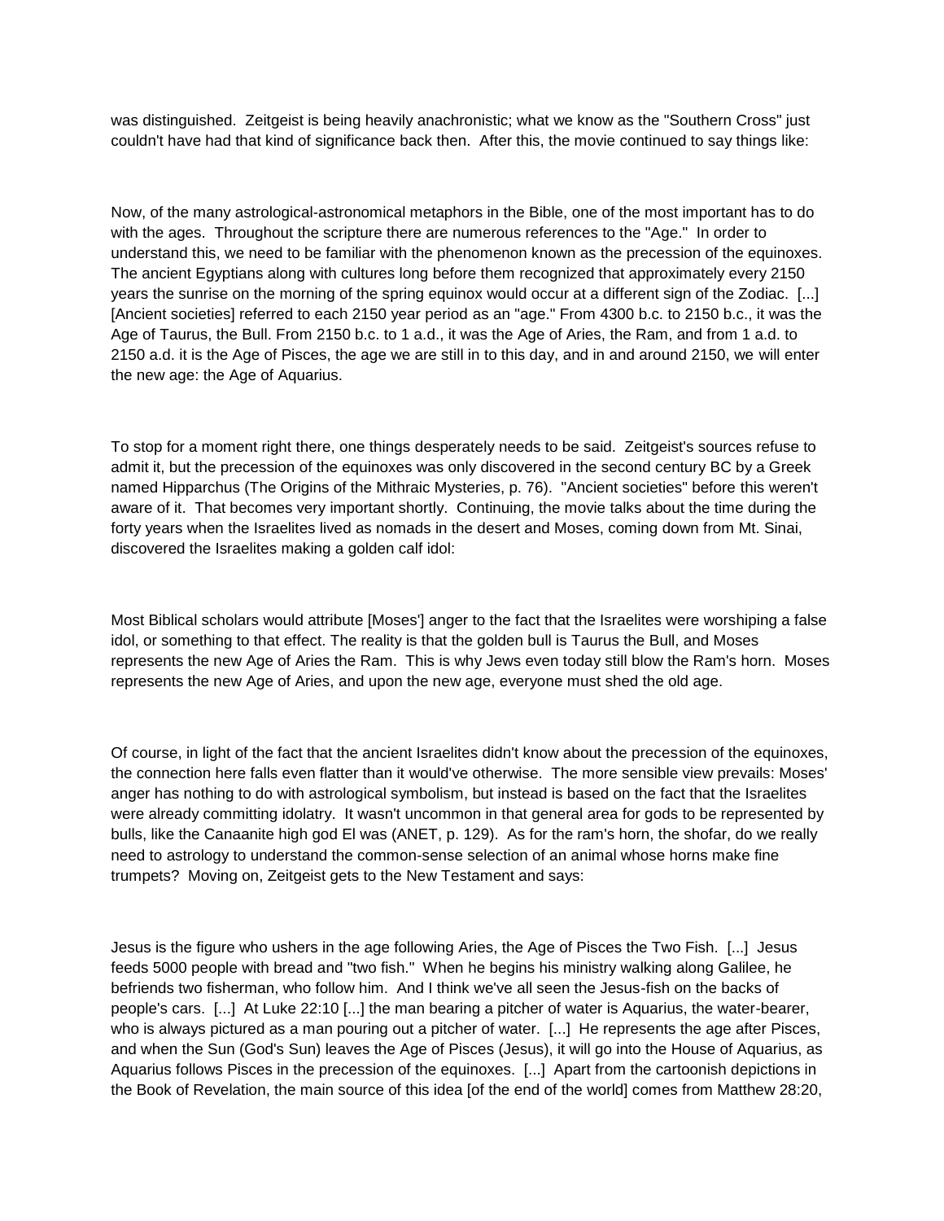was distinguished. Zeitgeist is being heavily anachronistic; what we know as the "Southern Cross" just couldn't have had that kind of significance back then. After this, the movie continued to say things like:

Now, of the many astrological-astronomical metaphors in the Bible, one of the most important has to do with the ages. Throughout the scripture there are numerous references to the "Age." In order to understand this, we need to be familiar with the phenomenon known as the precession of the equinoxes. The ancient Egyptians along with cultures long before them recognized that approximately every 2150 years the sunrise on the morning of the spring equinox would occur at a different sign of the Zodiac. [...] [Ancient societies] referred to each 2150 year period as an "age." From 4300 b.c. to 2150 b.c., it was the Age of Taurus, the Bull. From 2150 b.c. to 1 a.d., it was the Age of Aries, the Ram, and from 1 a.d. to 2150 a.d. it is the Age of Pisces, the age we are still in to this day, and in and around 2150, we will enter the new age: the Age of Aquarius.

To stop for a moment right there, one things desperately needs to be said. Zeitgeist's sources refuse to admit it, but the precession of the equinoxes was only discovered in the second century BC by a Greek named Hipparchus (The Origins of the Mithraic Mysteries, p. 76). "Ancient societies" before this weren't aware of it. That becomes very important shortly. Continuing, the movie talks about the time during the forty years when the Israelites lived as nomads in the desert and Moses, coming down from Mt. Sinai, discovered the Israelites making a golden calf idol:

Most Biblical scholars would attribute [Moses'] anger to the fact that the Israelites were worshiping a false idol, or something to that effect. The reality is that the golden bull is Taurus the Bull, and Moses represents the new Age of Aries the Ram. This is why Jews even today still blow the Ram's horn. Moses represents the new Age of Aries, and upon the new age, everyone must shed the old age.

Of course, in light of the fact that the ancient Israelites didn't know about the precession of the equinoxes, the connection here falls even flatter than it would've otherwise. The more sensible view prevails: Moses' anger has nothing to do with astrological symbolism, but instead is based on the fact that the Israelites were already committing idolatry. It wasn't uncommon in that general area for gods to be represented by bulls, like the Canaanite high god El was (ANET, p. 129). As for the ram's horn, the shofar, do we really need to astrology to understand the common-sense selection of an animal whose horns make fine trumpets? Moving on, Zeitgeist gets to the New Testament and says:

Jesus is the figure who ushers in the age following Aries, the Age of Pisces the Two Fish. [...] Jesus feeds 5000 people with bread and "two fish." When he begins his ministry walking along Galilee, he befriends two fisherman, who follow him. And I think we've all seen the Jesus-fish on the backs of people's cars. [...] At Luke 22:10 [...] the man bearing a pitcher of water is Aquarius, the water-bearer, who is always pictured as a man pouring out a pitcher of water. [...] He represents the age after Pisces, and when the Sun (God's Sun) leaves the Age of Pisces (Jesus), it will go into the House of Aquarius, as Aquarius follows Pisces in the precession of the equinoxes. [...] Apart from the cartoonish depictions in the Book of Revelation, the main source of this idea [of the end of the world] comes from Matthew 28:20,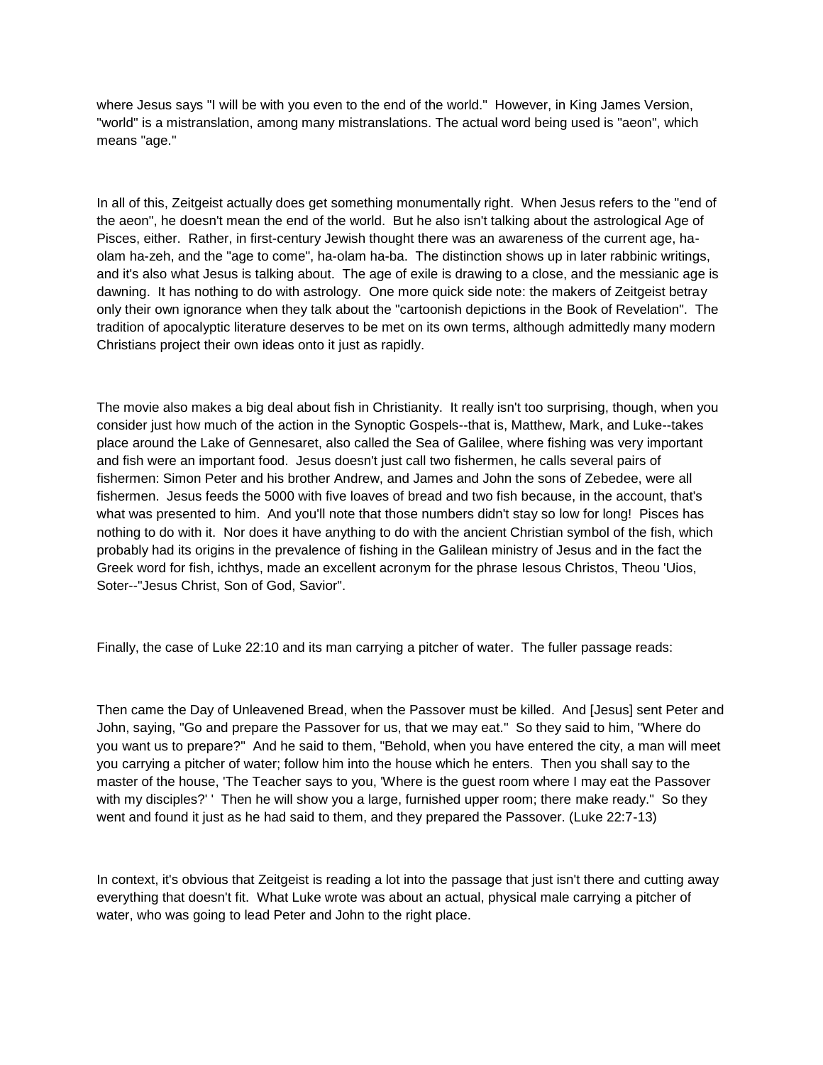where Jesus says "I will be with you even to the end of the world." However, in King James Version, "world" is a mistranslation, among many mistranslations. The actual word being used is "aeon", which means "age."

In all of this, Zeitgeist actually does get something monumentally right. When Jesus refers to the "end of the aeon", he doesn't mean the end of the world. But he also isn't talking about the astrological Age of Pisces, either. Rather, in first-century Jewish thought there was an awareness of the current age, ha-olam ha-zeh, and the "age to come", ha-olam ha-ba. The distinction shows up in later rabbinic writings, and it's also what Jesus is talking about. The age of exile is drawing to a close, and the messianic age is dawning. It has nothing to do with astrology. One more quick side note: the makers of Zeitgeist betray only their own ignorance when they talk about the "cartoonish depictions in the Book of Revelation". The tradition of apocalyptic literature deserves to be met on its own terms, although admittedly many modern Christians project their own ideas onto it just as rapidly.

The movie also makes a big deal about fish in Christianity. It really isn't too surprising, though, when you consider just how much of the action in the Synoptic Gospels--that is, Matthew, Mark, and Luke--takes place around the Lake of Gennesaret, also called the Sea of Galilee, where fishing was very important and fish were an important food. Jesus doesn't just call two fishermen, he calls several pairs of fishermen: Simon Peter and his brother Andrew, and James and John the sons of Zebedee, were all fishermen. Jesus feeds the 5000 with five loaves of bread and two fish because, in the account, that's what was presented to him. And you'll note that those numbers didn't stay so low for long! Pisces has nothing to do with it. Nor does it have anything to do with the ancient Christian symbol of the fish, which probably had its origins in the prevalence of fishing in the Galilean ministry of Jesus and in the fact the Greek word for fish, ichthys, made an excellent acronym for the phrase Iesous Christos, Theou 'Uios, Soter--"Jesus Christ, Son of God, Savior".

Finally, the case of Luke 22:10 and its man carrying a pitcher of water. The fuller passage reads:

Then came the Day of Unleavened Bread, when the Passover must be killed. And [Jesus] sent Peter and John, saying, "Go and prepare the Passover for us, that we may eat." So they said to him, "Where do you want us to prepare?" And he said to them, "Behold, when you have entered the city, a man will meet you carrying a pitcher of water; follow him into the house which he enters. Then you shall say to the master of the house, 'The Teacher says to you, 'Where is the guest room where I may eat the Passover with my disciples?' ' Then he will show you a large, furnished upper room; there make ready." So they went and found it just as he had said to them, and they prepared the Passover. (Luke 22:7-13)

In context, it's obvious that Zeitgeist is reading a lot into the passage that just isn't there and cutting away everything that doesn't fit. What Luke wrote was about an actual, physical male carrying a pitcher of water, who was going to lead Peter and John to the right place.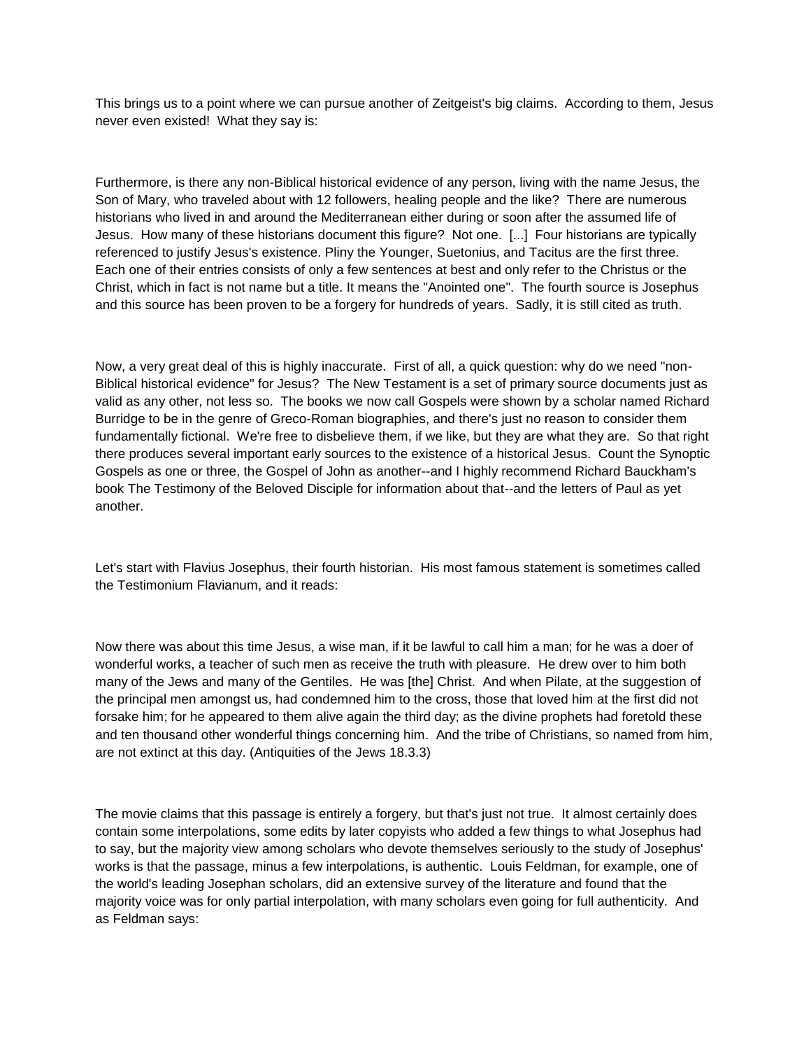This brings us to a point where we can pursue another of Zeitgeist's big claims. According to them, Jesus never even existed! What they say is:

Furthermore, is there any non-Biblical historical evidence of any person, living with the name Jesus, the Son of Mary, who traveled about with 12 followers, healing people and the like? There are numerous historians who lived in and around the Mediterranean either during or soon after the assumed life of Jesus. How many of these historians document this figure? Not one. [...] Four historians are typically referenced to justify Jesus's existence. Pliny the Younger, Suetonius, and Tacitus are the first three. Each one of their entries consists of only a few sentences at best and only refer to the Christus or the Christ, which in fact is not name but a title. It means the "Anointed one". The fourth source is Josephus and this source has been proven to be a forgery for hundreds of years. Sadly, it is still cited as truth.

Now, a very great deal of this is highly inaccurate. First of all, a quick question: why do we need "non-Biblical historical evidence" for Jesus? The New Testament is a set of primary source documents just as valid as any other, not less so. The books we now call Gospels were shown by a scholar named Richard Burridge to be in the genre of Greco-Roman biographies, and there's just no reason to consider them fundamentally fictional. We're free to disbelieve them, if we like, but they are what they are. So that right there produces several important early sources to the existence of a historical Jesus. Count the Synoptic Gospels as one or three, the Gospel of John as another--and I highly recommend Richard Bauckham's book The Testimony of the Beloved Disciple for information about that--and the letters of Paul as yet another.

Let's start with Flavius Josephus, their fourth historian. His most famous statement is sometimes called the Testimonium Flavianum, and it reads:

Now there was about this time Jesus, a wise man, if it be lawful to call him a man; for he was a doer of wonderful works, a teacher of such men as receive the truth with pleasure. He drew over to him both many of the Jews and many of the Gentiles. He was [the] Christ. And when Pilate, at the suggestion of the principal men amongst us, had condemned him to the cross, those that loved him at the first did not forsake him; for he appeared to them alive again the third day; as the divine prophets had foretold these and ten thousand other wonderful things concerning him. And the tribe of Christians, so named from him, are not extinct at this day. (Antiquities of the Jews 18.3.3)

The movie claims that this passage is entirely a forgery, but that's just not true. It almost certainly does contain some interpolations, some edits by later copyists who added a few things to what Josephus had to say, but the majority view among scholars who devote themselves seriously to the study of Josephus' works is that the passage, minus a few interpolations, is authentic. Louis Feldman, for example, one of the world's leading Josephan scholars, did an extensive survey of the literature and found that the majority voice was for only partial interpolation, with many scholars even going for full authenticity. And as Feldman says: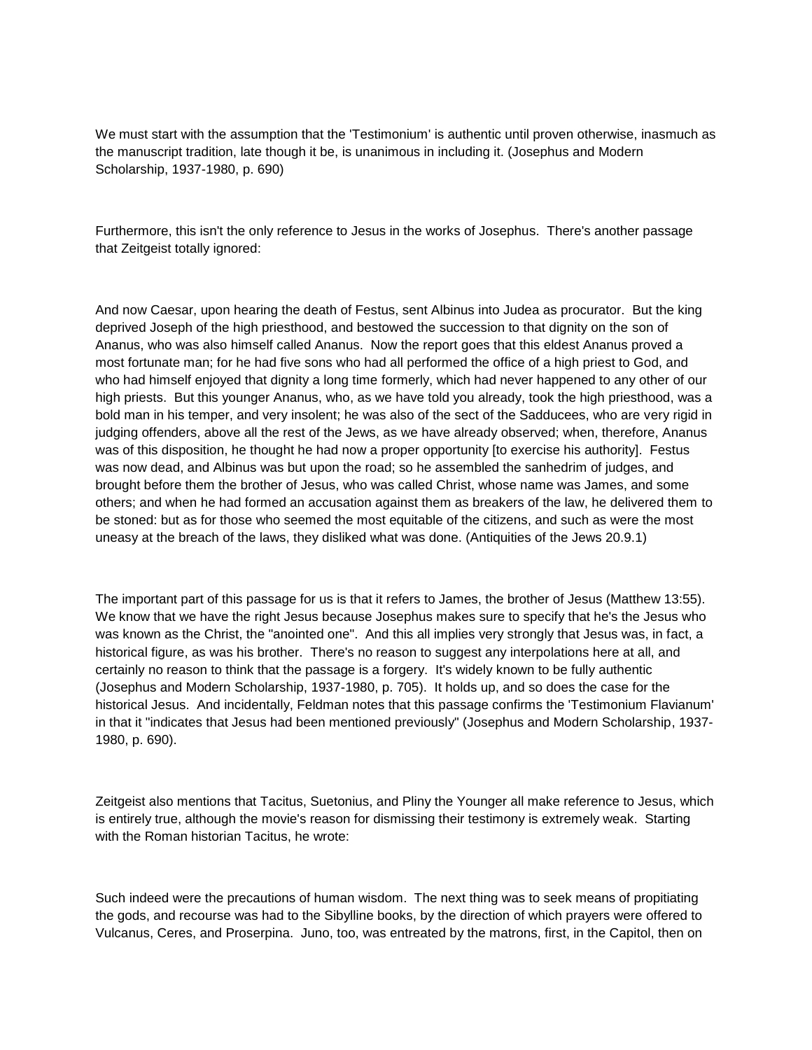We must start with the assumption that the 'Testimonium' is authentic until proven otherwise, inasmuch as the manuscript tradition, late though it be, is unanimous in including it. (Josephus and Modern Scholarship, 1937-1980, p. 690)

Furthermore, this isn't the only reference to Jesus in the works of Josephus. There's another passage that Zeitgeist totally ignored:

And now Caesar, upon hearing the death of Festus, sent Albinus into Judea as procurator. But the king deprived Joseph of the high priesthood, and bestowed the succession to that dignity on the son of Ananus, who was also himself called Ananus. Now the report goes that this eldest Ananus proved a most fortunate man; for he had five sons who had all performed the office of a high priest to God, and who had himself enjoyed that dignity a long time formerly, which had never happened to any other of our high priests. But this younger Ananus, who, as we have told you already, took the high priesthood, was a bold man in his temper, and very insolent; he was also of the sect of the Sadducees, who are very rigid in judging offenders, above all the rest of the Jews, as we have already observed; when, therefore, Ananus was of this disposition, he thought he had now a proper opportunity [to exercise his authority]. Festus was now dead, and Albinus was but upon the road; so he assembled the sanhedrim of judges, and brought before them the brother of Jesus, who was called Christ, whose name was James, and some others; and when he had formed an accusation against them as breakers of the law, he delivered them to be stoned: but as for those who seemed the most equitable of the citizens, and such as were the most uneasy at the breach of the laws, they disliked what was done. (Antiquities of the Jews 20.9.1)

The important part of this passage for us is that it refers to James, the brother of Jesus (Matthew 13:55). We know that we have the right Jesus because Josephus makes sure to specify that he's the Jesus who was known as the Christ, the "anointed one". And this all implies very strongly that Jesus was, in fact, a historical figure, as was his brother. There's no reason to suggest any interpolations here at all, and certainly no reason to think that the passage is a forgery. It's widely known to be fully authentic (Josephus and Modern Scholarship, 1937-1980, p. 705). It holds up, and so does the case for the historical Jesus. And incidentally, Feldman notes that this passage confirms the 'Testimonium Flavianum' in that it "indicates that Jesus had been mentioned previously" (Josephus and Modern Scholarship, 1937-1980, p. 690).

Zeitgeist also mentions that Tacitus, Suetonius, and Pliny the Younger all make reference to Jesus, which is entirely true, although the movie's reason for dismissing their testimony is extremely weak. Starting with the Roman historian Tacitus, he wrote:

Such indeed were the precautions of human wisdom. The next thing was to seek means of propitiating the gods, and recourse was had to the Sibylline books, by the direction of which prayers were offered to Vulcanus, Ceres, and Proserpina. Juno, too, was entreated by the matrons, first, in the Capitol, then on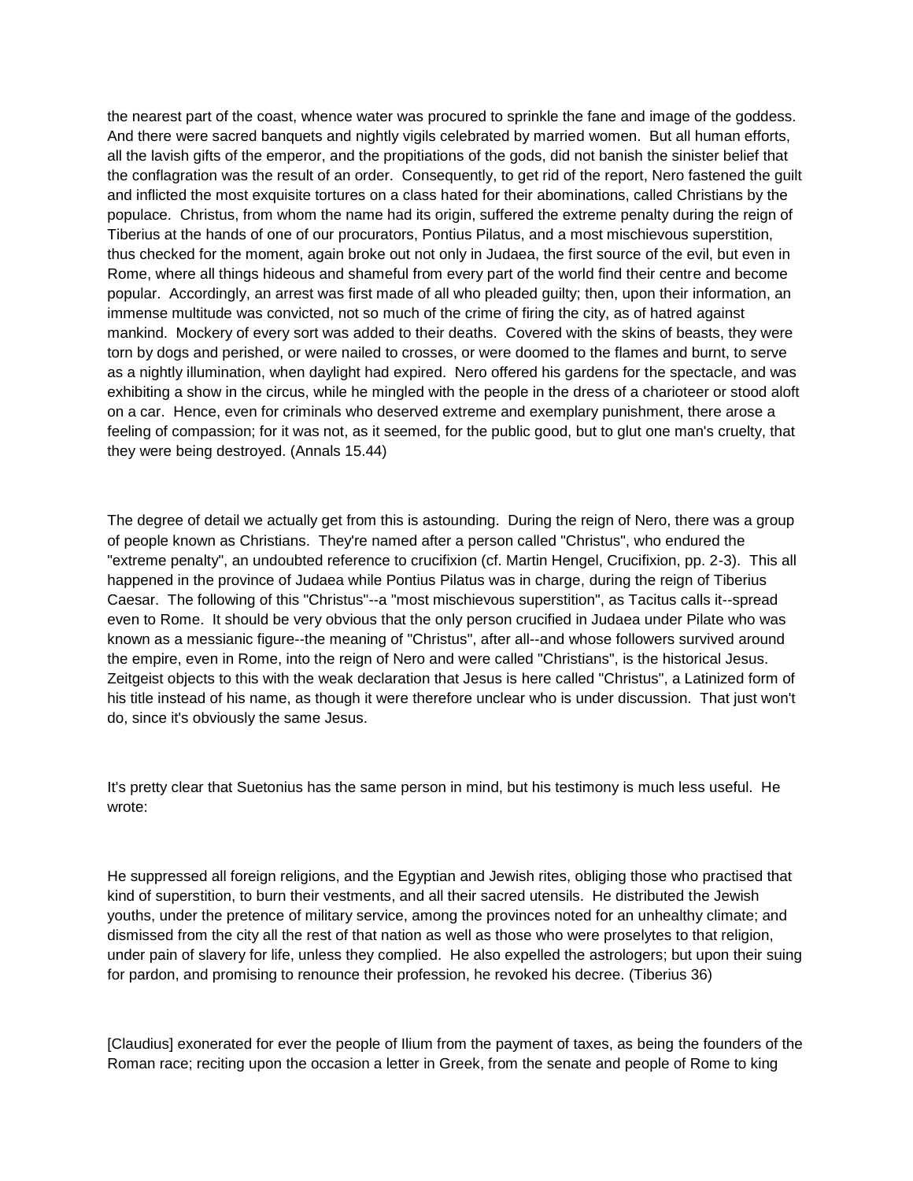the nearest part of the coast, whence water was procured to sprinkle the fane and image of the goddess. And there were sacred banquets and nightly vigils celebrated by married women. But all human efforts, all the lavish gifts of the emperor, and the propitiations of the gods, did not banish the sinister belief that the conflagration was the result of an order. Consequently, to get rid of the report, Nero fastened the guilt and inflicted the most exquisite tortures on a class hated for their abominations, called Christians by the populace. Christus, from whom the name had its origin, suffered the extreme penalty during the reign of Tiberius at the hands of one of our procurators, Pontius Pilatus, and a most mischievous superstition, thus checked for the moment, again broke out not only in Judaea, the first source of the evil, but even in Rome, where all things hideous and shameful from every part of the world find their centre and become popular. Accordingly, an arrest was first made of all who pleaded guilty; then, upon their information, an immense multitude was convicted, not so much of the crime of firing the city, as of hatred against mankind. Mockery of every sort was added to their deaths. Covered with the skins of beasts, they were torn by dogs and perished, or were nailed to crosses, or were doomed to the flames and burnt, to serve as a nightly illumination, when daylight had expired. Nero offered his gardens for the spectacle, and was exhibiting a show in the circus, while he mingled with the people in the dress of a charioteer or stood aloft on a car. Hence, even for criminals who deserved extreme and exemplary punishment, there arose a feeling of compassion; for it was not, as it seemed, for the public good, but to glut one man's cruelty, that they were being destroyed. (Annals 15.44)

The degree of detail we actually get from this is astounding. During the reign of Nero, there was a group of people known as Christians. They're named after a person called "Christus", who endured the "extreme penalty", an undoubted reference to crucifixion (cf. Martin Hengel, Crucifixion, pp. 2-3). This all happened in the province of Judaea while Pontius Pilatus was in charge, during the reign of Tiberius Caesar. The following of this "Christus"--a "most mischievous superstition", as Tacitus calls it--spread even to Rome. It should be very obvious that the only person crucified in Judaea under Pilate who was known as a messianic figure--the meaning of "Christus", after all--and whose followers survived around the empire, even in Rome, into the reign of Nero and were called "Christians", is the historical Jesus. Zeitgeist objects to this with the weak declaration that Jesus is here called "Christus", a Latinized form of his title instead of his name, as though it were therefore unclear who is under discussion. That just won't do, since it's obviously the same Jesus.

It's pretty clear that Suetonius has the same person in mind, but his testimony is much less useful. He wrote:

He suppressed all foreign religions, and the Egyptian and Jewish rites, obliging those who practised that kind of superstition, to burn their vestments, and all their sacred utensils. He distributed the Jewish youths, under the pretence of military service, among the provinces noted for an unhealthy climate; and dismissed from the city all the rest of that nation as well as those who were proselytes to that religion, under pain of slavery for life, unless they complied. He also expelled the astrologers; but upon their suing for pardon, and promising to renounce their profession, he revoked his decree. (Tiberius 36)

[Claudius] exonerated for ever the people of Ilium from the payment of taxes, as being the founders of the Roman race; reciting upon the occasion a letter in Greek, from the senate and people of Rome to king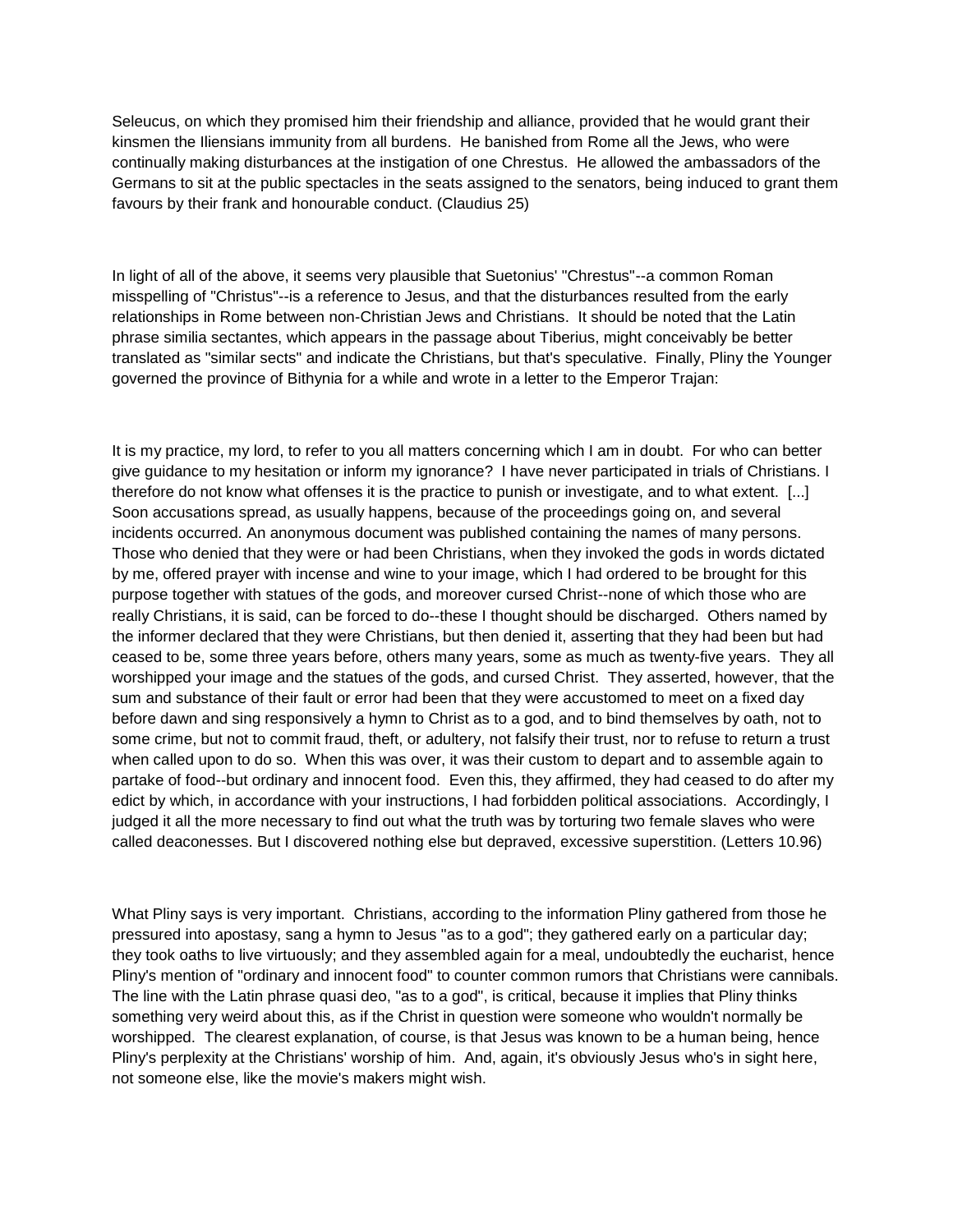Seleucus, on which they promised him their friendship and alliance, provided that he would grant their kinsmen the Iliensians immunity from all burdens. He banished from Rome all the Jews, who were continually making disturbances at the instigation of one Chrestus. He allowed the ambassadors of the Germans to sit at the public spectacles in the seats assigned to the senators, being induced to grant them favours by their frank and honourable conduct. (Claudius 25)

In light of all of the above, it seems very plausible that Suetonius' "Chrestus"--a common Roman misspelling of "Christus"--is a reference to Jesus, and that the disturbances resulted from the early relationships in Rome between non-Christian Jews and Christians. It should be noted that the Latin phrase similia sectantes, which appears in the passage about Tiberius, might conceivably be better translated as "similar sects" and indicate the Christians, but that's speculative. Finally, Pliny the Younger governed the province of Bithynia for a while and wrote in a letter to the Emperor Trajan:

It is my practice, my lord, to refer to you all matters concerning which I am in doubt. For who can better give guidance to my hesitation or inform my ignorance? I have never participated in trials of Christians. I therefore do not know what offenses it is the practice to punish or investigate, and to what extent. [...] Soon accusations spread, as usually happens, because of the proceedings going on, and several incidents occurred. An anonymous document was published containing the names of many persons. Those who denied that they were or had been Christians, when they invoked the gods in words dictated by me, offered prayer with incense and wine to your image, which I had ordered to be brought for this purpose together with statues of the gods, and moreover cursed Christ--none of which those who are really Christians, it is said, can be forced to do--these I thought should be discharged. Others named by the informer declared that they were Christians, but then denied it, asserting that they had been but had ceased to be, some three years before, others many years, some as much as twenty-five years. They all worshipped your image and the statues of the gods, and cursed Christ. They asserted, however, that the sum and substance of their fault or error had been that they were accustomed to meet on a fixed day before dawn and sing responsively a hymn to Christ as to a god, and to bind themselves by oath, not to some crime, but not to commit fraud, theft, or adultery, not falsify their trust, nor to refuse to return a trust when called upon to do so. When this was over, it was their custom to depart and to assemble again to partake of food--but ordinary and innocent food. Even this, they affirmed, they had ceased to do after my edict by which, in accordance with your instructions, I had forbidden political associations. Accordingly, I judged it all the more necessary to find out what the truth was by torturing two female slaves who were called deaconesses. But I discovered nothing else but depraved, excessive superstition. (Letters 10.96)

What Pliny says is very important. Christians, according to the information Pliny gathered from those he pressured into apostasy, sang a hymn to Jesus "as to a god"; they gathered early on a particular day; they took oaths to live virtuously; and they assembled again for a meal, undoubtedly the eucharist, hence Pliny's mention of "ordinary and innocent food" to counter common rumors that Christians were cannibals. The line with the Latin phrase quasi deo, "as to a god", is critical, because it implies that Pliny thinks something very weird about this, as if the Christ in question were someone who wouldn't normally be worshipped. The clearest explanation, of course, is that Jesus was known to be a human being, hence Pliny's perplexity at the Christians' worship of him. And, again, it's obviously Jesus who's in sight here, not someone else, like the movie's makers might wish.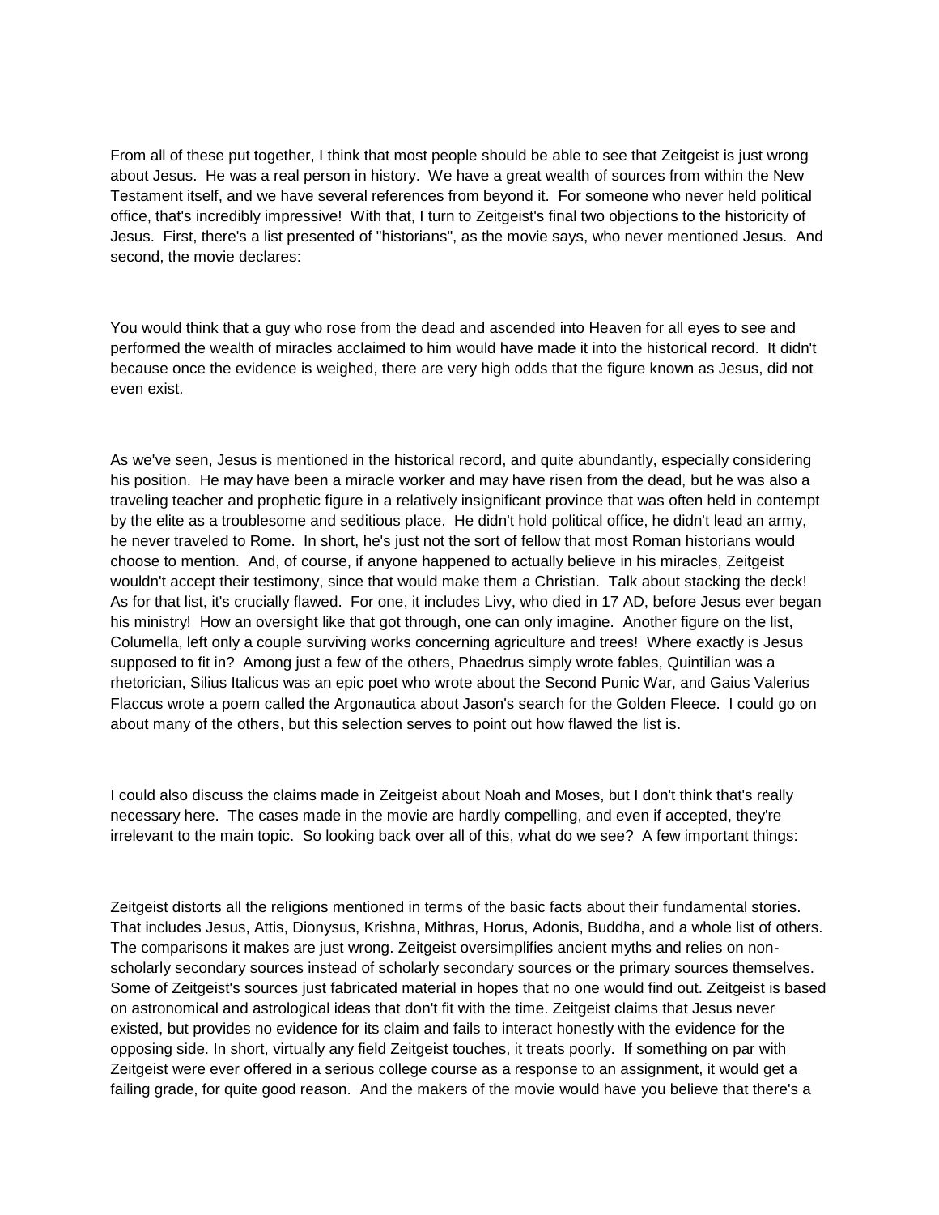From all of these put together, I think that most people should be able to see that Zeitgeist is just wrong about Jesus. He was a real person in history. We have a great wealth of sources from within the New Testament itself, and we have several references from beyond it. For someone who never held political office, that's incredibly impressive! With that, I turn to Zeitgeist's final two objections to the historicity of Jesus. First, there's a list presented of "historians", as the movie says, who never mentioned Jesus. And second, the movie declares:

You would think that a guy who rose from the dead and ascended into Heaven for all eyes to see and performed the wealth of miracles acclaimed to him would have made it into the historical record. It didn't because once the evidence is weighed, there are very high odds that the figure known as Jesus, did not even exist.

As we've seen, Jesus is mentioned in the historical record, and quite abundantly, especially considering his position. He may have been a miracle worker and may have risen from the dead, but he was also a traveling teacher and prophetic figure in a relatively insignificant province that was often held in contempt by the elite as a troublesome and seditious place. He didn't hold political office, he didn't lead an army, he never traveled to Rome. In short, he's just not the sort of fellow that most Roman historians would choose to mention. And, of course, if anyone happened to actually believe in his miracles, Zeitgeist wouldn't accept their testimony, since that would make them a Christian. Talk about stacking the deck! As for that list, it's crucially flawed. For one, it includes Livy, who died in 17 AD, before Jesus ever began his ministry! How an oversight like that got through, one can only imagine. Another figure on the list, Columella, left only a couple surviving works concerning agriculture and trees! Where exactly is Jesus supposed to fit in? Among just a few of the others, Phaedrus simply wrote fables, Quintilian was a rhetorician, Silius Italicus was an epic poet who wrote about the Second Punic War, and Gaius Valerius Flaccus wrote a poem called the Argonautica about Jason's search for the Golden Fleece. I could go on about many of the others, but this selection serves to point out how flawed the list is.

I could also discuss the claims made in Zeitgeist about Noah and Moses, but I don't think that's really necessary here. The cases made in the movie are hardly compelling, and even if accepted, they're irrelevant to the main topic. So looking back over all of this, what do we see? A few important things:

Zeitgeist distorts all the religions mentioned in terms of the basic facts about their fundamental stories. That includes Jesus, Attis, Dionysus, Krishna, Mithras, Horus, Adonis, Buddha, and a whole list of others. The comparisons it makes are just wrong. Zeitgeist oversimplifies ancient myths and relies on non-scholarly secondary sources instead of scholarly secondary sources or the primary sources themselves. Some of Zeitgeist's sources just fabricated material in hopes that no one would find out. Zeitgeist is based on astronomical and astrological ideas that don't fit with the time. Zeitgeist claims that Jesus never existed, but provides no evidence for its claim and fails to interact honestly with the evidence for the opposing side. In short, virtually any field Zeitgeist touches, it treats poorly. If something on par with Zeitgeist were ever offered in a serious college course as a response to an assignment, it would get a failing grade, for quite good reason. And the makers of the movie would have you believe that there's a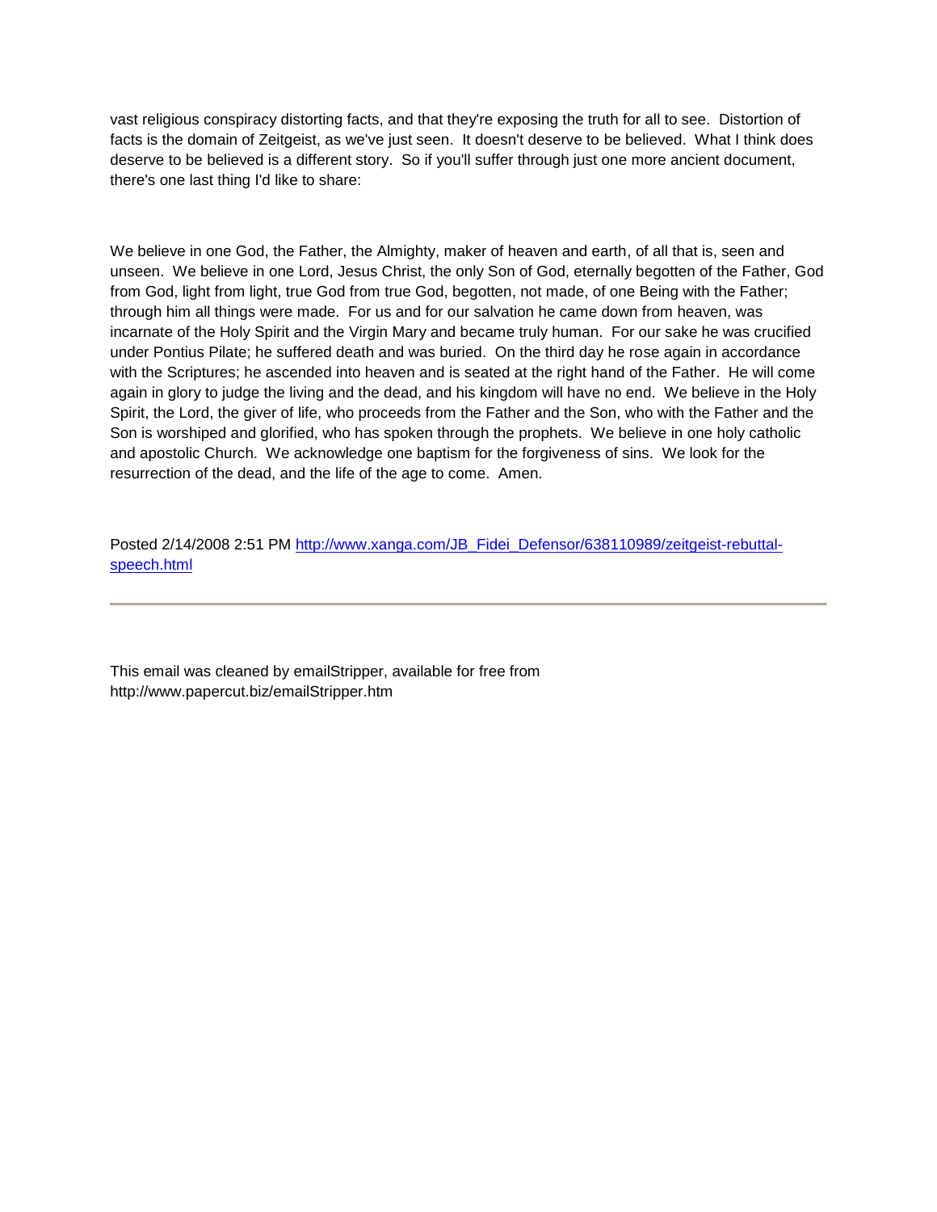vast religious conspiracy distorting facts, and that they're exposing the truth for all to see. Distortion of facts is the domain of Zeitgeist, as we've just seen. It doesn't deserve to be believed. What I think does deserve to be believed is a different story. So if you'll suffer through just one more ancient document, there's one last thing I'd like to share:

We believe in one God, the Father, the Almighty, maker of heaven and earth, of all that is, seen and unseen. We believe in one Lord, Jesus Christ, the only Son of God, eternally begotten of the Father, God from God, light from light, true God from true God, begotten, not made, of one Being with the Father; through him all things were made. For us and for our salvation he came down from heaven, was incarnate of the Holy Spirit and the Virgin Mary and became truly human. For our sake he was crucified under Pontius Pilate; he suffered death and was buried. On the third day he rose again in accordance with the Scriptures; he ascended into heaven and is seated at the right hand of the Father. He will come again in glory to judge the living and the dead, and his kingdom will have no end. We believe in the Holy Spirit, the Lord, the giver of life, who proceeds from the Father and the Son, who with the Father and the Son is worshiped and glorified, who has spoken through the prophets. We believe in one holy catholic and apostolic Church. We acknowledge one baptism for the forgiveness of sins. We look for the resurrection of the dead, and the life of the age to come. Amen.

Posted 2/14/2008 2:51 PM [http://www.xanga.com/JB_Fidei_Defensor/638110989/zeitgeist-rebuttal-speech.html](http://www.xanga.com/JB_Fidei_Defensor/638110989/zeitgeist-rebuttal-speech.html)

---

This email was cleaned by emailStripper, available for free from http://www.papercut.biz/emailStripper.htm